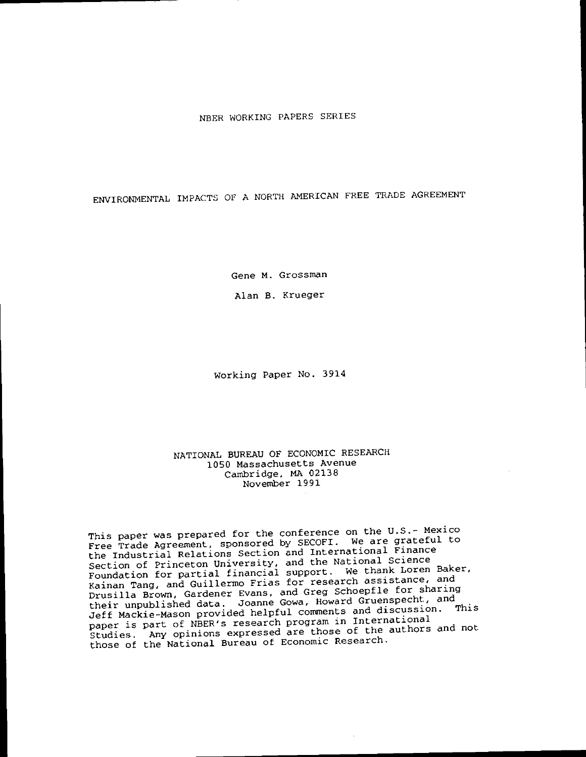NBER WORKING PAPERS SERIES

# ENVIRONMENTAL IMPACTS OF A NORTH AMERICAN FREE TRADE AGREEMENT

Gene M. Grossman

Alan B. Krueger

Working Paper No. 3914

NATIONAL BUREAU OF ECONOMIC RESEARCH
1050 Massachusetts Avenue
Cambridge, MA 02138
November 1991

This paper was prepared for the conference on the U.S.- Mexico Free Trade Agreement, sponsored by SECOFI. We are grateful to the Industrial Relations Section and International Finance Section of Princeton University, and the National Science Foundation for partial financial support. We thank Loren Baker, Kainan Tang, and Guillermo Frias for research assistance, and Drusilla Brown, Gardener Evans, and Greg Schoepfle for sharing their unpublished data. Joanne Gowa, Howard Gruenspecht, and Jeff Mackie-Mason provided helpful comments and discussion. This paper is part of NBER's research program in International Studies. Any opinions expressed are those of the authors and not those of the National Bureau of Economic Research.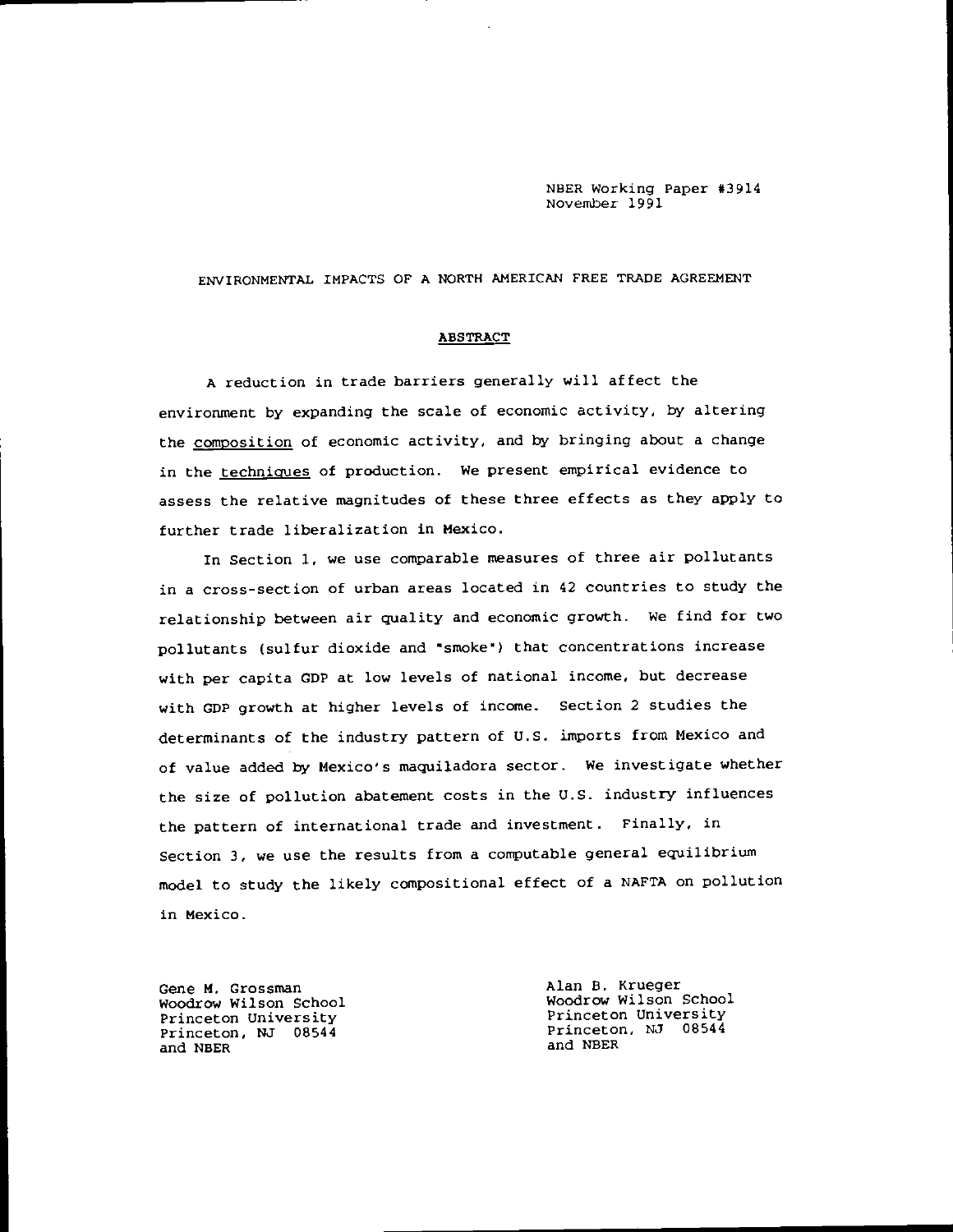NBER Working Paper #3914
November 1991

ENVIRONMENTAL IMPACTS OF A NORTH AMERICAN FREE TRADE AGREEMENT

## ABSTRACT

A reduction in trade barriers generally will affect the environment by expanding the scale of economic activity, by altering the composition of economic activity, and by bringing about a change in the techniques of production. We present empirical evidence to assess the relative magnitudes of these three effects as they apply to further trade liberalization in Mexico.

In Section 1, we use comparable measures of three air pollutants in a cross-section of urban areas located in 42 countries to study the relationship between air quality and economic growth. We find for two pollutants (sulfur dioxide and "smoke") that concentrations increase with per capita GDP at low levels of national income, but decrease with GDP growth at higher levels of income. Section 2 studies the determinants of the industry pattern of U.S. imports from Mexico and of value added by Mexico's maquiladora sector. We investigate whether the size of pollution abatement costs in the U.S. industry influences the pattern of international trade and investment. Finally, in Section 3, we use the results from a computable general equilibrium model to study the likely compositional effect of a NAFTA on pollution in Mexico.

Gene M. Grossman
Woodrow Wilson School
Princeton University
Princeton, NJ 08544
and NBER

Alan B. Krueger
Woodrow Wilson School
Princeton University
Princeton, NJ 08544
and NBER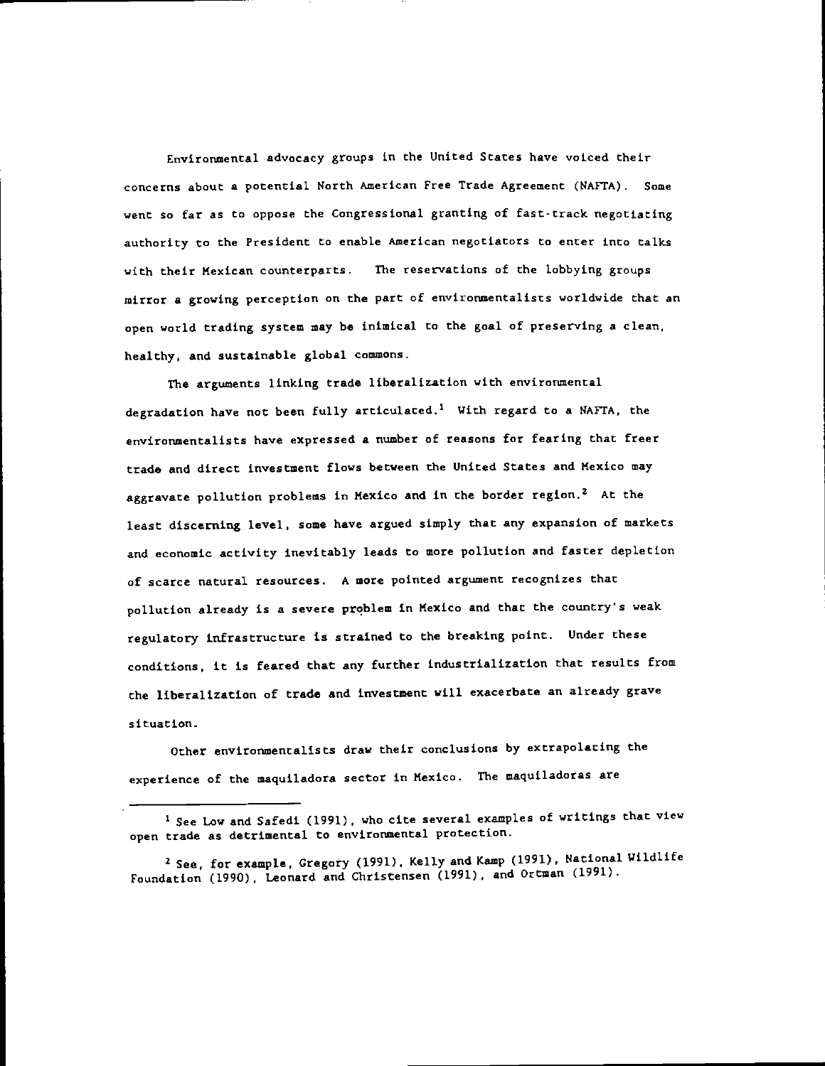Environmental advocacy groups in the United States have voiced their concerns about a potential North American Free Trade Agreement (NAFTA). Some went so far as to oppose the Congressional granting of fast-track negotiating authority to the President to enable American negotiators to enter into talks with their Mexican counterparts. The reservations of the lobbying groups mirror a growing perception on the part of environmentalists worldwide that an open world trading system may be inimical to the goal of preserving a clean, healthy, and sustainable global commons.

The arguments linking trade liberalization with environmental degradation have not been fully articulated.[1] With regard to a NAFTA, the environmentalists have expressed a number of reasons for fearing that freer trade and direct investment flows between the United States and Mexico may aggravate pollution problems in Mexico and in the border region.[2] At the least discerning level, some have argued simply that any expansion of markets and economic activity inevitably leads to more pollution and faster depletion of scarce natural resources. A more pointed argument recognizes that pollution already is a severe problem in Mexico and that the country's weak regulatory infrastructure is strained to the breaking point. Under these conditions, it is feared that any further industrialization that results from the liberalization of trade and investment will exacerbate an already grave situation.

Other environmentalists draw their conclusions by extrapolating the experience of the maquiladora sector in Mexico. The maquiladoras are

---

[1] See Low and Safedi (1991), who cite several examples of writings that view open trade as detrimental to environmental protection.

[2] See, for example, Gregory (1991), Kelly and Kamp (1991), National Wildlife Foundation (1990), Leonard and Christensen (1991), and Ortman (1991).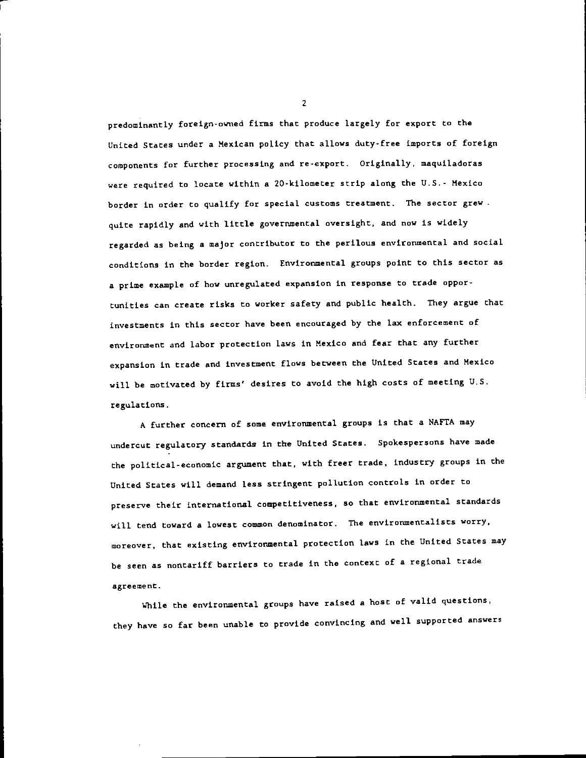predominantly foreign-owned firms that produce largely for export to the United States under a Mexican policy that allows duty-free imports of foreign components for further processing and re-export. Originally, maquiladoras were required to locate within a 20-kilometer strip along the U.S.- Mexico border in order to qualify for special customs treatment. The sector grew quite rapidly and with little governmental oversight, and now is widely regarded as being a major contributor to the perilous environmental and social conditions in the border region. Environmental groups point to this sector as a prime example of how unregulated expansion in response to trade opportunities can create risks to worker safety and public health. They argue that investments in this sector have been encouraged by the lax enforcement of environment and labor protection laws in Mexico and fear that any further expansion in trade and investment flows between the United States and Mexico will be motivated by firms' desires to avoid the high costs of meeting U.S. regulations.

A further concern of some environmental groups is that a NAFTA may undercut regulatory standards in the United States. Spokespersons have made the political-economic argument that, with freer trade, industry groups in the United States will demand less stringent pollution controls in order to preserve their international competitiveness, so that environmental standards will tend toward a lowest common denominator. The environmentalists worry, moreover, that existing environmental protection laws in the United States may be seen as nontariff barriers to trade in the context of a regional trade agreement.

While the environmental groups have raised a host of valid questions, they have so far been unable to provide convincing and well supported answers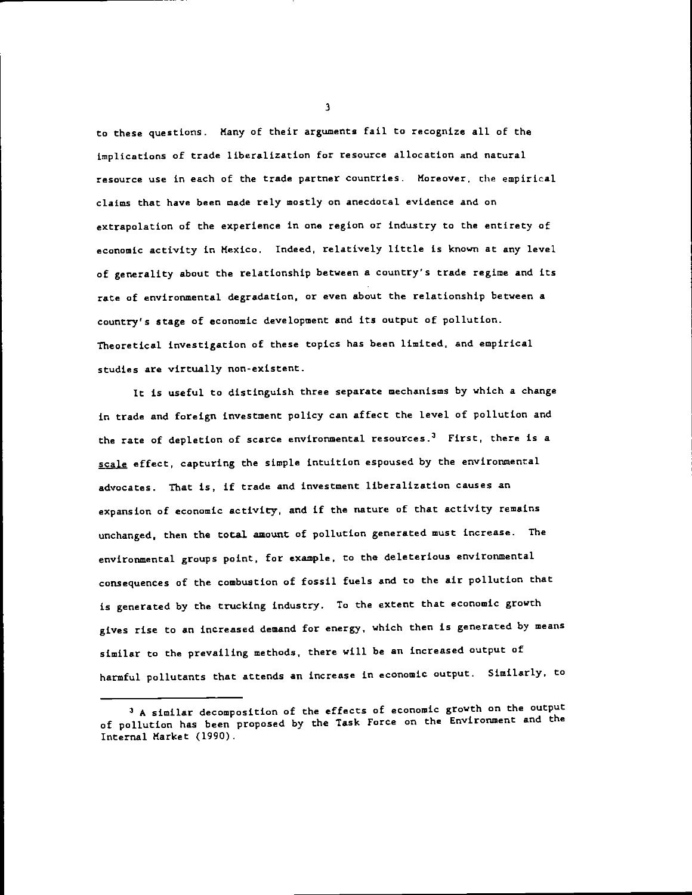to these questions. Many of their arguments fail to recognize all of the implications of trade liberalization for resource allocation and natural resource use in each of the trade partner countries. Moreover, the empirical claims that have been made rely mostly on anecdotal evidence and on extrapolation of the experience in one region or industry to the entirety of economic activity in Mexico. Indeed, relatively little is known at any level of generality about the relationship between a country's trade regime and its rate of environmental degradation, or even about the relationship between a country's stage of economic development and its output of pollution. Theoretical investigation of these topics has been limited, and empirical studies are virtually non-existent.

It is useful to distinguish three separate mechanisms by which a change in trade and foreign investment policy can affect the level of pollution and the rate of depletion of scarce environmental resources.[3] First, there is a *scale* effect, capturing the simple intuition espoused by the environmental advocates. That is, if trade and investment liberalization causes an expansion of economic activity, and if the nature of that activity remains unchanged, then the total amount of pollution generated must increase. The environmental groups point, for example, to the deleterious environmental consequences of the combustion of fossil fuels and to the air pollution that is generated by the trucking industry. To the extent that economic growth gives rise to an increased demand for energy, which then is generated by means similar to the prevailing methods, there will be an increased output of harmful pollutants that attends an increase in economic output. Similarly, to

---

[3] A similar decomposition of the effects of economic growth on the output of pollution has been proposed by the Task Force on the Environment and the Internal Market (1990).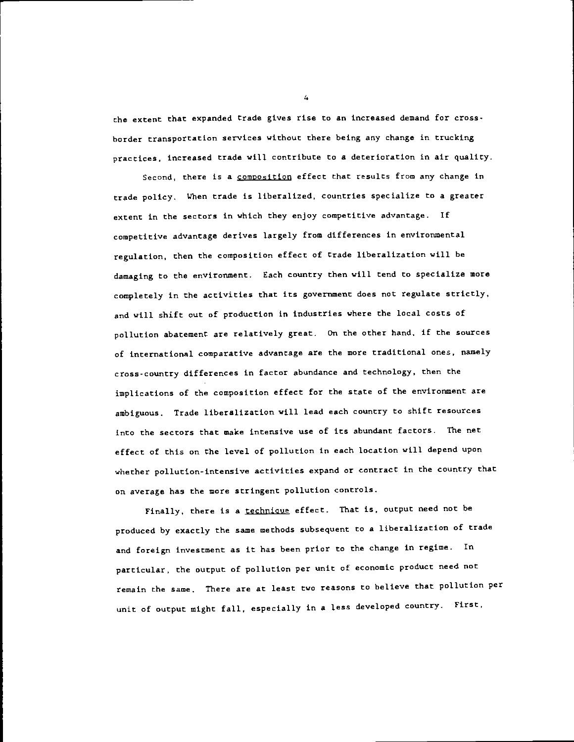the extent that expanded trade gives rise to an increased demand for cross-border transportation services without there being any change in trucking practices, increased trade will contribute to a deterioration in air quality.

Second, there is a _composition_ effect that results from any change in trade policy. When trade is liberalized, countries specialize to a greater extent in the sectors in which they enjoy competitive advantage. If competitive advantage derives largely from differences in environmental regulation, then the composition effect of trade liberalization will be damaging to the environment. Each country then will tend to specialize more completely in the activities that its government does not regulate strictly, and will shift out of production in industries where the local costs of pollution abatement are relatively great. On the other hand, if the sources of international comparative advantage are the more traditional ones, namely cross-country differences in factor abundance and technology, then the implications of the composition effect for the state of the environment are ambiguous. Trade liberalization will lead each country to shift resources into the sectors that make intensive use of its abundant factors. The net effect of this on the level of pollution in each location will depend upon whether pollution-intensive activities expand or contract in the country that on average has the more stringent pollution controls.

Finally, there is a _technique_ effect. That is, output need not be produced by exactly the same methods subsequent to a liberalization of trade and foreign investment as it has been prior to the change in regime. In particular, the output of pollution per unit of economic product need not remain the same. There are at least two reasons to believe that pollution per unit of output might fall, especially in a less developed country. First,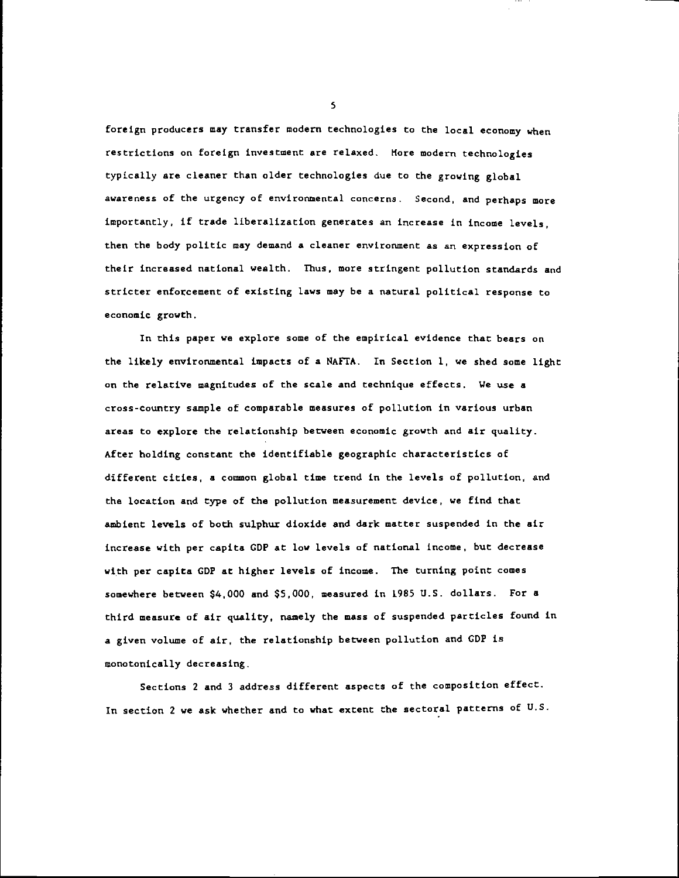foreign producers may transfer modern technologies to the local economy when restrictions on foreign investment are relaxed. More modern technologies typically are cleaner than older technologies due to the growing global awareness of the urgency of environmental concerns. Second, and perhaps more importantly, if trade liberalization generates an increase in income levels, then the body politic may demand a cleaner environment as an expression of their increased national wealth. Thus, more stringent pollution standards and stricter enforcement of existing laws may be a natural political response to economic growth.

In this paper we explore some of the empirical evidence that bears on the likely environmental impacts of a NAFTA. In Section 1, we shed some light on the relative magnitudes of the scale and technique effects. We use a cross-country sample of comparable measures of pollution in various urban areas to explore the relationship between economic growth and air quality. After holding constant the identifiable geographic characteristics of different cities, a common global time trend in the levels of pollution, and the location and type of the pollution measurement device, we find that ambient levels of both sulphur dioxide and dark matter suspended in the air increase with per capita GDP at low levels of national income, but decrease with per capita GDP at higher levels of income. The turning point comes somewhere between $4,000 and $5,000, measured in 1985 U.S. dollars. For a third measure of air quality, namely the mass of suspended particles found in a given volume of air, the relationship between pollution and GDP is monotonically decreasing.

Sections 2 and 3 address different aspects of the composition effect. In section 2 we ask whether and to what extent the sectoral patterns of U.S.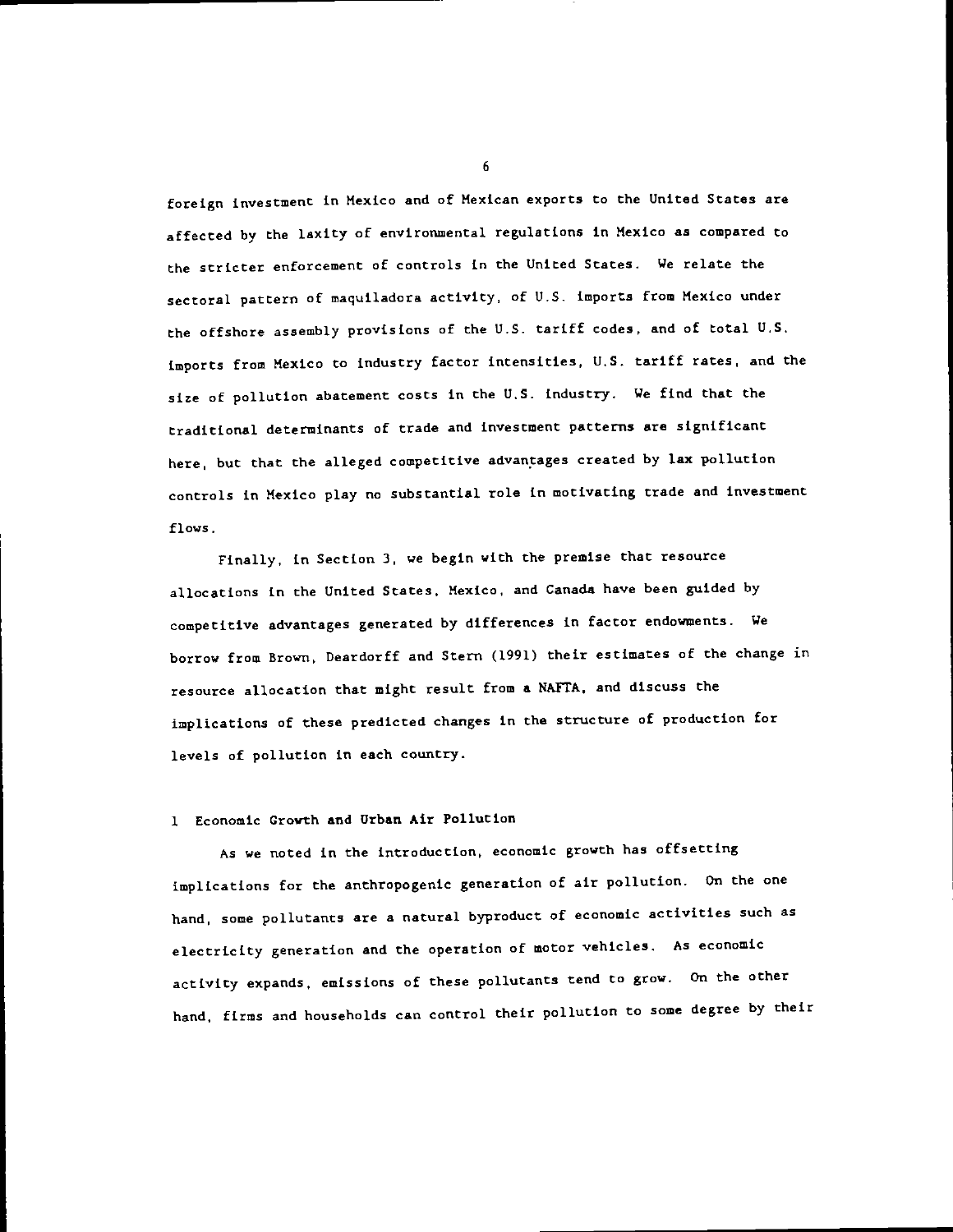foreign investment in Mexico and of Mexican exports to the United States are affected by the laxity of environmental regulations in Mexico as compared to the stricter enforcement of controls in the United States. We relate the sectoral pattern of maquiladora activity, of U.S. imports from Mexico under the offshore assembly provisions of the U.S. tariff codes, and of total U.S. imports from Mexico to industry factor intensities, U.S. tariff rates, and the size of pollution abatement costs in the U.S. industry. We find that the traditional determinants of trade and investment patterns are significant here, but that the alleged competitive advantages created by lax pollution controls in Mexico play no substantial role in motivating trade and investment flows.

Finally, in Section 3, we begin with the premise that resource allocations in the United States, Mexico, and Canada have been guided by competitive advantages generated by differences in factor endowments. We borrow from Brown, Deardorff and Stern (1991) their estimates of the change in resource allocation that might result from a NAFTA, and discuss the implications of these predicted changes in the structure of production for levels of pollution in each country.

## 1 Economic Growth and Urban Air Pollution

As we noted in the introduction, economic growth has offsetting implications for the anthropogenic generation of air pollution. On the one hand, some pollutants are a natural byproduct of economic activities such as electricity generation and the operation of motor vehicles. As economic activity expands, emissions of these pollutants tend to grow. On the other hand, firms and households can control their pollution to some degree by their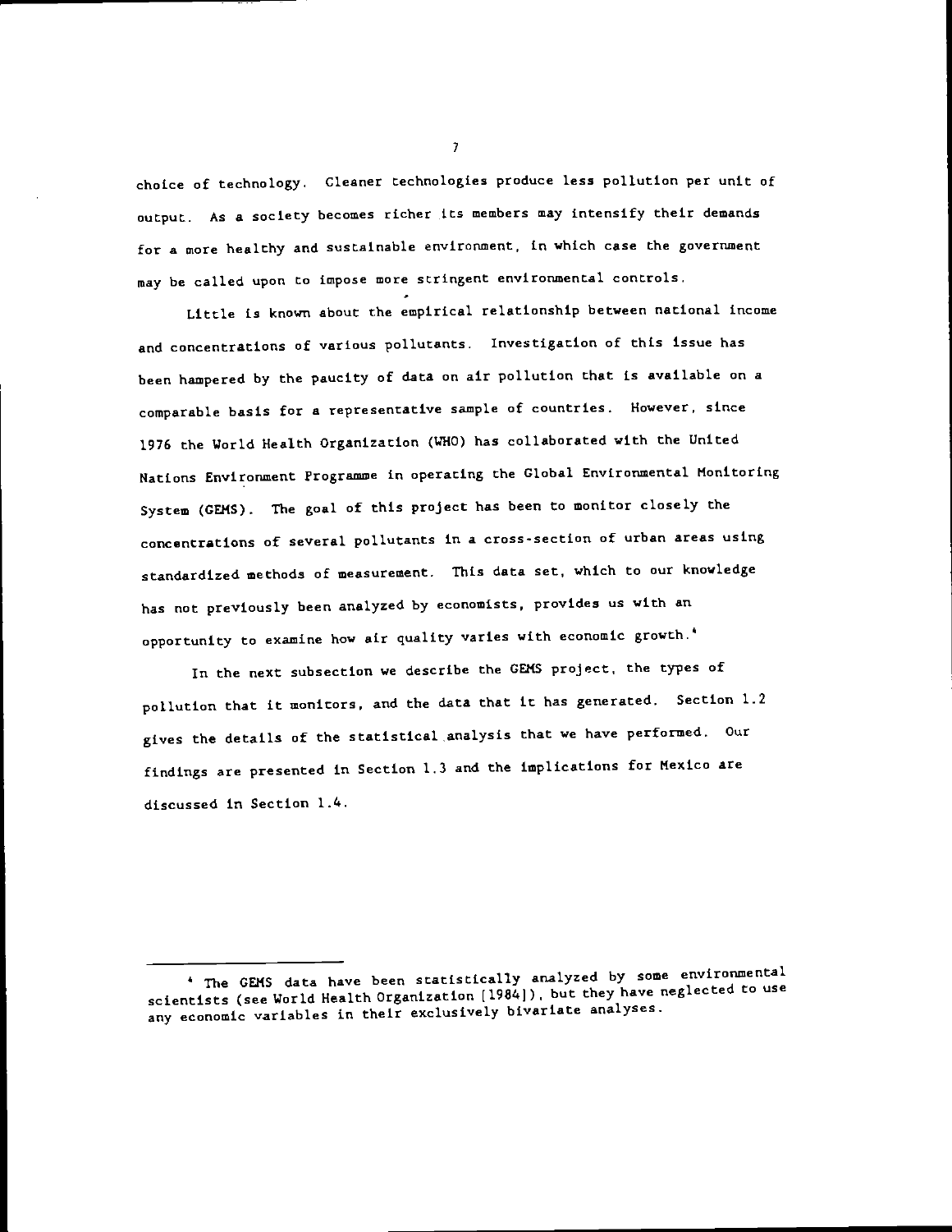choice of technology. Cleaner technologies produce less pollution per unit of output. As a society becomes richer its members may intensify their demands for a more healthy and sustainable environment, in which case the government may be called upon to impose more stringent environmental controls.

Little is known about the empirical relationship between national income and concentrations of various pollutants. Investigation of this issue has been hampered by the paucity of data on air pollution that is available on a comparable basis for a representative sample of countries. However, since 1976 the World Health Organization (WHO) has collaborated with the United Nations Environment Programme in operating the Global Environmental Monitoring System (GEMS). The goal of this project has been to monitor closely the concentrations of several pollutants in a cross-section of urban areas using standardized methods of measurement. This data set, which to our knowledge has not previously been analyzed by economists, provides us with an opportunity to examine how air quality varies with economic growth.[4]

In the next subsection we describe the GEMS project, the types of pollution that it monitors, and the data that it has generated. Section 1.2 gives the details of the statistical analysis that we have performed. Our findings are presented in Section 1.3 and the implications for Mexico are discussed in Section 1.4.

---

[4] The GEMS data have been statistically analyzed by some environmental scientists (see World Health Organization [1984]), but they have neglected to use any economic variables in their exclusively bivariate analyses.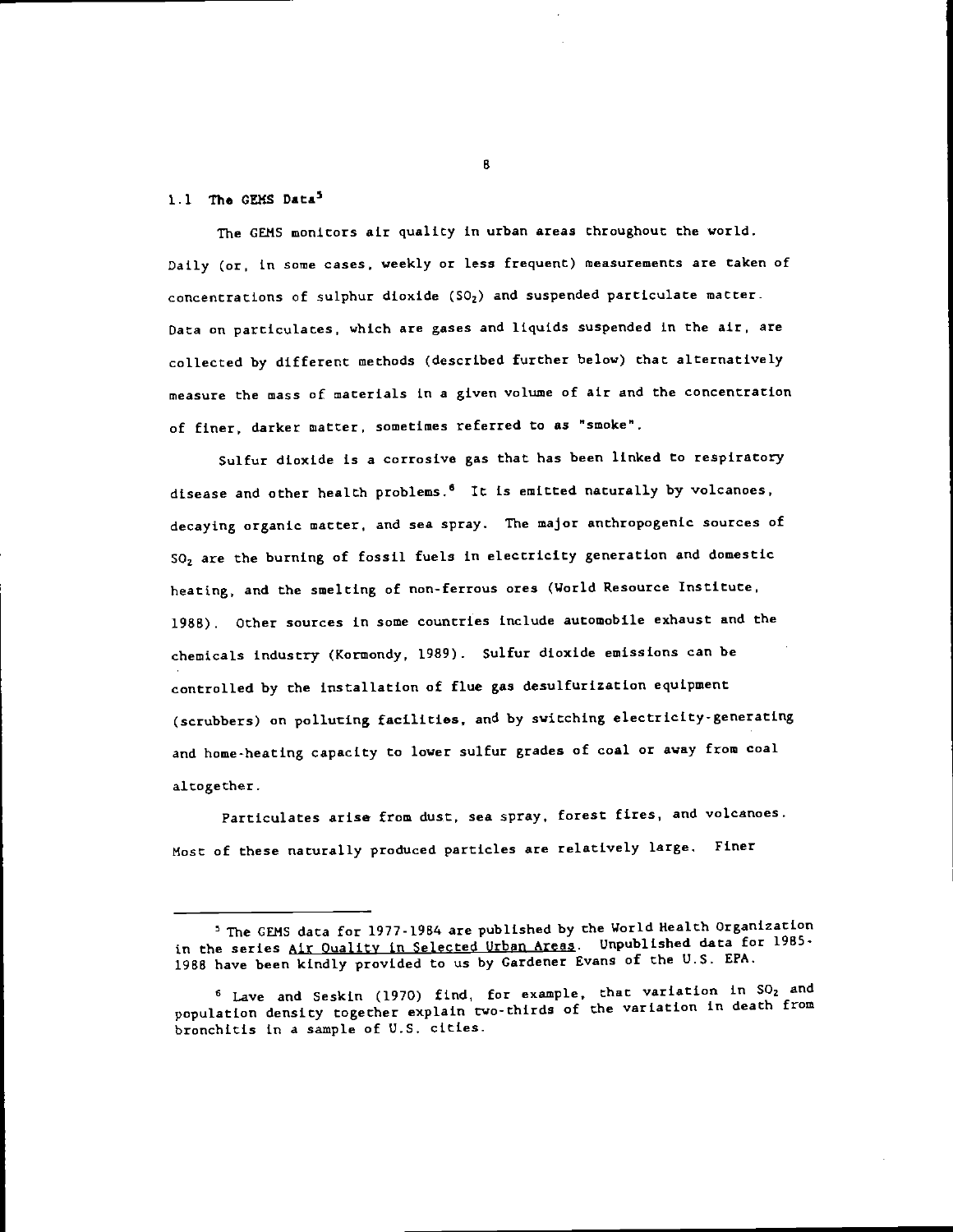## 1.1 The GEMS Data[5]

The GEMS monitors air quality in urban areas throughout the world. Daily (or, in some cases, weekly or less frequent) measurements are taken of concentrations of sulphur dioxide ($SO_2$) and suspended particulate matter. Data on particulates, which are gases and liquids suspended in the air, are collected by different methods (described further below) that alternatively measure the mass of materials in a given volume of air and the concentration of finer, darker matter, sometimes referred to as "smoke".

Sulfur dioxide is a corrosive gas that has been linked to respiratory disease and other health problems.[6] It is emitted naturally by volcanoes, decaying organic matter, and sea spray. The major anthropogenic sources of $SO_2$ are the burning of fossil fuels in electricity generation and domestic heating, and the smelting of non-ferrous ores (World Resource Institute, 1988). Other sources in some countries include automobile exhaust and the chemicals industry (Kormondy, 1989). Sulfur dioxide emissions can be controlled by the installation of flue gas desulfurization equipment (scrubbers) on polluting facilities, and by switching electricity-generating and home-heating capacity to lower sulfur grades of coal or away from coal altogether.

Particulates arise from dust, sea spray, forest fires, and volcanoes. Most of these naturally produced particles are relatively large. Finer

---

[5] The GEMS data for 1977-1984 are published by the World Health Organization in the series Air Quality in Selected Urban Areas. Unpublished data for 1985-1988 have been kindly provided to us by Gardener Evans of the U.S. EPA.

[6] Lave and Seskin (1970) find, for example, that variation in $SO_2$ and population density together explain two-thirds of the variation in death from bronchitis in a sample of U.S. cities.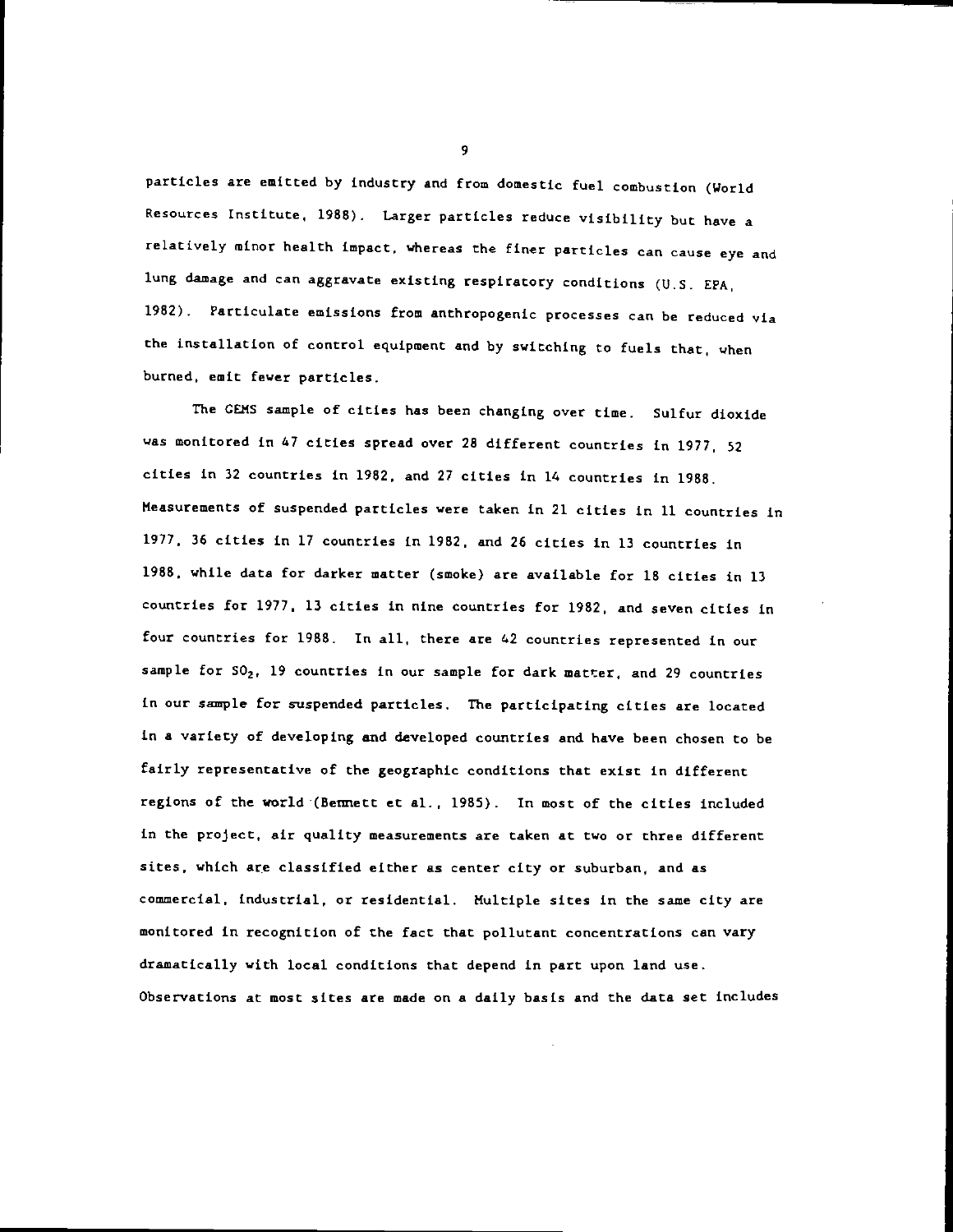particles are emitted by industry and from domestic fuel combustion (World Resources Institute, 1988). Larger particles reduce visibility but have a relatively minor health impact, whereas the finer particles can cause eye and lung damage and can aggravate existing respiratory conditions (U.S. EPA, 1982). Particulate emissions from anthropogenic processes can be reduced via the installation of control equipment and by switching to fuels that, when burned, emit fewer particles.

The GEMS sample of cities has been changing over time. Sulfur dioxide was monitored in 47 cities spread over 28 different countries in 1977, 52 cities in 32 countries in 1982, and 27 cities in 14 countries in 1988. Measurements of suspended particles were taken in 21 cities in 11 countries in 1977, 36 cities in 17 countries in 1982, and 26 cities in 13 countries in 1988, while data for darker matter (smoke) are available for 18 cities in 13 countries for 1977, 13 cities in nine countries for 1982, and seven cities in four countries for 1988. In all, there are 42 countries represented in our sample for $SO_2$, 19 countries in our sample for dark matter, and 29 countries in our sample for suspended particles. The participating cities are located in a variety of developing and developed countries and have been chosen to be fairly representative of the geographic conditions that exist in different regions of the world (Bennett et al., 1985). In most of the cities included in the project, air quality measurements are taken at two or three different sites, which are classified either as center city or suburban, and as commercial, industrial, or residential. Multiple sites in the same city are monitored in recognition of the fact that pollutant concentrations can vary dramatically with local conditions that depend in part upon land use. Observations at most sites are made on a daily basis and the data set includes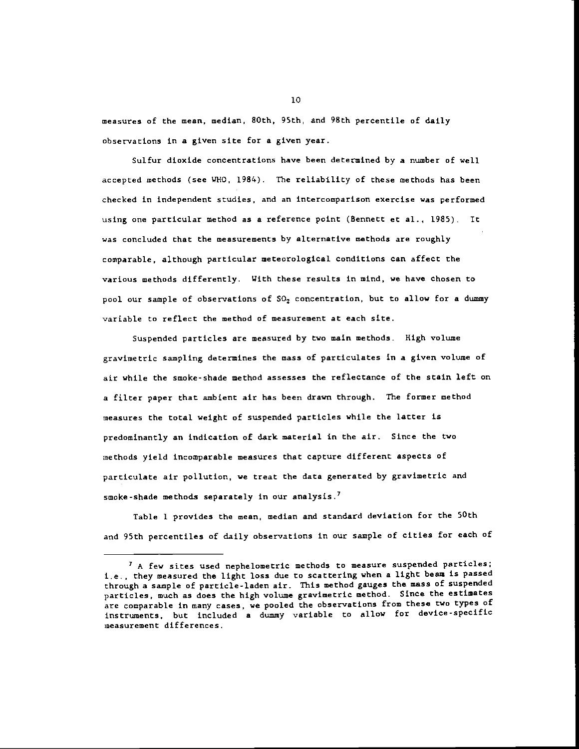measures of the mean, median, 80th, 95th, and 98th percentile of daily observations in a given site for a given year.

Sulfur dioxide concentrations have been determined by a number of well accepted methods (see WHO, 1984). The reliability of these methods has been checked in independent studies, and an intercomparison exercise was performed using one particular method as a reference point (Bennett et al., 1985). It was concluded that the measurements by alternative methods are roughly comparable, although particular meteorological conditions can affect the various methods differently. With these results in mind, we have chosen to pool our sample of observations of $SO_2$ concentration, but to allow for a dummy variable to reflect the method of measurement at each site.

Suspended particles are measured by two main methods. High volume gravimetric sampling determines the mass of particulates in a given volume of air while the smoke-shade method assesses the reflectance of the stain left on a filter paper that ambient air has been drawn through. The former method measures the total weight of suspended particles while the latter is predominantly an indication of dark material in the air. Since the two methods yield incomparable measures that capture different aspects of particulate air pollution, we treat the data generated by gravimetric and smoke-shade methods separately in our analysis.[7]

Table 1 provides the mean, median and standard deviation for the 50th and 95th percentiles of daily observations in our sample of cities for each of

---

[7] A few sites used nephelometric methods to measure suspended particles; i.e., they measured the light loss due to scattering when a light beam is passed through a sample of particle-laden air. This method gauges the mass of suspended particles, much as does the high volume gravimetric method. Since the estimates are comparable in many cases, we pooled the observations from these two types of instruments, but included a dummy variable to allow for device-specific measurement differences.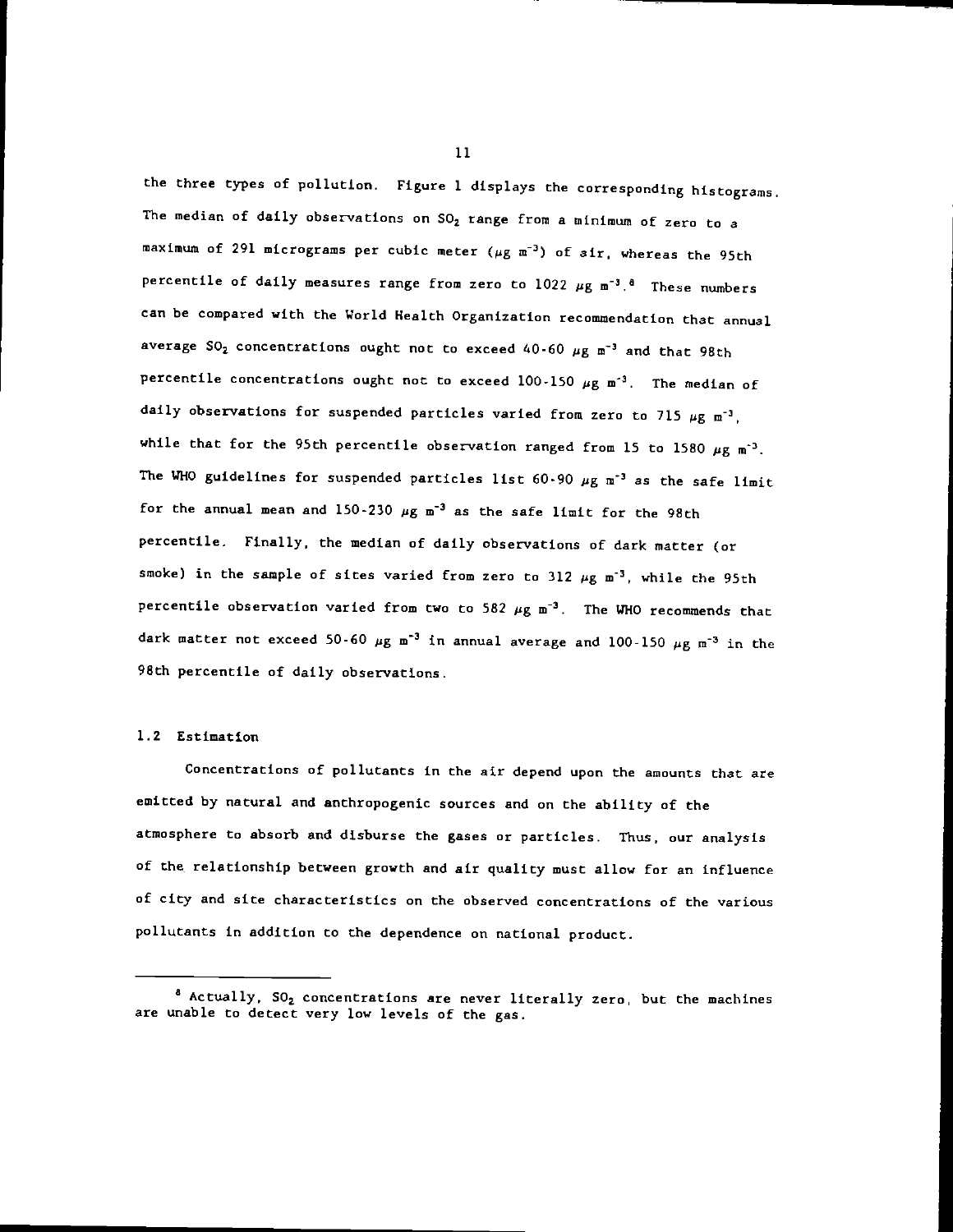the three types of pollution. Figure 1 displays the corresponding histograms. The median of daily observations on $SO_2$ range from a minimum of zero to a maximum of 291 micrograms per cubic meter ($\mu g\ m^{-3}$) of air, whereas the 95th percentile of daily measures range from zero to 1022 $\mu g\ m^{-3}$.[8] These numbers can be compared with the World Health Organization recommendation that annual average $SO_2$ concentrations ought not to exceed 40-60 $\mu g\ m^{-3}$ and that 98th percentile concentrations ought not to exceed 100-150 $\mu g\ m^{-3}$. The median of daily observations for suspended particles varied from zero to 715 $\mu g\ m^{-3}$, while that for the 95th percentile observation ranged from 15 to 1580 $\mu g\ m^{-3}$. The WHO guidelines for suspended particles list 60-90 $\mu g\ m^{-3}$ as the safe limit for the annual mean and 150-230 $\mu g\ m^{-3}$ as the safe limit for the 98th percentile. Finally, the median of daily observations of dark matter (or smoke) in the sample of sites varied from zero to 312 $\mu g\ m^{-3}$, while the 95th percentile observation varied from two to 582 $\mu g\ m^{-3}$. The WHO recommends that dark matter not exceed 50-60 $\mu g\ m^{-3}$ in annual average and 100-150 $\mu g\ m^{-3}$ in the 98th percentile of daily observations.

## 1.2 Estimation

Concentrations of pollutants in the air depend upon the amounts that are emitted by natural and anthropogenic sources and on the ability of the atmosphere to absorb and disburse the gases or particles. Thus, our analysis of the relationship between growth and air quality must allow for an influence of city and site characteristics on the observed concentrations of the various pollutants in addition to the dependence on national product.

[8] Actually, $SO_2$ concentrations are never literally zero, but the machines are unable to detect very low levels of the gas.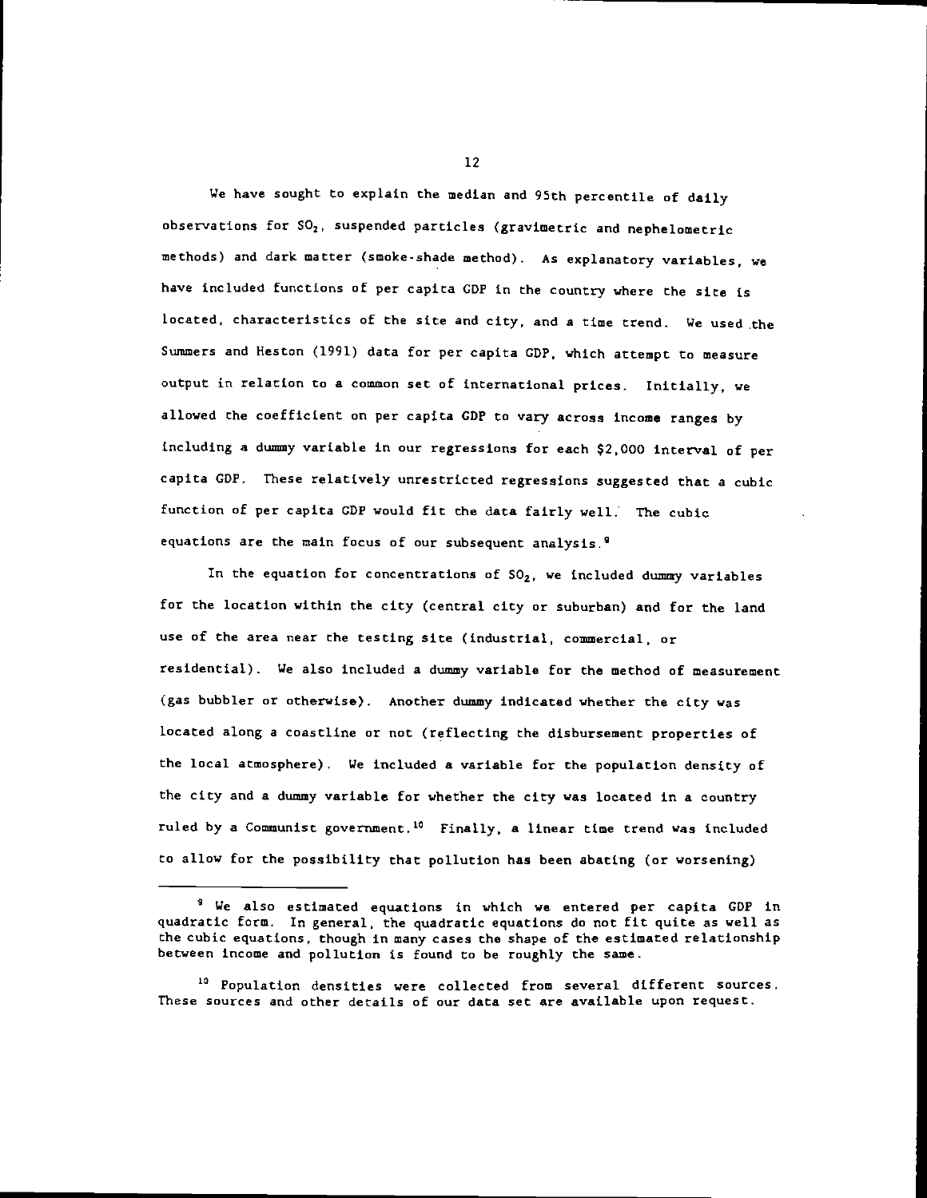We have sought to explain the median and 95th percentile of daily observations for $SO_2$, suspended particles (gravimetric and nephelometric methods) and dark matter (smoke-shade method). As explanatory variables, we have included functions of per capita GDP in the country where the site is located, characteristics of the site and city, and a time trend. We used the Summers and Heston (1991) data for per capita GDP, which attempt to measure output in relation to a common set of international prices. Initially, we allowed the coefficient on per capita GDP to vary across income ranges by including a dummy variable in our regressions for each $2,000 interval of per capita GDP. These relatively unrestricted regressions suggested that a cubic function of per capita GDP would fit the data fairly well. The cubic equations are the main focus of our subsequent analysis.[9]

In the equation for concentrations of $SO_2$, we included dummy variables for the location within the city (central city or suburban) and for the land use of the area near the testing site (industrial, commercial, or residential). We also included a dummy variable for the method of measurement (gas bubbler or otherwise). Another dummy indicated whether the city was located along a coastline or not (reflecting the disbursement properties of the local atmosphere). We included a variable for the population density of the city and a dummy variable for whether the city was located in a country ruled by a Communist government.[10] Finally, a linear time trend was included to allow for the possibility that pollution has been abating (or worsening)

---

[9] We also estimated equations in which we entered per capita GDP in quadratic form. In general, the quadratic equations do not fit quite as well as the cubic equations, though in many cases the shape of the estimated relationship between income and pollution is found to be roughly the same.

[10] Population densities were collected from several different sources. These sources and other details of our data set are available upon request.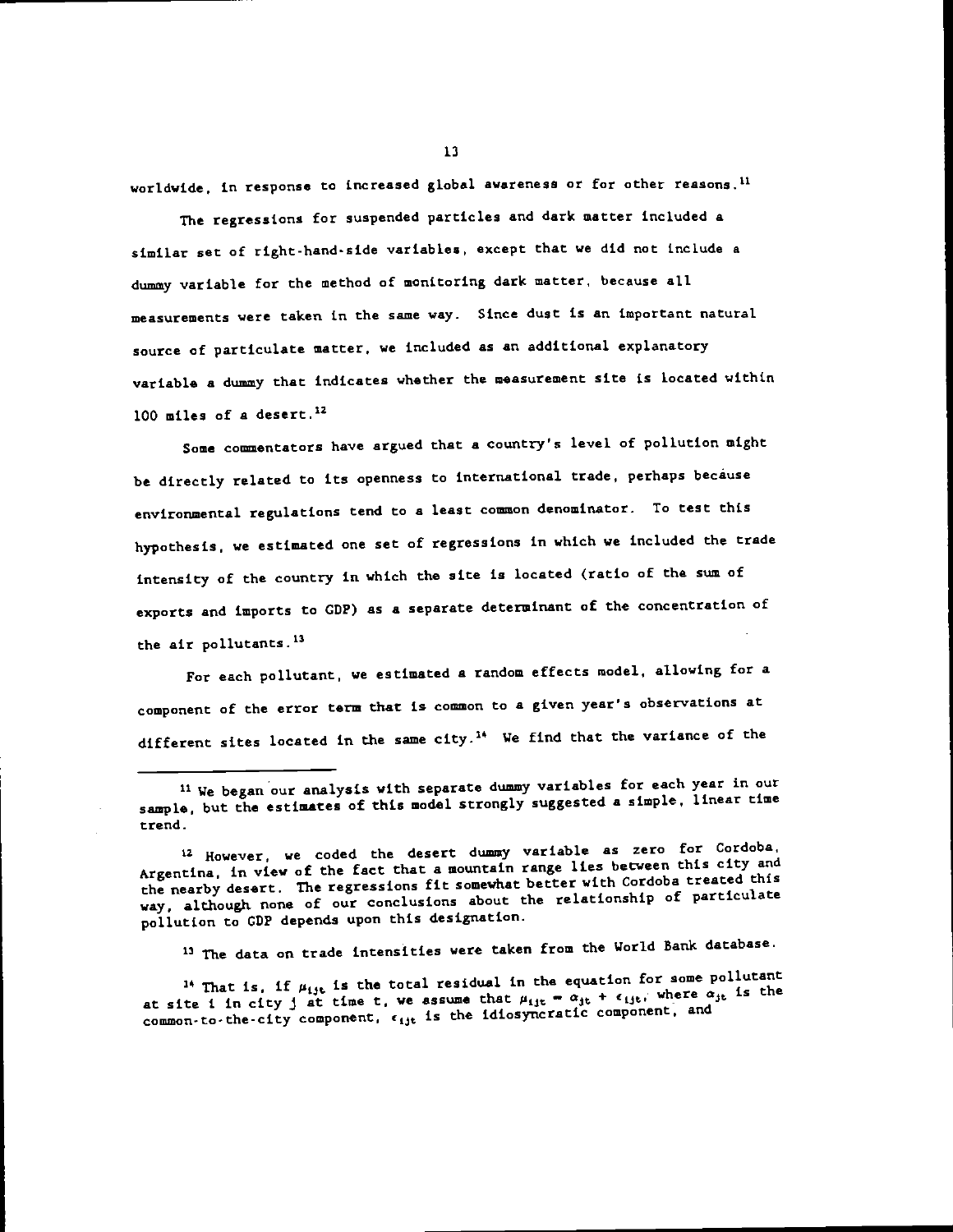worldwide, in response to increased global awareness or for other reasons.[11]

The regressions for suspended particles and dark matter included a similar set of right-hand-side variables, except that we did not include a dummy variable for the method of monitoring dark matter, because all measurements were taken in the same way. Since dust is an important natural source of particulate matter, we included as an additional explanatory variable a dummy that indicates whether the measurement site is located within 100 miles of a desert.[12]

Some commentators have argued that a country's level of pollution might be directly related to its openness to international trade, perhaps because environmental regulations tend to a least common denominator. To test this hypothesis, we estimated one set of regressions in which we included the trade intensity of the country in which the site is located (ratio of the sum of exports and imports to GDP) as a separate determinant of the concentration of the air pollutants.[13]

For each pollutant, we estimated a random effects model, allowing for a component of the error term that is common to a given year's observations at different sites located in the same city.[14] We find that the variance of the

---

[11] We began our analysis with separate dummy variables for each year in our sample, but the estimates of this model strongly suggested a simple, linear time trend.

[12] However, we coded the desert dummy variable as zero for Cordoba, Argentina, in view of the fact that a mountain range lies between this city and the nearby desert. The regressions fit somewhat better with Cordoba treated this way, although none of our conclusions about the relationship of particulate pollution to GDP depends upon this designation.

[13] The data on trade intensities were taken from the World Bank database.

[14] That is, if $\mu_{ijt}$ is the total residual in the equation for some pollutant at site i in city j at time t, we assume that $\mu_{ijt} = \alpha_{jt} + \epsilon_{ijt}$, where $\alpha_{jt}$ is the common-to-the-city component, $\epsilon_{ijt}$ is the idiosyncratic component, and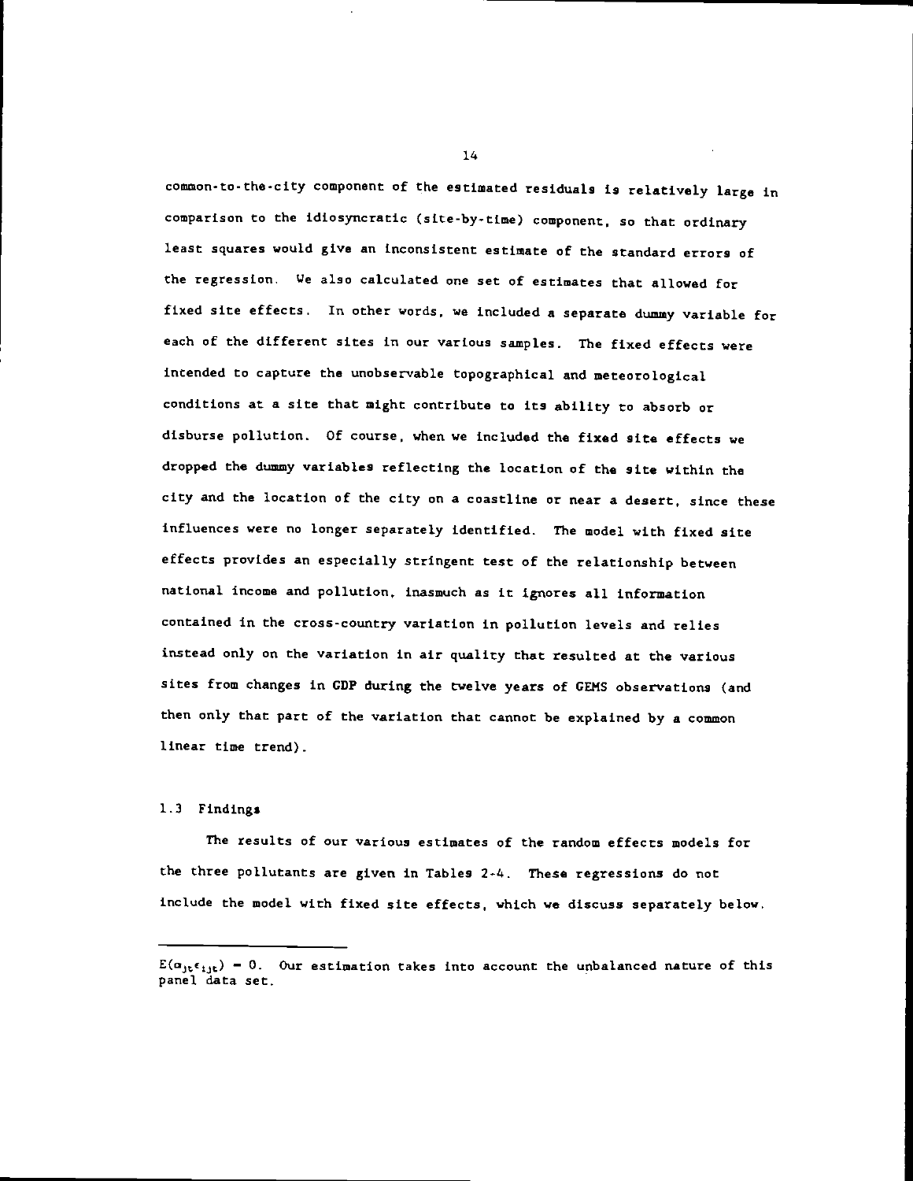common-to-the-city component of the estimated residuals is relatively large in comparison to the idiosyncratic (site-by-time) component, so that ordinary least squares would give an inconsistent estimate of the standard errors of the regression. We also calculated one set of estimates that allowed for fixed site effects. In other words, we included a separate dummy variable for each of the different sites in our various samples. The fixed effects were intended to capture the unobservable topographical and meteorological conditions at a site that might contribute to its ability to absorb or disburse pollution. Of course, when we included the fixed site effects we dropped the dummy variables reflecting the location of the site within the city and the location of the city on a coastline or near a desert, since these influences were no longer separately identified. The model with fixed site effects provides an especially stringent test of the relationship between national income and pollution, inasmuch as it ignores all information contained in the cross-country variation in pollution levels and relies instead only on the variation in air quality that resulted at the various sites from changes in GDP during the twelve years of GEMS observations (and then only that part of the variation that cannot be explained by a common linear time trend).

### 1.3 Findings

The results of our various estimates of the random effects models for the three pollutants are given in Tables 2-4. These regressions do not include the model with fixed site effects, which we discuss separately below.

---

$E(\alpha_{jt}\epsilon_{ijt}) = 0$. Our estimation takes into account the unbalanced nature of this panel data set.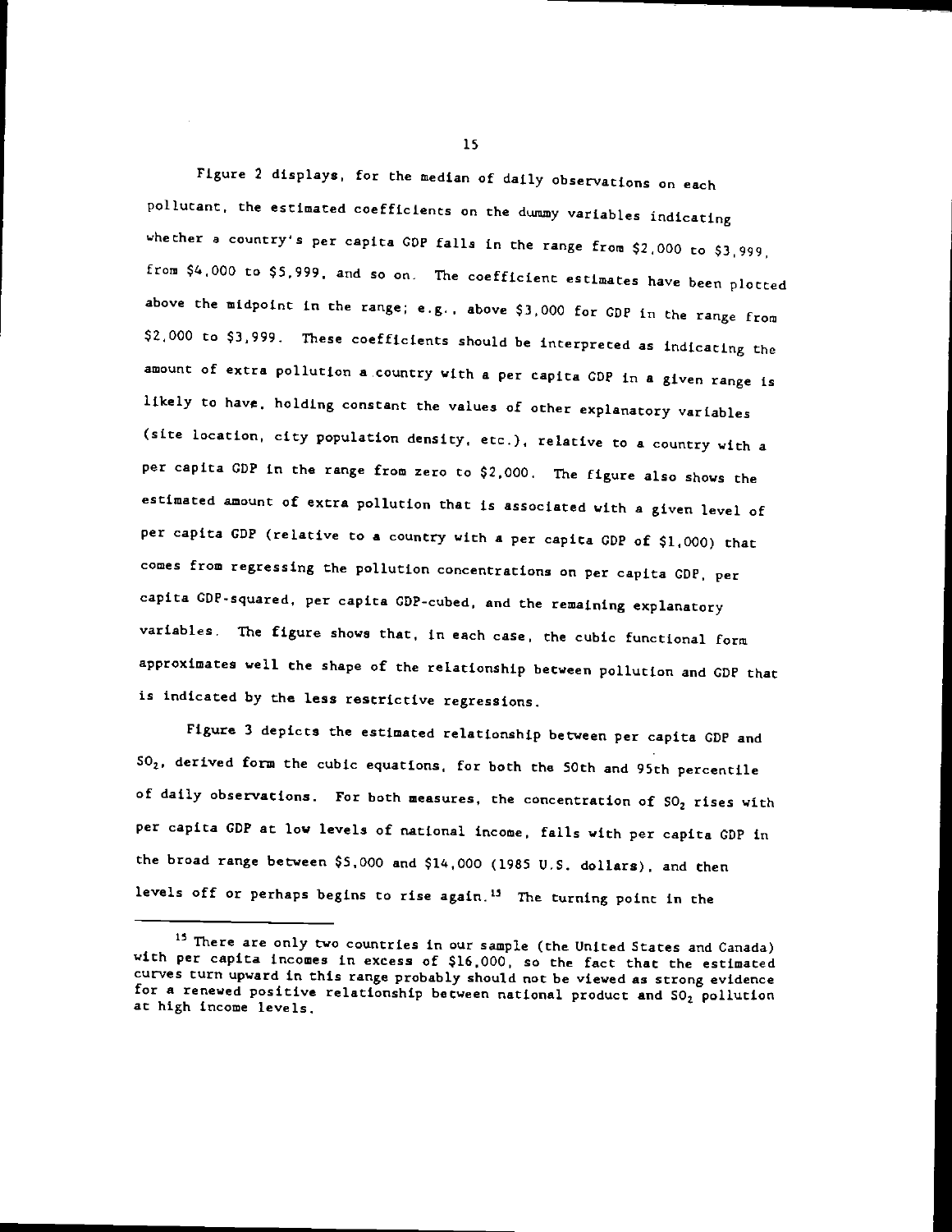Figure 2 displays, for the median of daily observations on each pollutant, the estimated coefficients on the dummy variables indicating whether a country's per capita GDP falls in the range from $2,000 to $3,999, from $4,000 to $5,999, and so on. The coefficient estimates have been plotted above the midpoint in the range; e.g., above $3,000 for GDP in the range from $2,000 to $3,999. These coefficients should be interpreted as indicating the amount of extra pollution a country with a per capita GDP in a given range is likely to have, holding constant the values of other explanatory variables (site location, city population density, etc.), relative to a country with a per capita GDP in the range from zero to $2,000. The figure also shows the estimated amount of extra pollution that is associated with a given level of per capita GDP (relative to a country with a per capita GDP of $1,000) that comes from regressing the pollution concentrations on per capita GDP, per capita GDP-squared, per capita GDP-cubed, and the remaining explanatory variables. The figure shows that, in each case, the cubic functional form approximates well the shape of the relationship between pollution and GDP that is indicated by the less restrictive regressions.

Figure 3 depicts the estimated relationship between per capita GDP and $SO_2$, derived form the cubic equations, for both the 50th and 95th percentile of daily observations. For both measures, the concentration of $SO_2$ rises with per capita GDP at low levels of national income, falls with per capita GDP in the broad range between $5,000 and $14,000 (1985 U.S. dollars), and then levels off or perhaps begins to rise again.[15] The turning point in the

[15] There are only two countries in our sample (the United States and Canada) with per capita incomes in excess of $16,000, so the fact that the estimated curves turn upward in this range probably should not be viewed as strong evidence for a renewed positive relationship between national product and $SO_2$ pollution at high income levels.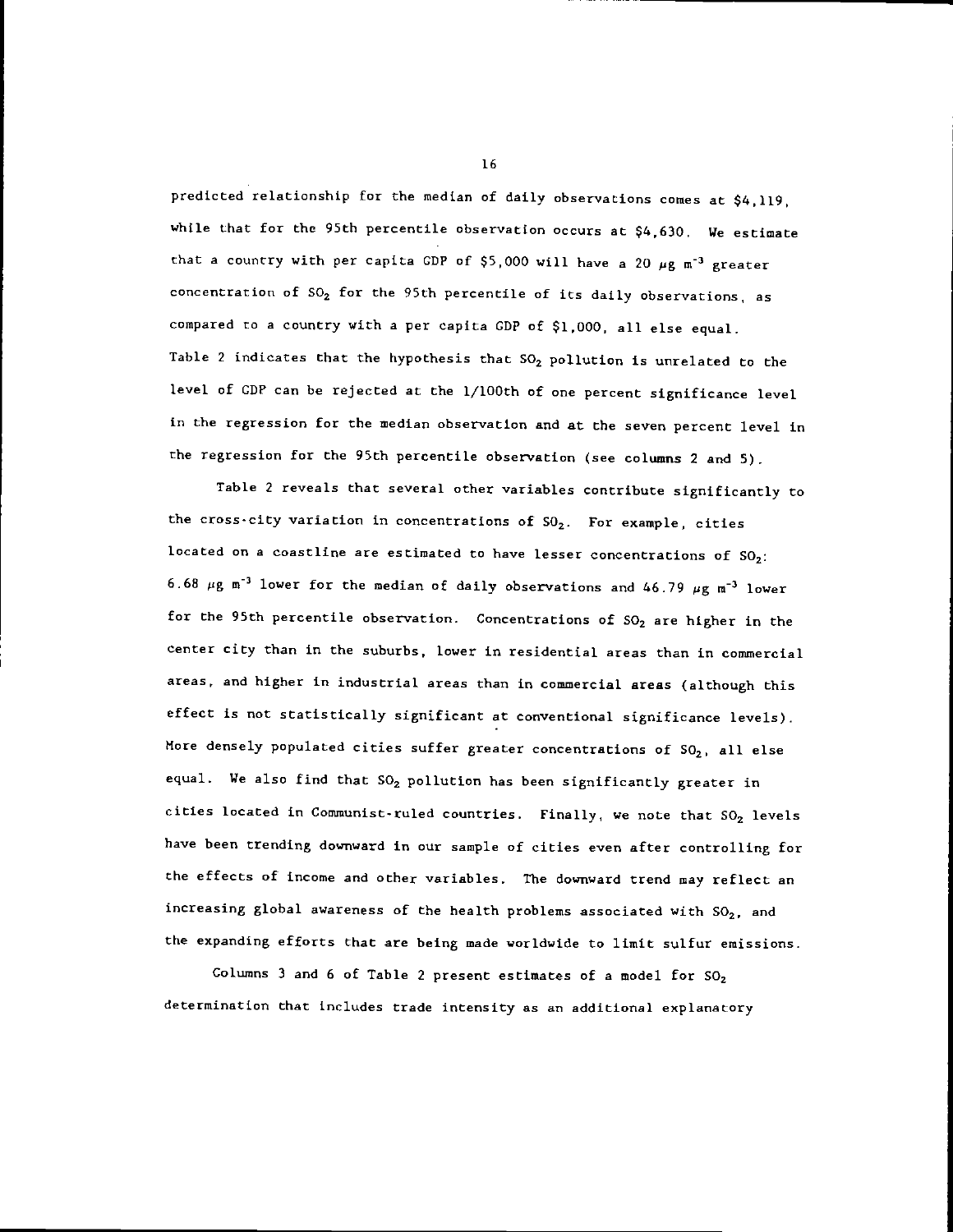predicted relationship for the median of daily observations comes at $4,119, while that for the 95th percentile observation occurs at $4,630. We estimate that a country with per capita GDP of $5,000 will have a 20 $\mu g\ m^{-3}$ greater concentration of $SO_2$ for the 95th percentile of its daily observations, as compared to a country with a per capita GDP of $1,000, all else equal. Table 2 indicates that the hypothesis that $SO_2$ pollution is unrelated to the level of GDP can be rejected at the 1/100th of one percent significance level in the regression for the median observation and at the seven percent level in the regression for the 95th percentile observation (see columns 2 and 5).

Table 2 reveals that several other variables contribute significantly to the cross-city variation in concentrations of $SO_2$. For example, cities located on a coastline are estimated to have lesser concentrations of $SO_2$: 6.68 $\mu g\ m^{-3}$ lower for the median of daily observations and 46.79 $\mu g\ m^{-3}$ lower for the 95th percentile observation. Concentrations of $SO_2$ are higher in the center city than in the suburbs, lower in residential areas than in commercial areas, and higher in industrial areas than in commercial areas (although this effect is not statistically significant at conventional significance levels). More densely populated cities suffer greater concentrations of $SO_2$, all else equal. We also find that $SO_2$ pollution has been significantly greater in cities located in Communist-ruled countries. Finally, we note that $SO_2$ levels have been trending downward in our sample of cities even after controlling for the effects of income and other variables. The downward trend may reflect an increasing global awareness of the health problems associated with $SO_2$, and the expanding efforts that are being made worldwide to limit sulfur emissions.

Columns 3 and 6 of Table 2 present estimates of a model for $SO_2$ determination that includes trade intensity as an additional explanatory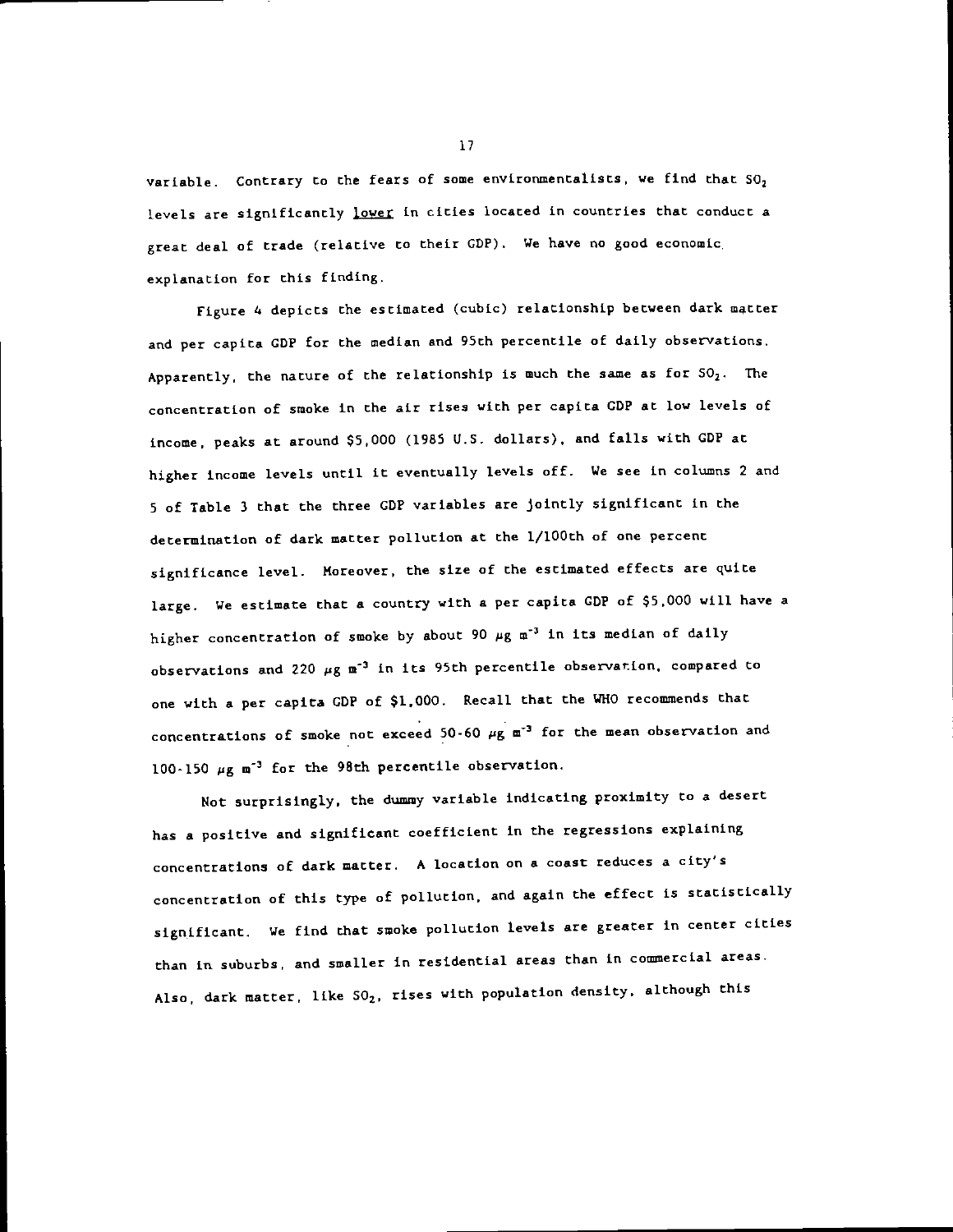variable. Contrary to the fears of some environmentalists, we find that $SO_2$ levels are significantly <u>lower</u> in cities located in countries that conduct a great deal of trade (relative to their GDP). We have no good economic explanation for this finding.

Figure 4 depicts the estimated (cubic) relationship between dark matter and per capita GDP for the median and 95th percentile of daily observations. Apparently, the nature of the relationship is much the same as for $SO_2$. The concentration of smoke in the air rises with per capita GDP at low levels of income, peaks at around $5,000 (1985 U.S. dollars), and falls with GDP at higher income levels until it eventually levels off. We see in columns 2 and 5 of Table 3 that the three GDP variables are jointly significant in the determination of dark matter pollution at the 1/100th of one percent significance level. Moreover, the size of the estimated effects are quite large. We estimate that a country with a per capita GDP of $5,000 will have a higher concentration of smoke by about 90 $\mu g\ m^{-3}$ in its median of daily observations and 220 $\mu g\ m^{-3}$ in its 95th percentile observation, compared to one with a per capita GDP of $1,000. Recall that the WHO recommends that concentrations of smoke not exceed 50-60 $\mu g\ m^{-3}$ for the mean observation and 100-150 $\mu g\ m^{-3}$ for the 98th percentile observation.

Not surprisingly, the dummy variable indicating proximity to a desert has a positive and significant coefficient in the regressions explaining concentrations of dark matter. A location on a coast reduces a city's concentration of this type of pollution, and again the effect is statistically significant. We find that smoke pollution levels are greater in center cities than in suburbs, and smaller in residential areas than in commercial areas. Also, dark matter, like $SO_2$, rises with population density, although this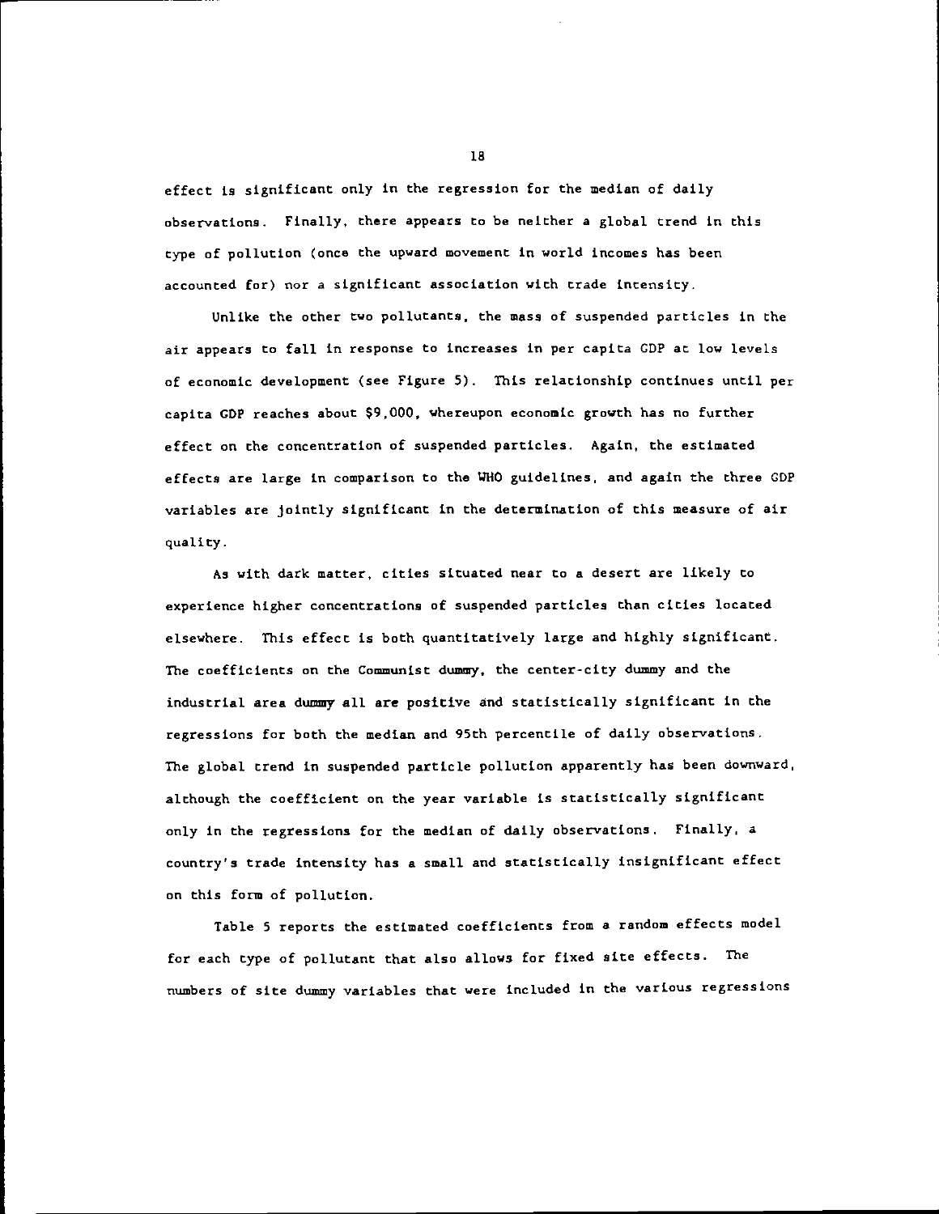effect is significant only in the regression for the median of daily observations. Finally, there appears to be neither a global trend in this type of pollution (once the upward movement in world incomes has been accounted for) nor a significant association with trade intensity.

Unlike the other two pollutants, the mass of suspended particles in the air appears to fall in response to increases in per capita GDP at low levels of economic development (see Figure 5). This relationship continues until per capita GDP reaches about $9,000, whereupon economic growth has no further effect on the concentration of suspended particles. Again, the estimated effects are large in comparison to the WHO guidelines, and again the three GDP variables are jointly significant in the determination of this measure of air quality.

As with dark matter, cities situated near to a desert are likely to experience higher concentrations of suspended particles than cities located elsewhere. This effect is both quantitatively large and highly significant. The coefficients on the Communist dummy, the center-city dummy and the industrial area dummy all are positive and statistically significant in the regressions for both the median and 95th percentile of daily observations. The global trend in suspended particle pollution apparently has been downward, although the coefficient on the year variable is statistically significant only in the regressions for the median of daily observations. Finally, a country's trade intensity has a small and statistically insignificant effect on this form of pollution.

Table 5 reports the estimated coefficients from a random effects model for each type of pollutant that also allows for fixed site effects. The numbers of site dummy variables that were included in the various regressions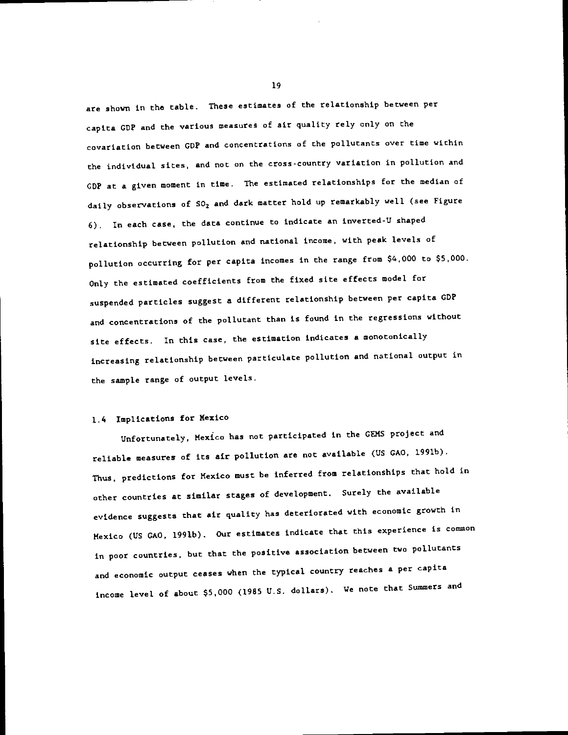are shown in the table. These estimates of the relationship between per capita GDP and the various measures of air quality rely only on the covariation between GDP and concentrations of the pollutants over time within the individual sites, and not on the cross-country variation in pollution and GDP at a given moment in time. The estimated relationships for the median of daily observations of $SO_2$ and dark matter hold up remarkably well (see Figure 6). In each case, the data continue to indicate an inverted-U shaped relationship between pollution and national income, with peak levels of pollution occurring for per capita incomes in the range from $4,000 to $5,000. Only the estimated coefficients from the fixed site effects model for suspended particles suggest a different relationship between per capita GDP and concentrations of the pollutant than is found in the regressions without site effects. In this case, the estimation indicates a monotonically increasing relationship between particulate pollution and national output in the sample range of output levels.

## 1.4 Implications for Mexico

Unfortunately, Mexico has not participated in the GEMS project and reliable measures of its air pollution are not available (US GAO, 1991b). Thus, predictions for Mexico must be inferred from relationships that hold in other countries at similar stages of development. Surely the available evidence suggests that air quality has deteriorated with economic growth in Mexico (US GAO, 1991b). Our estimates indicate that this experience is common in poor countries, but that the positive association between two pollutants and economic output ceases when the typical country reaches a per capita income level of about $5,000 (1985 U.S. dollars). We note that Summers and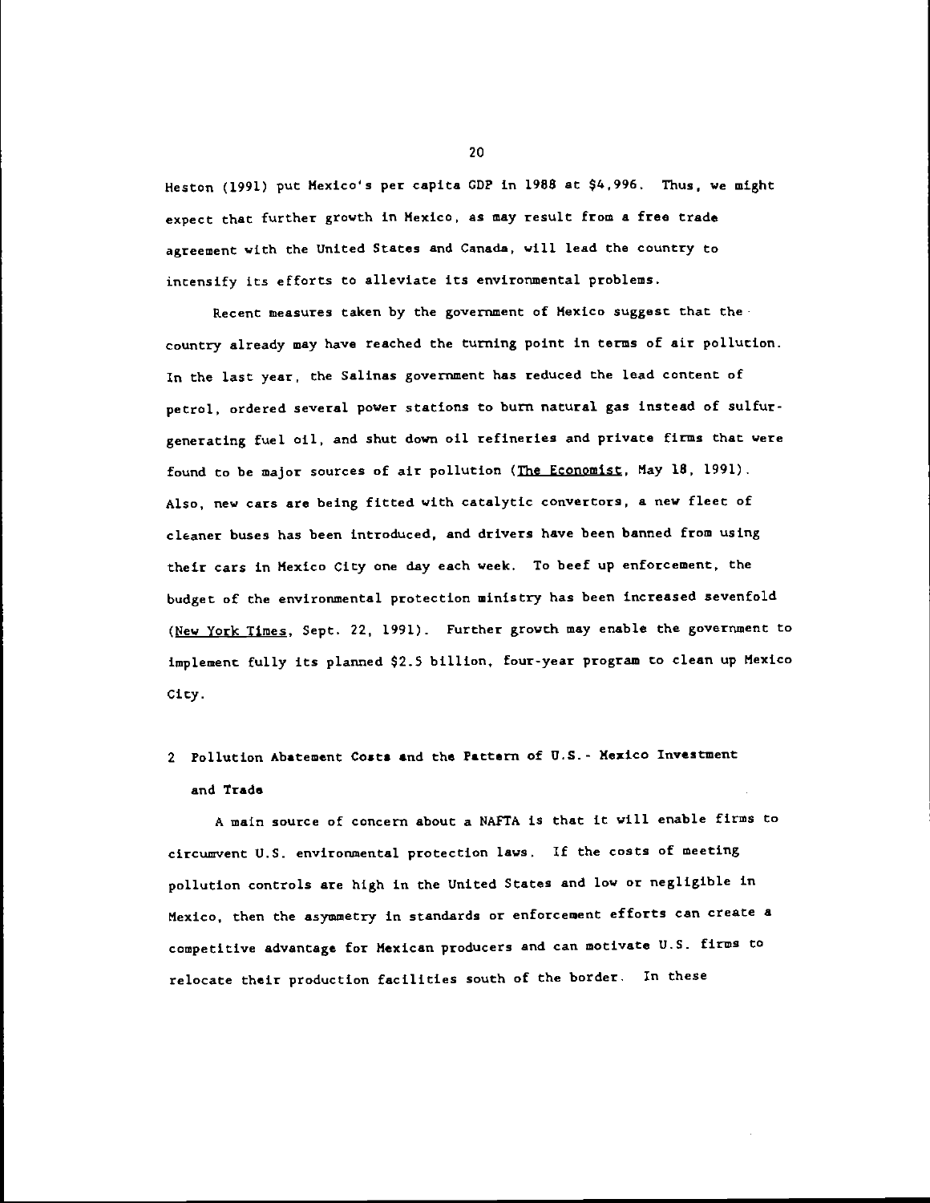Heston (1991) put Mexico's per capita GDP in 1988 at $4,996. Thus, we might expect that further growth in Mexico, as may result from a free trade agreement with the United States and Canada, will lead the country to intensify its efforts to alleviate its environmental problems.

Recent measures taken by the government of Mexico suggest that the country already may have reached the turning point in terms of air pollution. In the last year, the Salinas government has reduced the lead content of petrol, ordered several power stations to burn natural gas instead of sulfur-generating fuel oil, and shut down oil refineries and private firms that were found to be major sources of air pollution (The Economist, May 18, 1991). Also, new cars are being fitted with catalytic convertors, a new fleet of cleaner buses has been introduced, and drivers have been banned from using their cars in Mexico City one day each week. To beef up enforcement, the budget of the environmental protection ministry has been increased sevenfold (New York Times, Sept. 22, 1991). Further growth may enable the government to implement fully its planned $2.5 billion, four-year program to clean up Mexico City.

## 2 Pollution Abatement Costs and the Pattern of U.S.- Mexico Investment and Trade

A main source of concern about a NAFTA is that it will enable firms to circumvent U.S. environmental protection laws. If the costs of meeting pollution controls are high in the United States and low or negligible in Mexico, then the asymmetry in standards or enforcement efforts can create a competitive advantage for Mexican producers and can motivate U.S. firms to relocate their production facilities south of the border. In these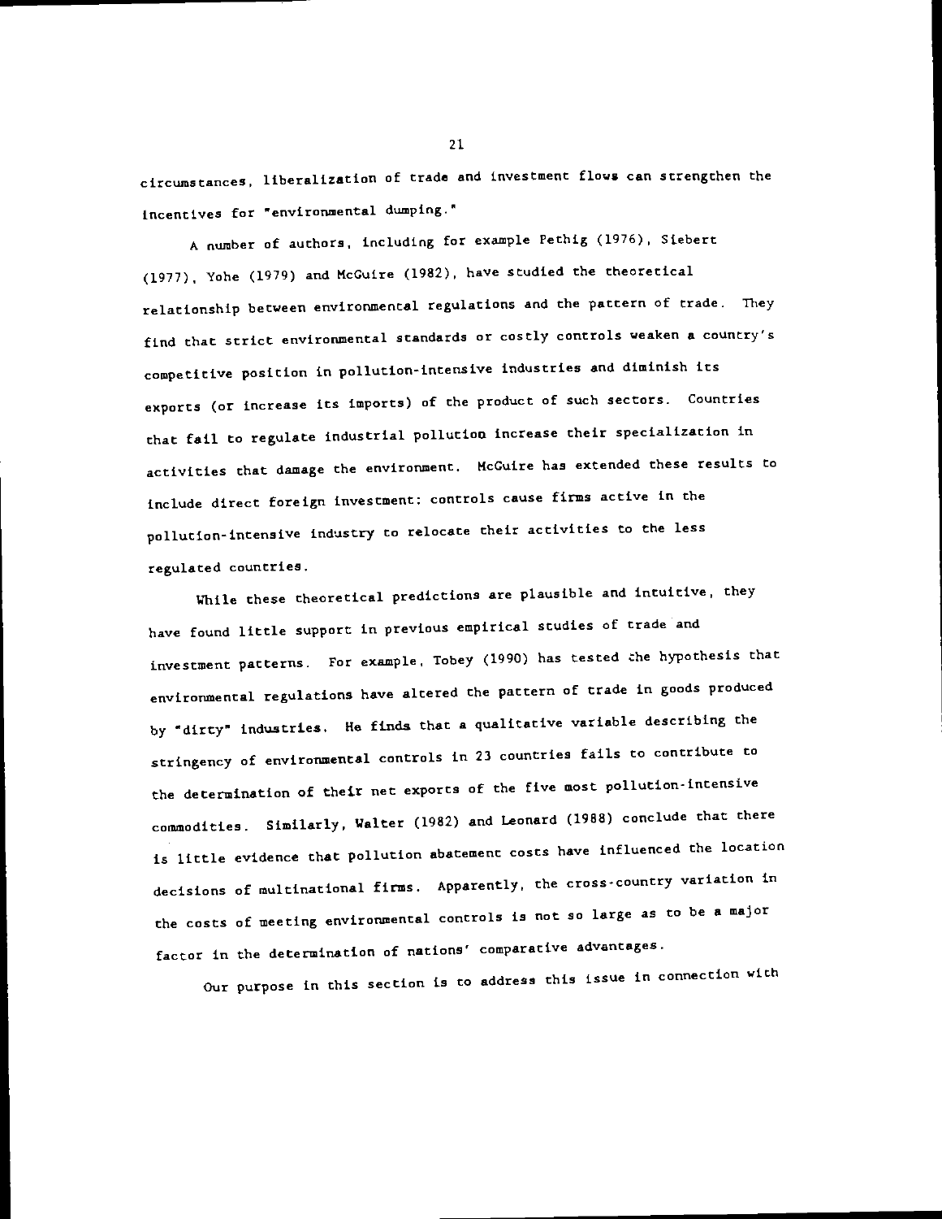circumstances, liberalization of trade and investment flows can strengthen the incentives for "environmental dumping."

A number of authors, including for example Pethig (1976), Siebert (1977), Yohe (1979) and McGuire (1982), have studied the theoretical relationship between environmental regulations and the pattern of trade. They find that strict environmental standards or costly controls weaken a country's competitive position in pollution-intensive industries and diminish its exports (or increase its imports) of the product of such sectors. Countries that fail to regulate industrial pollution increase their specialization in activities that damage the environment. McGuire has extended these results to include direct foreign investment: controls cause firms active in the pollution-intensive industry to relocate their activities to the less regulated countries.

While these theoretical predictions are plausible and intuitive, they have found little support in previous empirical studies of trade and investment patterns. For example, Tobey (1990) has tested the hypothesis that environmental regulations have altered the pattern of trade in goods produced by "dirty" industries. He finds that a qualitative variable describing the stringency of environmental controls in 23 countries fails to contribute to the determination of their net exports of the five most pollution-intensive commodities. Similarly, Walter (1982) and Leonard (1988) conclude that there is little evidence that pollution abatement costs have influenced the location decisions of multinational firms. Apparently, the cross-country variation in the costs of meeting environmental controls is not so large as to be a major factor in the determination of nations' comparative advantages.

Our purpose in this section is to address this issue in connection with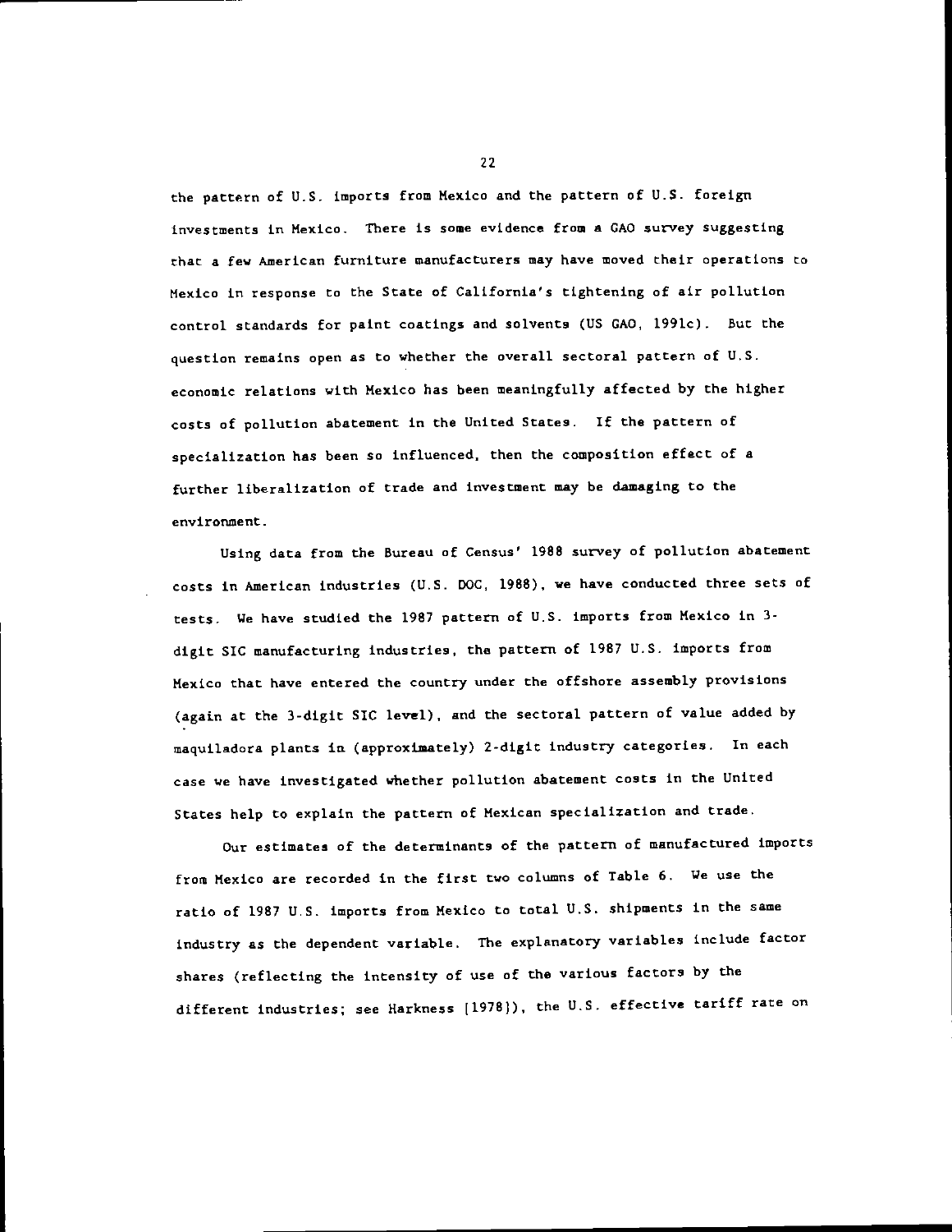the pattern of U.S. imports from Mexico and the pattern of U.S. foreign investments in Mexico. There is some evidence from a GAO survey suggesting that a few American furniture manufacturers may have moved their operations to Mexico in response to the State of California's tightening of air pollution control standards for paint coatings and solvents (US GAO, 1991c). But the question remains open as to whether the overall sectoral pattern of U.S. economic relations with Mexico has been meaningfully affected by the higher costs of pollution abatement in the United States. If the pattern of specialization has been so influenced, then the composition effect of a further liberalization of trade and investment may be damaging to the environment.

Using data from the Bureau of Census' 1988 survey of pollution abatement costs in American industries (U.S. DOC, 1988), we have conducted three sets of tests. We have studied the 1987 pattern of U.S. imports from Mexico in 3-digit SIC manufacturing industries, the pattern of 1987 U.S. imports from Mexico that have entered the country under the offshore assembly provisions (again at the 3-digit SIC level), and the sectoral pattern of value added by maquiladora plants in (approximately) 2-digit industry categories. In each case we have investigated whether pollution abatement costs in the United States help to explain the pattern of Mexican specialization and trade.

Our estimates of the determinants of the pattern of manufactured imports from Mexico are recorded in the first two columns of Table 6. We use the ratio of 1987 U.S. imports from Mexico to total U.S. shipments in the same industry as the dependent variable. The explanatory variables include factor shares (reflecting the intensity of use of the various factors by the different industries; see Harkness [1978]), the U.S. effective tariff rate on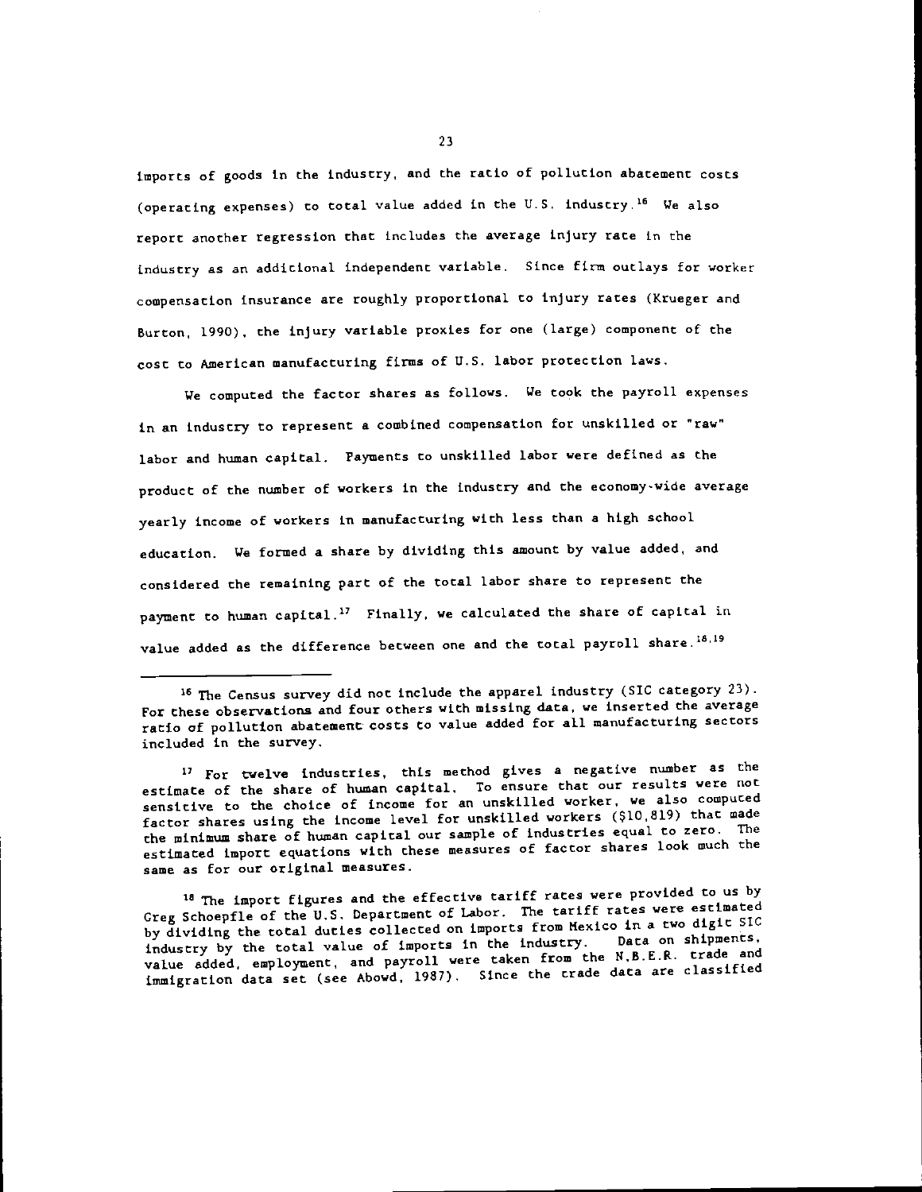imports of goods in the industry, and the ratio of pollution abatement costs (operating expenses) to total value added in the U.S. industry.[16] We also report another regression that includes the average injury rate in the industry as an additional independent variable. Since firm outlays for worker compensation insurance are roughly proportional to injury rates (Krueger and Burton, 1990), the injury variable proxies for one (large) component of the cost to American manufacturing firms of U.S. labor protection laws.

We computed the factor shares as follows. We took the payroll expenses in an industry to represent a combined compensation for unskilled or "raw" labor and human capital. Payments to unskilled labor were defined as the product of the number of workers in the industry and the economy-wide average yearly income of workers in manufacturing with less than a high school education. We formed a share by dividing this amount by value added, and considered the remaining part of the total labor share to represent the payment to human capital.[17] Finally, we calculated the share of capital in value added as the difference between one and the total payroll share.[18,19]

---

[16] The Census survey did not include the apparel industry (SIC category 23). For these observations and four others with missing data, we inserted the average ratio of pollution abatement costs to value added for all manufacturing sectors included in the survey.

[17] For twelve industries, this method gives a negative number as the estimate of the share of human capital. To ensure that our results were not sensitive to the choice of income for an unskilled worker, we also computed factor shares using the income level for unskilled workers ($10,819) that made the minimum share of human capital our sample of industries equal to zero. The estimated import equations with these measures of factor shares look much the same as for our original measures.

[18] The import figures and the effective tariff rates were provided to us by Greg Schoepfle of the U.S. Department of Labor. The tariff rates were estimated by dividing the total duties collected on imports from Mexico in a two digit SIC industry by the total value of imports in the industry. Data on shipments, value added, employment, and payroll were taken from the N.B.E.R. trade and immigration data set (see Abowd, 1987). Since the trade data are classified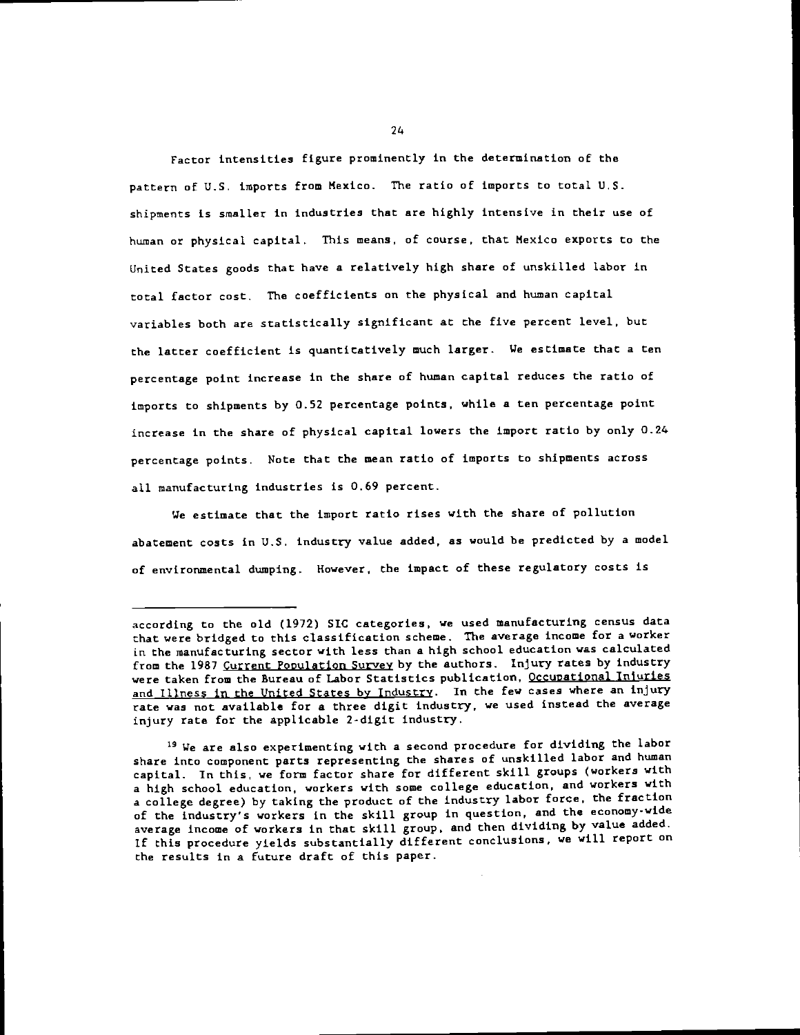Factor intensities figure prominently in the determination of the pattern of U.S. imports from Mexico. The ratio of imports to total U.S. shipments is smaller in industries that are highly intensive in their use of human or physical capital. This means, of course, that Mexico exports to the United States goods that have a relatively high share of unskilled labor in total factor cost. The coefficients on the physical and human capital variables both are statistically significant at the five percent level, but the latter coefficient is quantitatively much larger. We estimate that a ten percentage point increase in the share of human capital reduces the ratio of imports to shipments by 0.52 percentage points, while a ten percentage point increase in the share of physical capital lowers the import ratio by only 0.24 percentage points. Note that the mean ratio of imports to shipments across all manufacturing industries is 0.69 percent.

We estimate that the import ratio rises with the share of pollution abatement costs in U.S. industry value added, as would be predicted by a model of environmental dumping. However, the impact of these regulatory costs is

---

according to the old (1972) SIC categories, we used manufacturing census data that were bridged to this classification scheme. The average income for a worker in the manufacturing sector with less than a high school education was calculated from the 1987 Current Population Survey by the authors. Injury rates by industry were taken from the Bureau of Labor Statistics publication, Occupational Injuries and Illness in the United States by Industry. In the few cases where an injury rate was not available for a three digit industry, we used instead the average injury rate for the applicable 2-digit industry.

[19] We are also experimenting with a second procedure for dividing the labor share into component parts representing the shares of unskilled labor and human capital. In this, we form factor share for different skill groups (workers with a high school education, workers with some college education, and workers with a college degree) by taking the product of the industry labor force, the fraction of the industry's workers in the skill group in question, and the economy-wide average income of workers in that skill group, and then dividing by value added. If this procedure yields substantially different conclusions, we will report on the results in a future draft of this paper.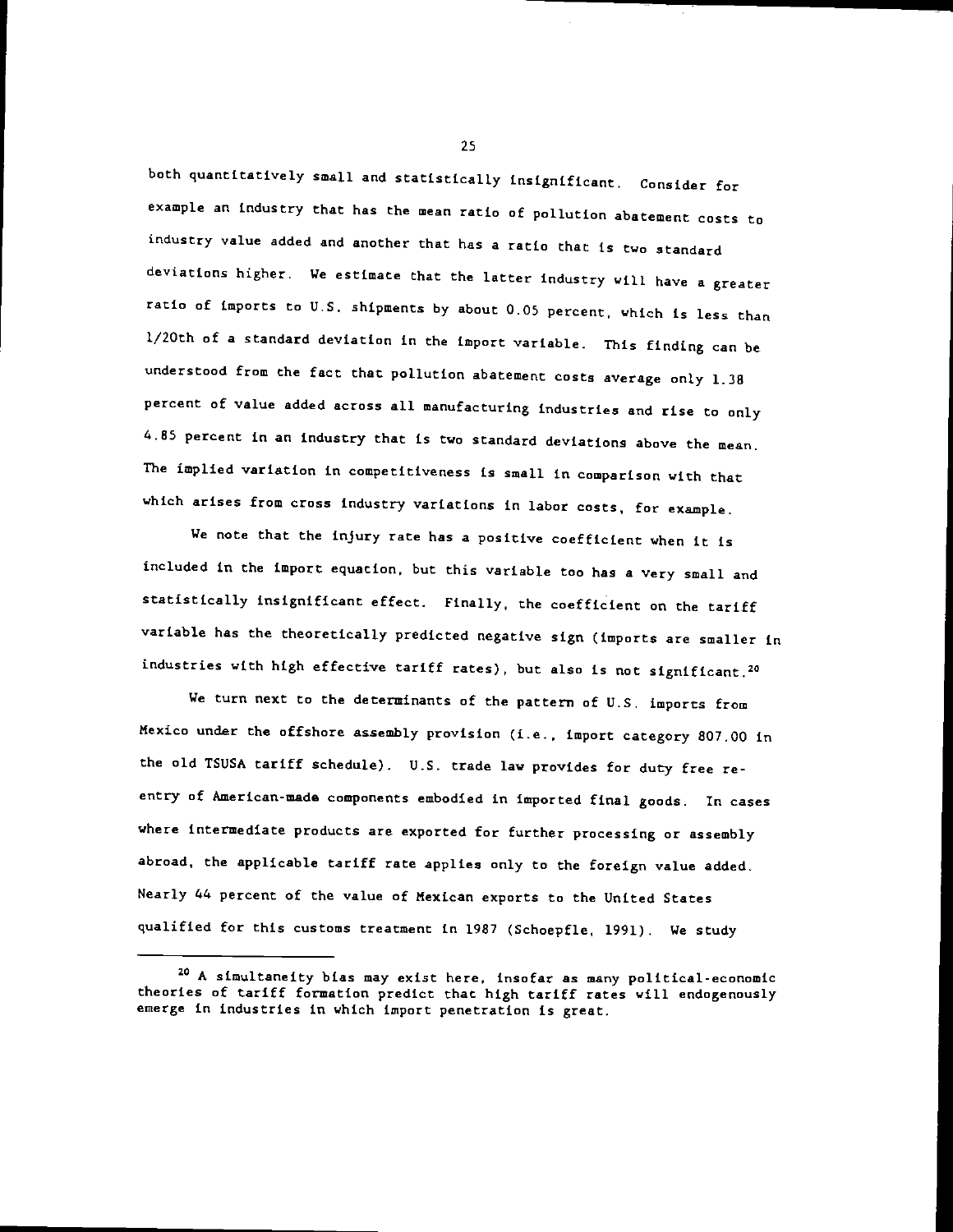both quantitatively small and statistically insignificant. Consider for example an industry that has the mean ratio of pollution abatement costs to industry value added and another that has a ratio that is two standard deviations higher. We estimate that the latter industry will have a greater ratio of imports to U.S. shipments by about 0.05 percent, which is less than 1/20th of a standard deviation in the import variable. This finding can be understood from the fact that pollution abatement costs average only 1.38 percent of value added across all manufacturing industries and rise to only 4.85 percent in an industry that is two standard deviations above the mean. The implied variation in competitiveness is small in comparison with that which arises from cross industry variations in labor costs, for example.

We note that the injury rate has a positive coefficient when it is included in the import equation, but this variable too has a very small and statistically insignificant effect. Finally, the coefficient on the tariff variable has the theoretically predicted negative sign (imports are smaller in industries with high effective tariff rates), but also is not significant.[20]

We turn next to the determinants of the pattern of U.S. imports from Mexico under the offshore assembly provision (i.e., import category 807.00 in the old TSUSA tariff schedule). U.S. trade law provides for duty free re-entry of American-made components embodied in imported final goods. In cases where intermediate products are exported for further processing or assembly abroad, the applicable tariff rate applies only to the foreign value added. Nearly 44 percent of the value of Mexican exports to the United States qualified for this customs treatment in 1987 (Schoepfle, 1991). We study

---

[20] A simultaneity bias may exist here, insofar as many political-economic theories of tariff formation predict that high tariff rates will endogenously emerge in industries in which import penetration is great.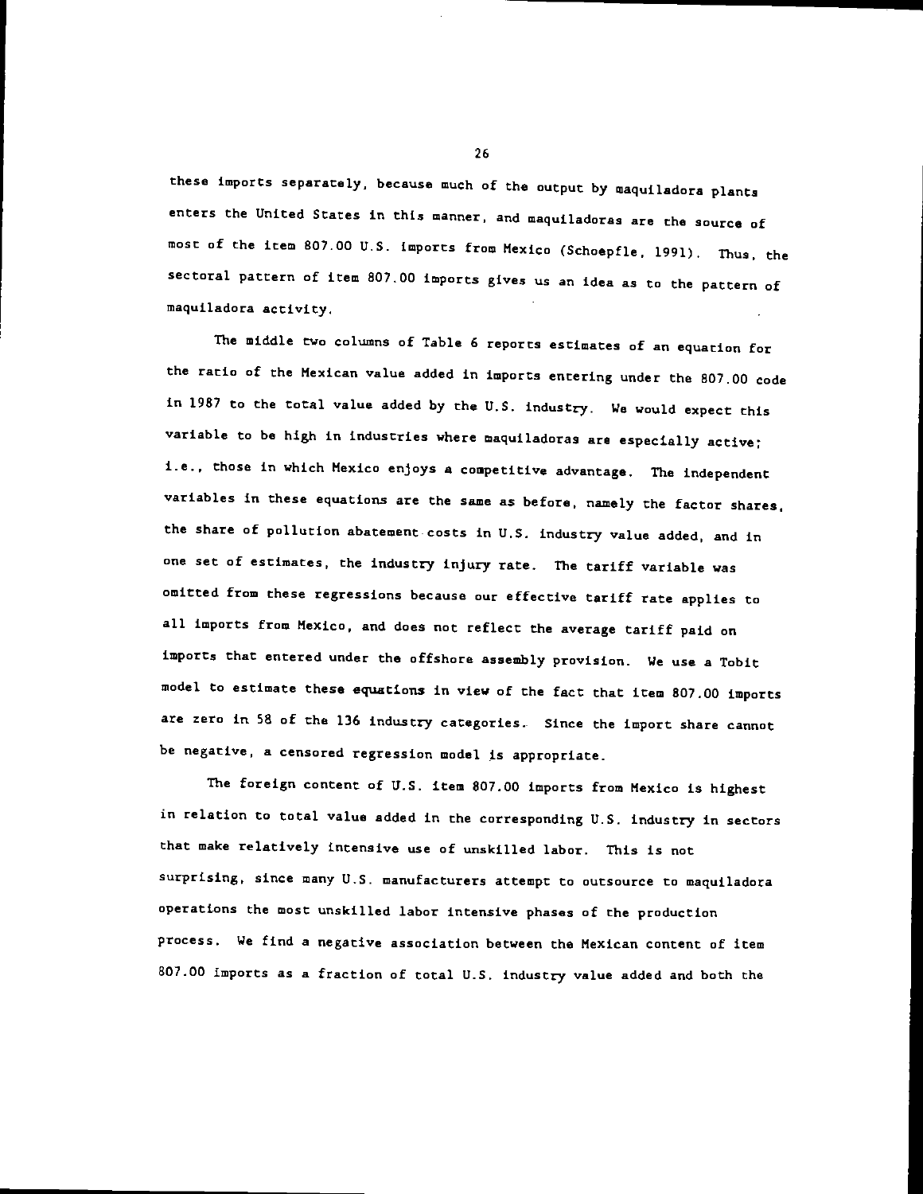these imports separately, because much of the output by maquiladora plants enters the United States in this manner, and maquiladoras are the source of most of the item 807.00 U.S. imports from Mexico (Schoepfle, 1991). Thus, the sectoral pattern of item 807.00 imports gives us an idea as to the pattern of maquiladora activity.

The middle two columns of Table 6 reports estimates of an equation for the ratio of the Mexican value added in imports entering under the 807.00 code in 1987 to the total value added by the U.S. industry. We would expect this variable to be high in industries where maquiladoras are especially active; i.e., those in which Mexico enjoys a competitive advantage. The independent variables in these equations are the same as before, namely the factor shares, the share of pollution abatement costs in U.S. industry value added, and in one set of estimates, the industry injury rate. The tariff variable was omitted from these regressions because our effective tariff rate applies to all imports from Mexico, and does not reflect the average tariff paid on imports that entered under the offshore assembly provision. We use a Tobit model to estimate these equations in view of the fact that item 807.00 imports are zero in 58 of the 136 industry categories. Since the import share cannot be negative, a censored regression model is appropriate.

The foreign content of U.S. item 807.00 imports from Mexico is highest in relation to total value added in the corresponding U.S. industry in sectors that make relatively intensive use of unskilled labor. This is not surprising, since many U.S. manufacturers attempt to outsource to maquiladora operations the most unskilled labor intensive phases of the production process. We find a negative association between the Mexican content of item 807.00 imports as a fraction of total U.S. industry value added and both the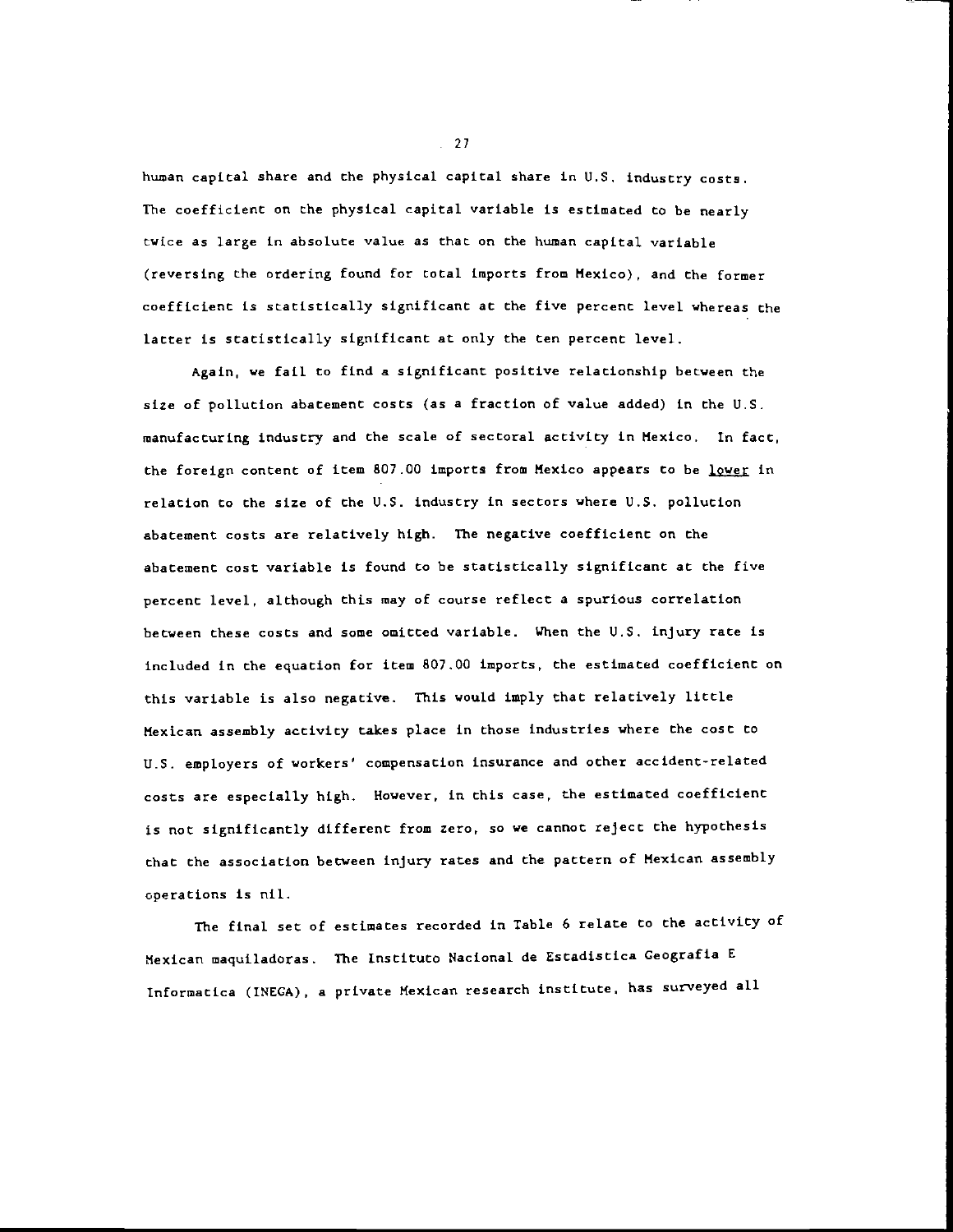human capital share and the physical capital share in U.S. industry costs. The coefficient on the physical capital variable is estimated to be nearly twice as large in absolute value as that on the human capital variable (reversing the ordering found for total imports from Mexico), and the former coefficient is statistically significant at the five percent level whereas the latter is statistically significant at only the ten percent level.

Again, we fail to find a significant positive relationship between the size of pollution abatement costs (as a fraction of value added) in the U.S. manufacturing industry and the scale of sectoral activity in Mexico. In fact, the foreign content of item 807.00 imports from Mexico appears to be <u>lower</u> in relation to the size of the U.S. industry in sectors where U.S. pollution abatement costs are relatively high. The negative coefficient on the abatement cost variable is found to be statistically significant at the five percent level, although this may of course reflect a spurious correlation between these costs and some omitted variable. When the U.S. injury rate is included in the equation for item 807.00 imports, the estimated coefficient on this variable is also negative. This would imply that relatively little Mexican assembly activity takes place in those industries where the cost to U.S. employers of workers' compensation insurance and other accident-related costs are especially high. However, in this case, the estimated coefficient is not significantly different from zero, so we cannot reject the hypothesis that the association between injury rates and the pattern of Mexican assembly operations is nil.

The final set of estimates recorded in Table 6 relate to the activity of Mexican maquiladoras. The Instituto Nacional de Estadistica Geografia E Informatica (INEGA), a private Mexican research institute, has surveyed all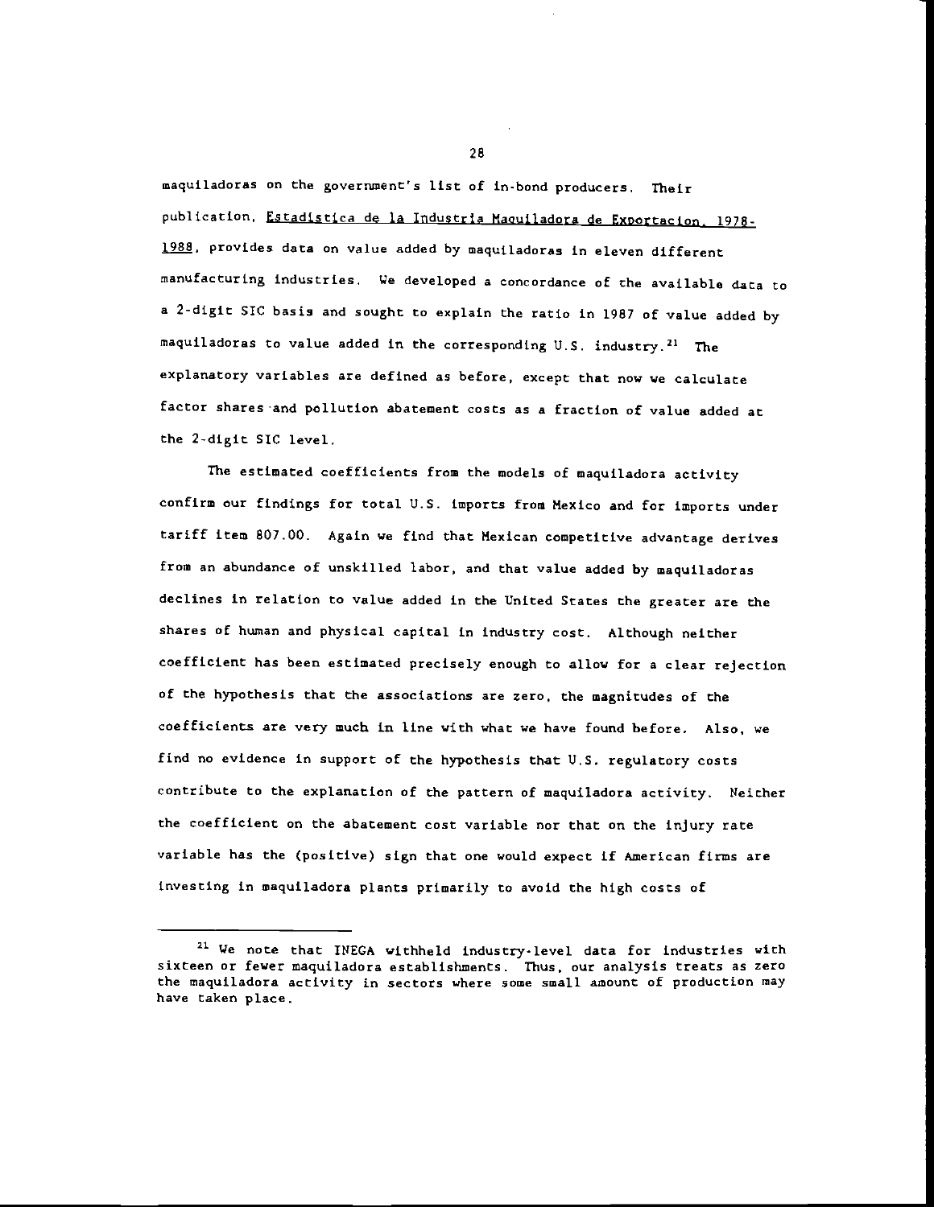maquiladoras on the government's list of in-bond producers. Their publication, Estadistica de la Industria Maquiladora de Exportacion, 1978-1988, provides data on value added by maquiladoras in eleven different manufacturing industries. We developed a concordance of the available data to a 2-digit SIC basis and sought to explain the ratio in 1987 of value added by maquiladoras to value added in the corresponding U.S. industry.[21] The explanatory variables are defined as before, except that now we calculate factor shares and pollution abatement costs as a fraction of value added at the 2-digit SIC level.

The estimated coefficients from the models of maquiladora activity confirm our findings for total U.S. imports from Mexico and for imports under tariff item 807.00. Again we find that Mexican competitive advantage derives from an abundance of unskilled labor, and that value added by maquiladoras declines in relation to value added in the United States the greater are the shares of human and physical capital in industry cost. Although neither coefficient has been estimated precisely enough to allow for a clear rejection of the hypothesis that the associations are zero, the magnitudes of the coefficients are very much in line with what we have found before. Also, we find no evidence in support of the hypothesis that U.S. regulatory costs contribute to the explanation of the pattern of maquiladora activity. Neither the coefficient on the abatement cost variable nor that on the injury rate variable has the (positive) sign that one would expect if American firms are investing in maquiladora plants primarily to avoid the high costs of

---

[21] We note that INEGA withheld industry-level data for industries with sixteen or fewer maquiladora establishments. Thus, our analysis treats as zero the maquiladora activity in sectors where some small amount of production may have taken place.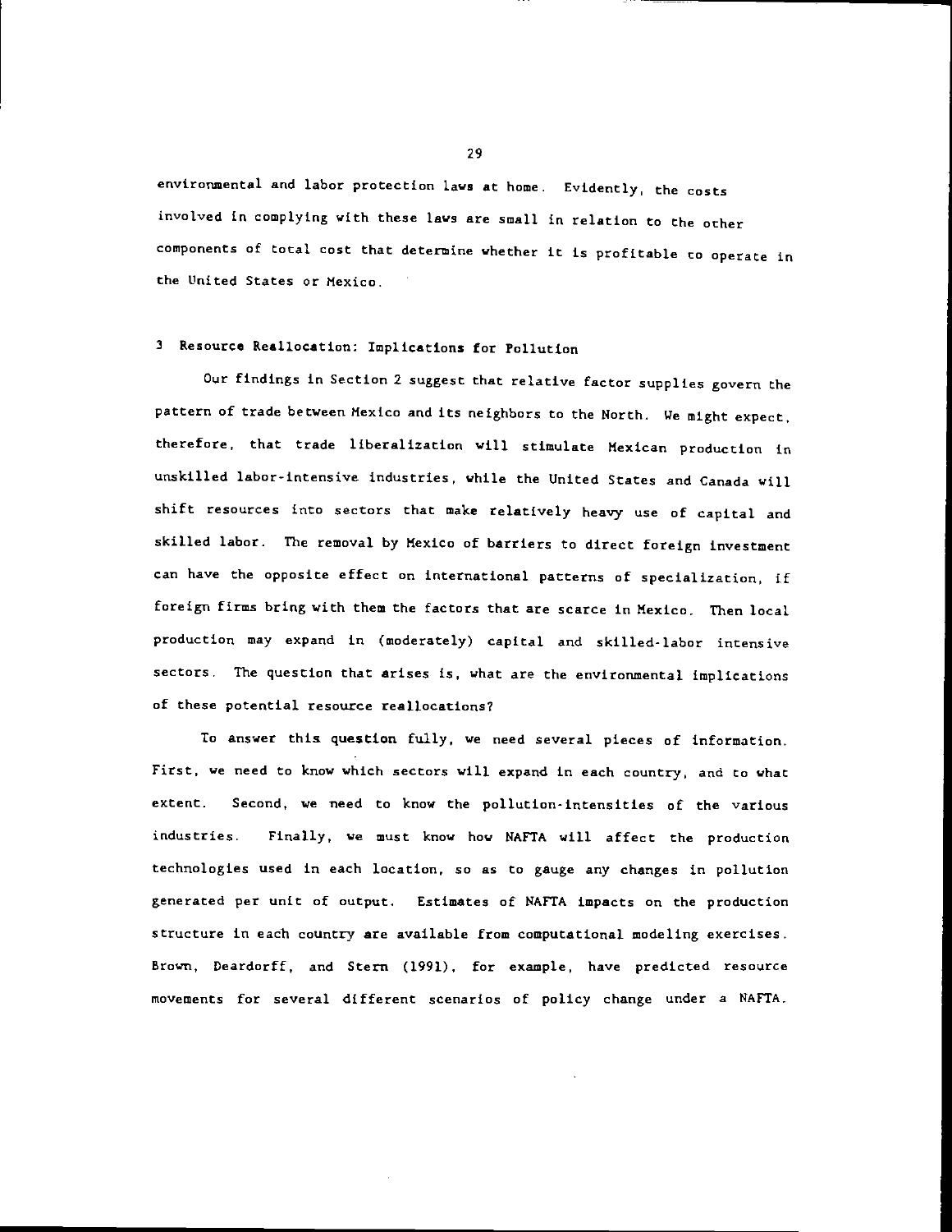environmental and labor protection laws at home. Evidently, the costs involved in complying with these laws are small in relation to the other components of total cost that determine whether it is profitable to operate in the United States or Mexico.

## 3 Resource Reallocation: Implications for Pollution

Our findings in Section 2 suggest that relative factor supplies govern the pattern of trade between Mexico and its neighbors to the North. We might expect, therefore, that trade liberalization will stimulate Mexican production in unskilled labor-intensive industries, while the United States and Canada will shift resources into sectors that make relatively heavy use of capital and skilled labor. The removal by Mexico of barriers to direct foreign investment can have the opposite effect on international patterns of specialization, if foreign firms bring with them the factors that are scarce in Mexico. Then local production may expand in (moderately) capital and skilled-labor intensive sectors. The question that arises is, what are the environmental implications of these potential resource reallocations?

To answer this question fully, we need several pieces of information. First, we need to know which sectors will expand in each country, and to what extent. Second, we need to know the pollution-intensities of the various industries. Finally, we must know how NAFTA will affect the production technologies used in each location, so as to gauge any changes in pollution generated per unit of output. Estimates of NAFTA impacts on the production structure in each country are available from computational modeling exercises. Brown, Deardorff, and Stern (1991), for example, have predicted resource movements for several different scenarios of policy change under a NAFTA.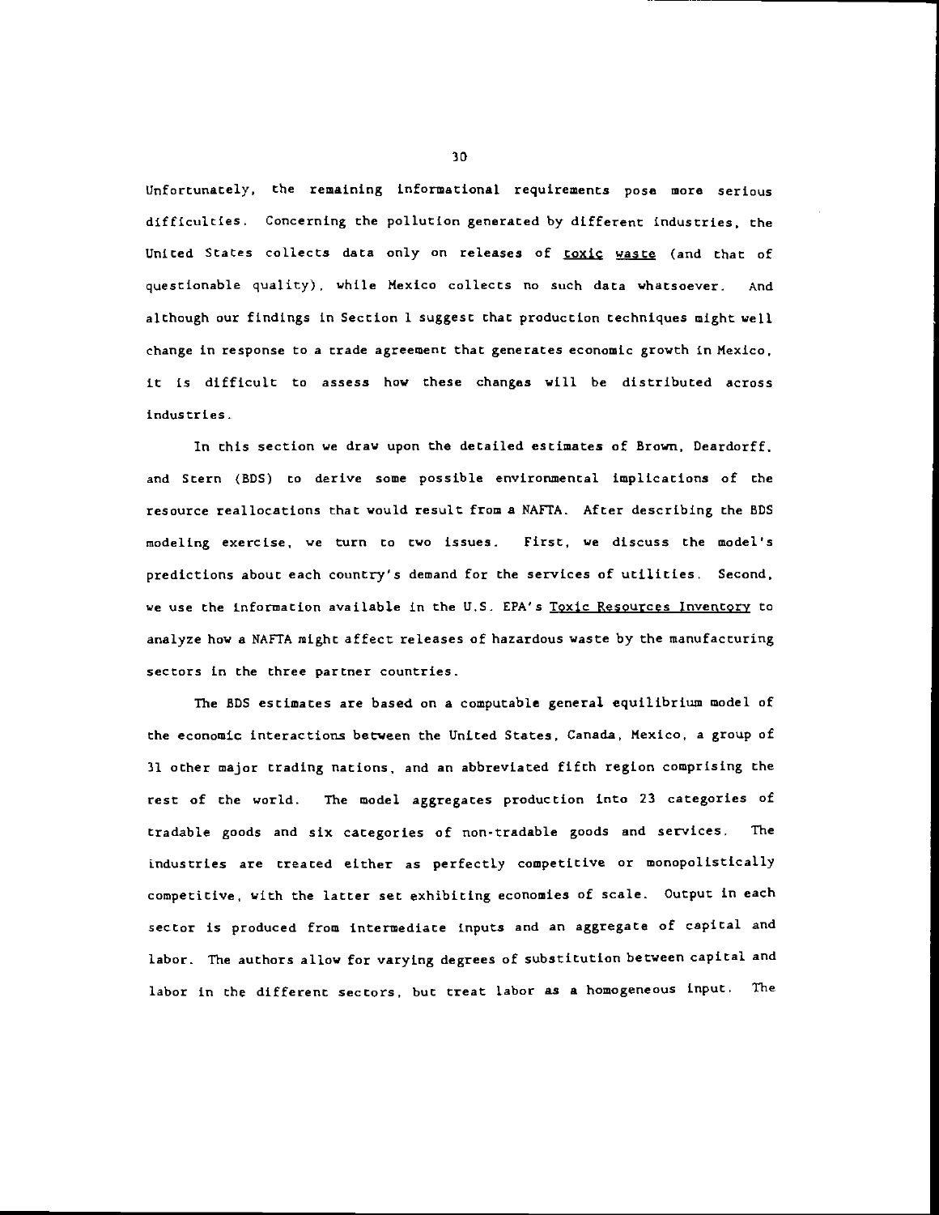Unfortunately, the remaining informational requirements pose more serious difficulties. Concerning the pollution generated by different industries, the United States collects data only on releases of toxic waste (and that of questionable quality), while Mexico collects no such data whatsoever. And although our findings in Section 1 suggest that production techniques might well change in response to a trade agreement that generates economic growth in Mexico, it is difficult to assess how these changes will be distributed across industries.

In this section we draw upon the detailed estimates of Brown, Deardorff, and Stern (BDS) to derive some possible environmental implications of the resource reallocations that would result from a NAFTA. After describing the BDS modeling exercise, we turn to two issues. First, we discuss the model's predictions about each country's demand for the services of utilities. Second, we use the information available in the U.S. EPA's Toxic Resources Inventory to analyze how a NAFTA might affect releases of hazardous waste by the manufacturing sectors in the three partner countries.

The BDS estimates are based on a computable general equilibrium model of the economic interactions between the United States, Canada, Mexico, a group of 31 other major trading nations, and an abbreviated fifth region comprising the rest of the world. The model aggregates production into 23 categories of tradable goods and six categories of non-tradable goods and services. The industries are treated either as perfectly competitive or monopolistically competitive, with the latter set exhibiting economies of scale. Output in each sector is produced from intermediate inputs and an aggregate of capital and labor. The authors allow for varying degrees of substitution between capital and labor in the different sectors, but treat labor as a homogeneous input. The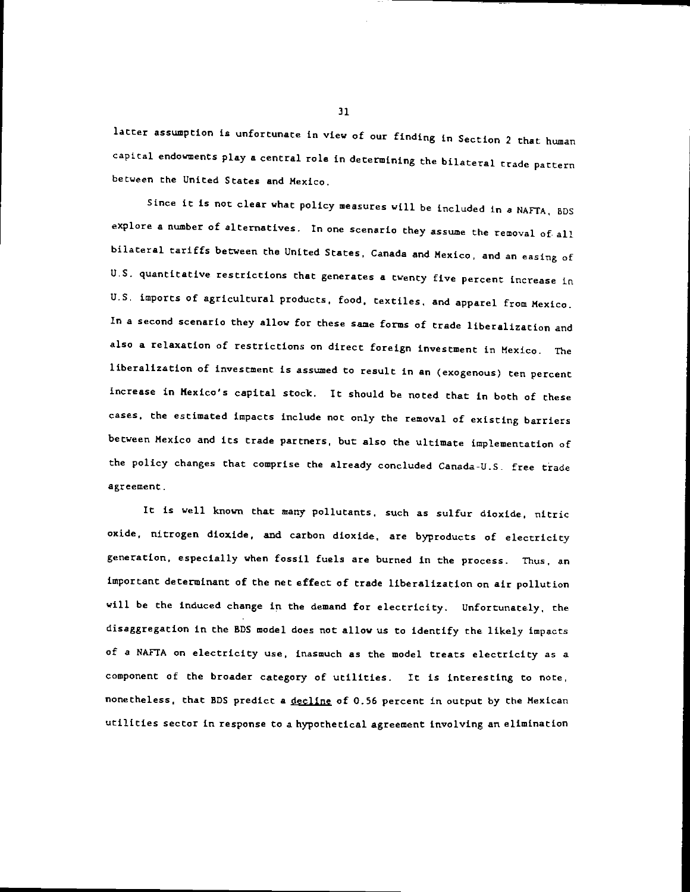latter assumption is unfortunate in view of our finding in Section 2 that human capital endowments play a central role in determining the bilateral trade pattern between the United States and Mexico.

Since it is not clear what policy measures will be included in a NAFTA, BDS explore a number of alternatives. In one scenario they assume the removal of all bilateral tariffs between the United States, Canada and Mexico, and an easing of U.S. quantitative restrictions that generates a twenty five percent increase in U.S. imports of agricultural products, food, textiles, and apparel from Mexico. In a second scenario they allow for these same forms of trade liberalization and also a relaxation of restrictions on direct foreign investment in Mexico. The liberalization of investment is assumed to result in an (exogenous) ten percent increase in Mexico's capital stock. It should be noted that in both of these cases, the estimated impacts include not only the removal of existing barriers between Mexico and its trade partners, but also the ultimate implementation of the policy changes that comprise the already concluded Canada-U.S. free trade agreement.

It is well known that many pollutants, such as sulfur dioxide, nitric oxide, nitrogen dioxide, and carbon dioxide, are byproducts of electricity generation, especially when fossil fuels are burned in the process. Thus, an important determinant of the net effect of trade liberalization on air pollution will be the induced change in the demand for electricity. Unfortunately, the disaggregation in the BDS model does not allow us to identify the likely impacts of a NAFTA on electricity use, inasmuch as the model treats electricity as a component of the broader category of utilities. It is interesting to note, nonetheless, that BDS predict a <u>decline</u> of 0.56 percent in output by the Mexican utilities sector in response to a hypothetical agreement involving an elimination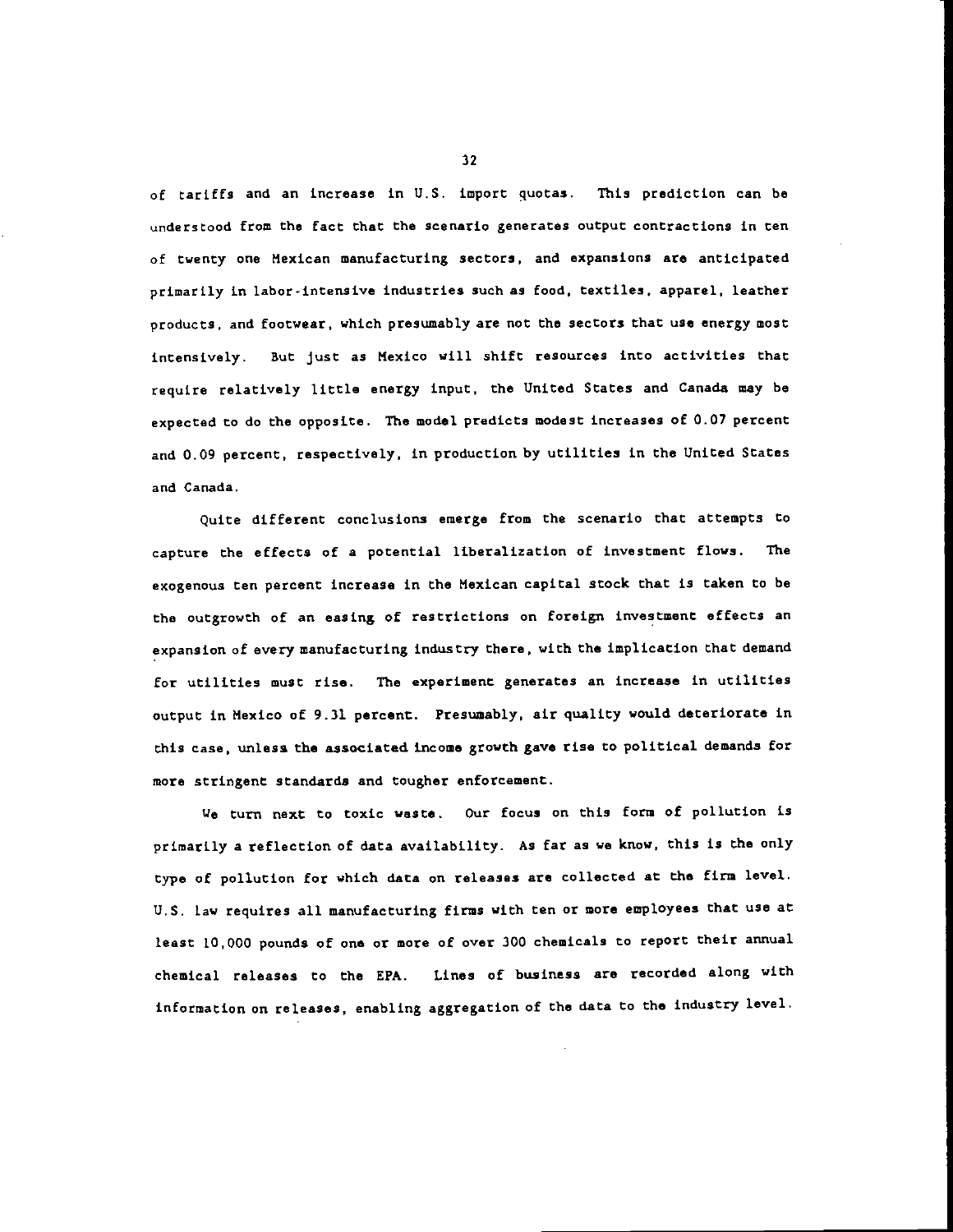of tariffs and an increase in U.S. import quotas. This prediction can be understood from the fact that the scenario generates output contractions in ten of twenty one Mexican manufacturing sectors, and expansions are anticipated primarily in labor-intensive industries such as food, textiles, apparel, leather products, and footwear, which presumably are not the sectors that use energy most intensively. But just as Mexico will shift resources into activities that require relatively little energy input, the United States and Canada may be expected to do the opposite. The model predicts modest increases of 0.07 percent and 0.09 percent, respectively, in production by utilities in the United States and Canada.

Quite different conclusions emerge from the scenario that attempts to capture the effects of a potential liberalization of investment flows. The exogenous ten percent increase in the Mexican capital stock that is taken to be the outgrowth of an easing of restrictions on foreign investment effects an expansion of every manufacturing industry there, with the implication that demand for utilities must rise. The experiment generates an increase in utilities output in Mexico of 9.31 percent. Presumably, air quality would deteriorate in this case, unless the associated income growth gave rise to political demands for more stringent standards and tougher enforcement.

We turn next to toxic waste. Our focus on this form of pollution is primarily a reflection of data availability. As far as we know, this is the only type of pollution for which data on releases are collected at the firm level. U.S. law requires all manufacturing firms with ten or more employees that use at least 10,000 pounds of one or more of over 300 chemicals to report their annual chemical releases to the EPA. Lines of business are recorded along with information on releases, enabling aggregation of the data to the industry level.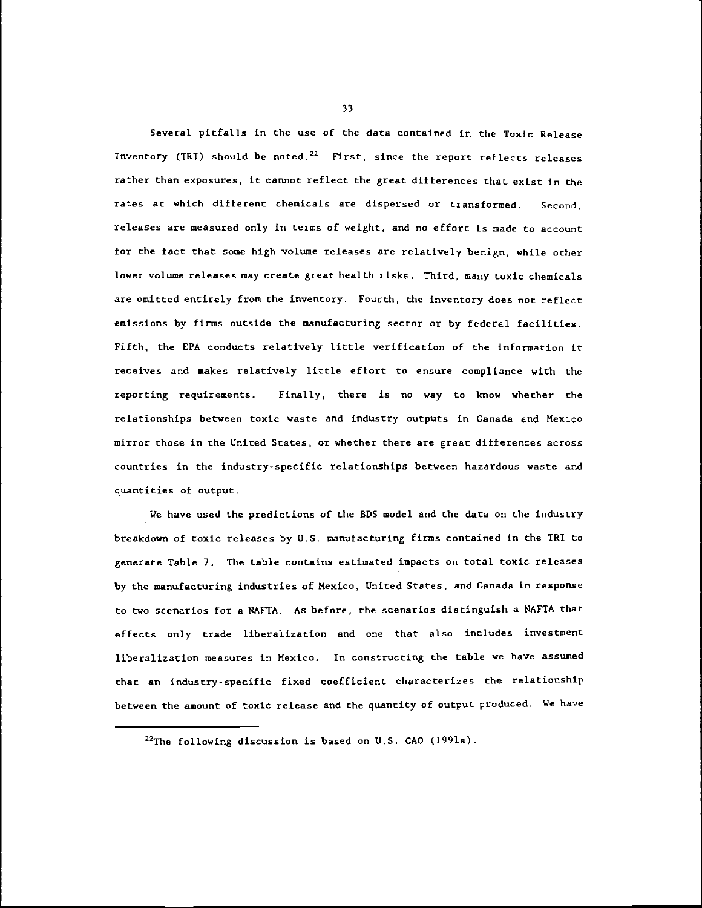Several pitfalls in the use of the data contained in the Toxic Release Inventory (TRI) should be noted.[22] First, since the report reflects releases rather than exposures, it cannot reflect the great differences that exist in the rates at which different chemicals are dispersed or transformed. Second, releases are measured only in terms of weight, and no effort is made to account for the fact that some high volume releases are relatively benign, while other lower volume releases may create great health risks. Third, many toxic chemicals are omitted entirely from the inventory. Fourth, the inventory does not reflect emissions by firms outside the manufacturing sector or by federal facilities. Fifth, the EPA conducts relatively little verification of the information it receives and makes relatively little effort to ensure compliance with the reporting requirements. Finally, there is no way to know whether the relationships between toxic waste and industry outputs in Canada and Mexico mirror those in the United States, or whether there are great differences across countries in the industry-specific relationships between hazardous waste and quantities of output.

We have used the predictions of the BDS model and the data on the industry breakdown of toxic releases by U.S. manufacturing firms contained in the TRI to generate Table 7. The table contains estimated impacts on total toxic releases by the manufacturing industries of Mexico, United States, and Canada in response to two scenarios for a NAFTA. As before, the scenarios distinguish a NAFTA that effects only trade liberalization and one that also includes investment liberalization measures in Mexico. In constructing the table we have assumed that an industry-specific fixed coefficient characterizes the relationship between the amount of toxic release and the quantity of output produced. We have

[22] The following discussion is based on U.S. GAO (1991a).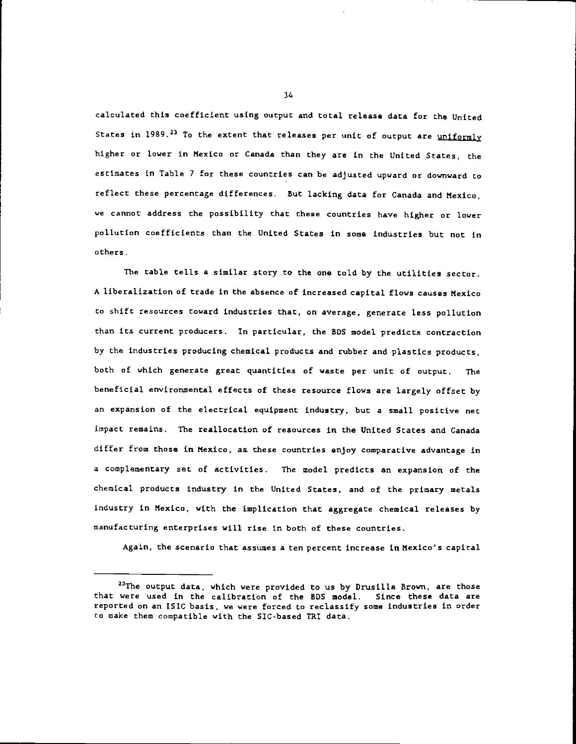calculated this coefficient using output and total release data for the United States in 1989.[23] To the extent that releases per unit of output are <u>uniformly</u> higher or lower in Mexico or Canada than they are in the United States, the estimates in Table 7 for these countries can be adjusted upward or downward to reflect these percentage differences. But lacking data for Canada and Mexico, we cannot address the possibility that these countries have higher or lower pollution coefficients than the United States in some industries but not in others.

The table tells a similar story to the one told by the utilities sector. A liberalization of trade in the absence of increased capital flows causes Mexico to shift resources toward industries that, on average, generate less pollution than its current producers. In particular, the BDS model predicts contraction by the industries producing chemical products and rubber and plastics products, both of which generate great quantities of waste per unit of output. The beneficial environmental effects of these resource flows are largely offset by an expansion of the electrical equipment industry, but a small positive net impact remains. The reallocation of resources in the United States and Canada differ from those in Mexico, as these countries enjoy comparative advantage in a complementary set of activities. The model predicts an expansion of the chemical products industry in the United States, and of the primary metals industry in Mexico, with the implication that aggregate chemical releases by manufacturing enterprises will rise in both of these countries.

Again, the scenario that assumes a ten percent increase in Mexico's capital

---

[23]The output data, which were provided to us by Drusilla Brown, are those that were used in the calibration of the BDS model. Since these data are reported on an ISIC basis, we were forced to reclassify some industries in order to make them compatible with the SIC-based TRI data.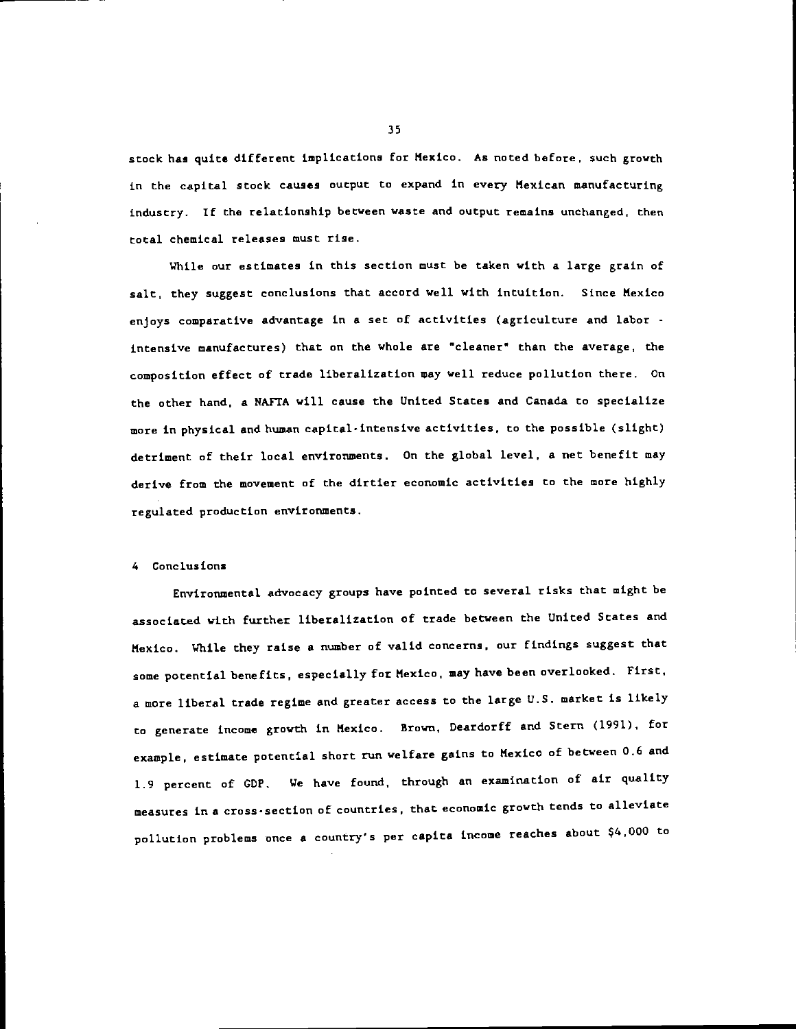stock has quite different implications for Mexico. As noted before, such growth in the capital stock causes output to expand in every Mexican manufacturing industry. If the relationship between waste and output remains unchanged, then total chemical releases must rise.

While our estimates in this section must be taken with a large grain of salt, they suggest conclusions that accord well with intuition. Since Mexico enjoys comparative advantage in a set of activities (agriculture and labor - intensive manufactures) that on the whole are "cleaner" than the average, the composition effect of trade liberalization may well reduce pollution there. On the other hand, a NAFTA will cause the United States and Canada to specialize more in physical and human capital-intensive activities, to the possible (slight) detriment of their local environments. On the global level, a net benefit may derive from the movement of the dirtier economic activities to the more highly regulated production environments.

## 4 Conclusions

Environmental advocacy groups have pointed to several risks that might be associated with further liberalization of trade between the United States and Mexico. While they raise a number of valid concerns, our findings suggest that some potential benefits, especially for Mexico, may have been overlooked. First, a more liberal trade regime and greater access to the large U.S. market is likely to generate income growth in Mexico. Brown, Deardorff and Stern (1991), for example, estimate potential short run welfare gains to Mexico of between 0.6 and 1.9 percent of GDP. We have found, through an examination of air quality measures in a cross-section of countries, that economic growth tends to alleviate pollution problems once a country's per capita income reaches about $4,000 to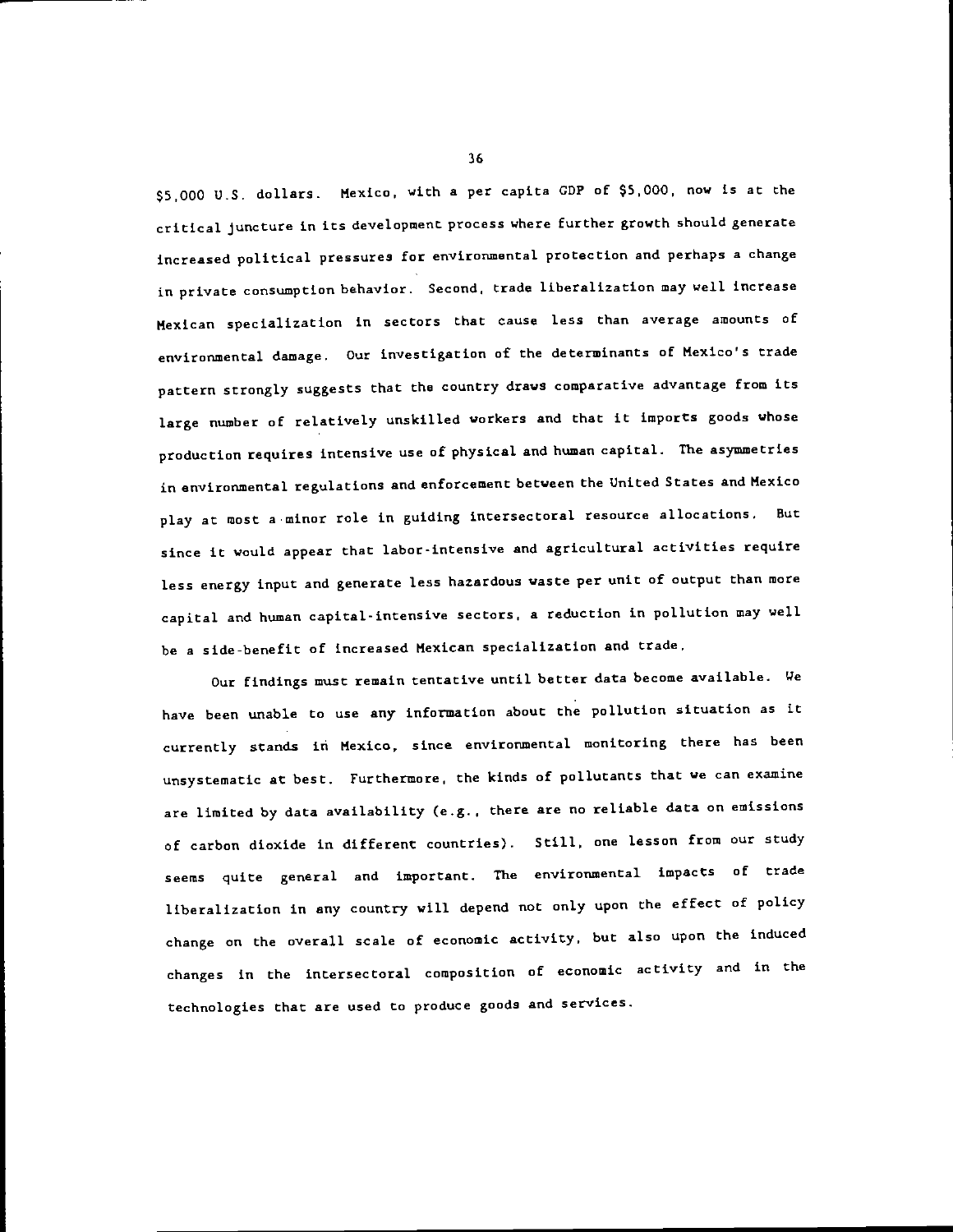$5,000 U.S. dollars. Mexico, with a per capita GDP of $5,000, now is at the critical juncture in its development process where further growth should generate increased political pressures for environmental protection and perhaps a change in private consumption behavior. Second, trade liberalization may well increase Mexican specialization in sectors that cause less than average amounts of environmental damage. Our investigation of the determinants of Mexico's trade pattern strongly suggests that the country draws comparative advantage from its large number of relatively unskilled workers and that it imports goods whose production requires intensive use of physical and human capital. The asymmetries in environmental regulations and enforcement between the United States and Mexico play at most a minor role in guiding intersectoral resource allocations. But since it would appear that labor-intensive and agricultural activities require less energy input and generate less hazardous waste per unit of output than more capital and human capital-intensive sectors, a reduction in pollution may well be a side-benefit of increased Mexican specialization and trade.

Our findings must remain tentative until better data become available. We have been unable to use any information about the pollution situation as it currently stands in Mexico, since environmental monitoring there has been unsystematic at best. Furthermore, the kinds of pollutants that we can examine are limited by data availability (e.g., there are no reliable data on emissions of carbon dioxide in different countries). Still, one lesson from our study seems quite general and important. The environmental impacts of trade liberalization in any country will depend not only upon the effect of policy change on the overall scale of economic activity, but also upon the induced changes in the intersectoral composition of economic activity and in the technologies that are used to produce goods and services.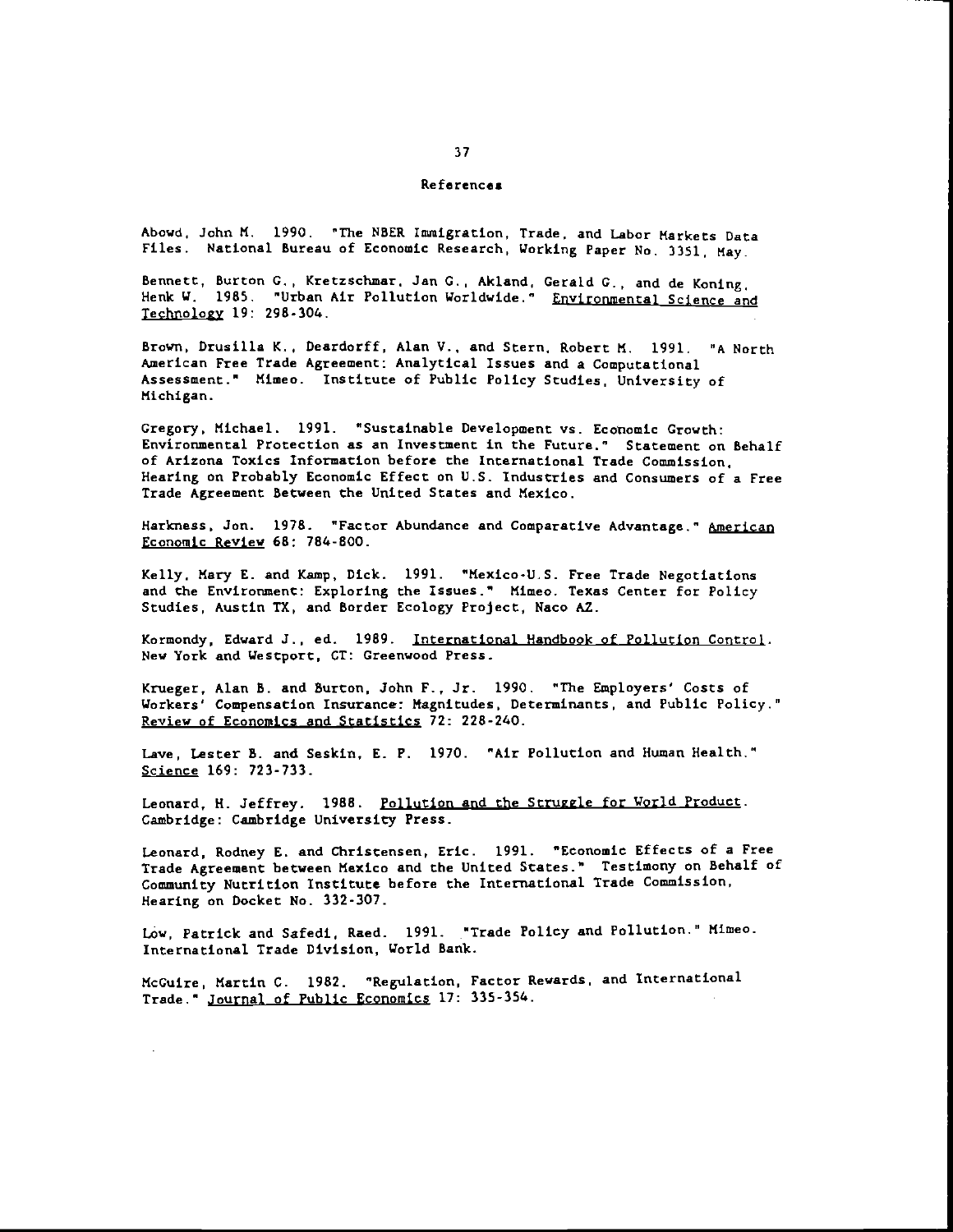# References

Abowd, John M. 1990. "The NBER Immigration, Trade, and Labor Markets Data Files. National Bureau of Economic Research, Working Paper No. 3351, May.

Bennett, Burton G., Kretzschmar, Jan G., Akland, Gerald G., and de Koning, Henk W. 1985. "Urban Air Pollution Worldwide." Environmental Science and Technology 19: 298-304.

Brown, Drusilla K., Deardorff, Alan V., and Stern, Robert M. 1991. "A North American Free Trade Agreement: Analytical Issues and a Computational Assessment." Mimeo. Institute of Public Policy Studies, University of Michigan.

Gregory, Michael. 1991. "Sustainable Development vs. Economic Growth: Environmental Protection as an Investment in the Future." Statement on Behalf of Arizona Toxics Information before the International Trade Commission, Hearing on Probably Economic Effect on U.S. Industries and Consumers of a Free Trade Agreement Between the United States and Mexico.

Harkness, Jon. 1978. "Factor Abundance and Comparative Advantage." American Economic Review 68: 784-800.

Kelly, Mary E. and Kamp, Dick. 1991. "Mexico-U.S. Free Trade Negotiations and the Environment: Exploring the Issues." Mimeo. Texas Center for Policy Studies, Austin TX, and Border Ecology Project, Naco AZ.

Kormondy, Edward J., ed. 1989. International Handbook of Pollution Control. New York and Westport, CT: Greenwood Press.

Krueger, Alan B. and Burton, John F., Jr. 1990. "The Employers' Costs of Workers' Compensation Insurance: Magnitudes, Determinants, and Public Policy." Review of Economics and Statistics 72: 228-240.

Lave, Lester B. and Seskin, E. P. 1970. "Air Pollution and Human Health." Science 169: 723-733.

Leonard, H. Jeffrey. 1988. Pollution and the Struggle for World Product. Cambridge: Cambridge University Press.

Leonard, Rodney E. and Christensen, Eric. 1991. "Economic Effects of a Free Trade Agreement between Mexico and the United States." Testimony on Behalf of Community Nutrition Institute before the International Trade Commission, Hearing on Docket No. 332-307.

Low, Patrick and Safedi, Raed. 1991. "Trade Policy and Pollution." Mimeo. International Trade Division, World Bank.

McGuire, Martin C. 1982. "Regulation, Factor Rewards, and International Trade." Journal of Public Economics 17: 335-354.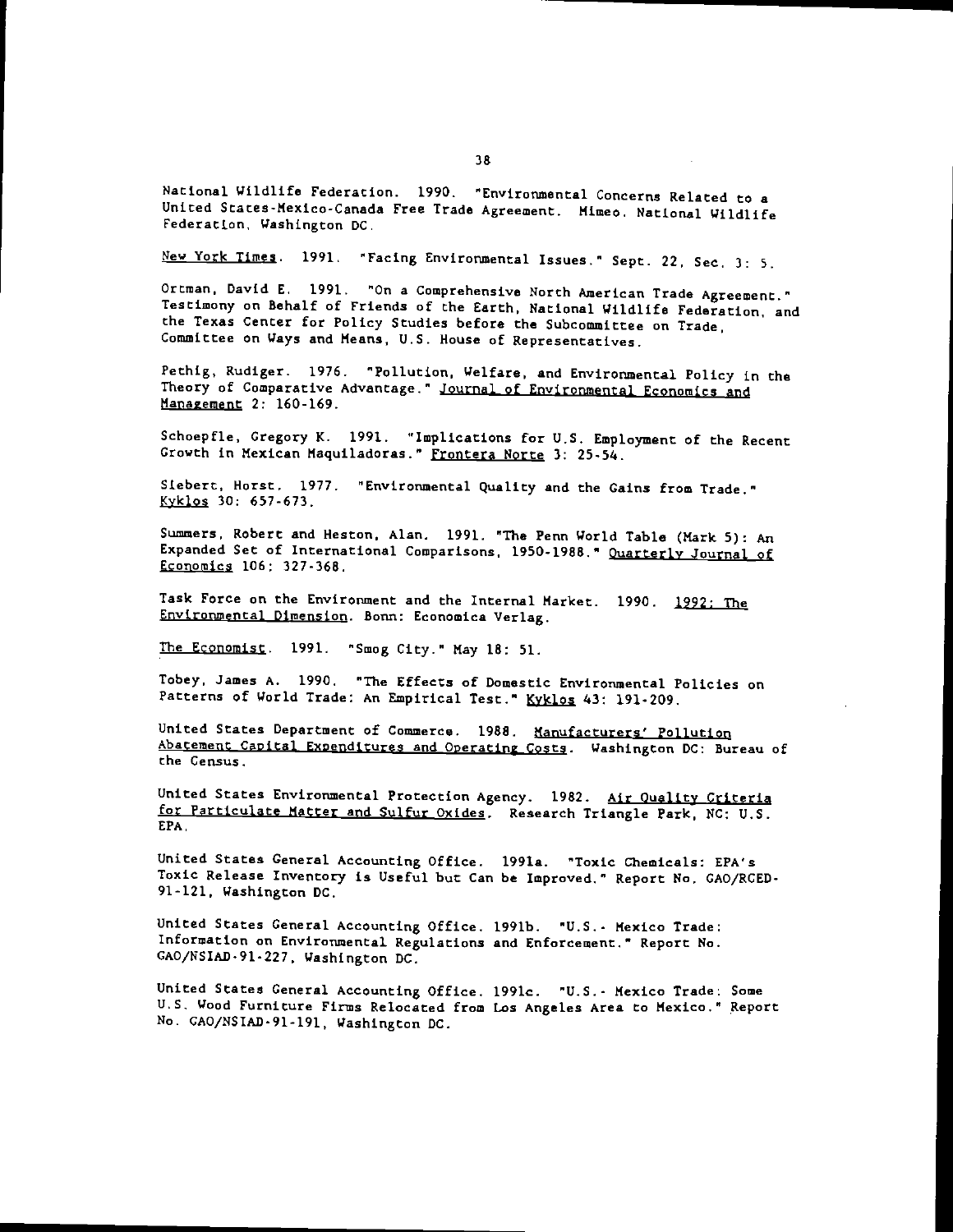National Wildlife Federation. 1990. "Environmental Concerns Related to a United States-Mexico-Canada Free Trade Agreement. Mimeo. National Wildlife Federation, Washington DC.

New York Times. 1991. "Facing Environmental Issues." Sept. 22, Sec. 3: 5.

Ortman, David E. 1991. "On a Comprehensive North American Trade Agreement." Testimony on Behalf of Friends of the Earth, National Wildlife Federation, and the Texas Center for Policy Studies before the Subcommittee on Trade, Committee on Ways and Means, U.S. House of Representatives.

Pethig, Rudiger. 1976. "Pollution, Welfare, and Environmental Policy in the Theory of Comparative Advantage." Journal of Environmental Economics and Management 2: 160-169.

Schoepfle, Gregory K. 1991. "Implications for U.S. Employment of the Recent Growth in Mexican Maquiladoras." Frontera Norte 3: 25-54.

Siebert, Horst. 1977. "Environmental Quality and the Gains from Trade." Kyklos 30: 657-673.

Summers, Robert and Heston, Alan. 1991. "The Penn World Table (Mark 5): An Expanded Set of International Comparisons, 1950-1988." Quarterly Journal of Economics 106: 327-368.

Task Force on the Environment and the Internal Market. 1990. 1992: The Environmental Dimension. Bonn: Economica Verlag.

The Economist. 1991. "Smog City." May 18: 51.

Tobey, James A. 1990. "The Effects of Domestic Environmental Policies on Patterns of World Trade: An Empirical Test." Kyklos 43: 191-209.

United States Department of Commerce. 1988. Manufacturers' Pollution Abatement Capital Expenditures and Operating Costs. Washington DC: Bureau of the Census.

United States Environmental Protection Agency. 1982. Air Quality Criteria for Particulate Matter and Sulfur Oxides. Research Triangle Park, NC: U.S. EPA.

United States General Accounting Office. 1991a. "Toxic Chemicals: EPA's Toxic Release Inventory is Useful but Can be Improved." Report No. GAO/RCED-91-121, Washington DC.

United States General Accounting Office. 1991b. "U.S.- Mexico Trade: Information on Environmental Regulations and Enforcement." Report No. GAO/NSIAD-91-227, Washington DC.

United States General Accounting Office. 1991c. "U.S.- Mexico Trade: Some U.S. Wood Furniture Firms Relocated from Los Angeles Area to Mexico." Report No. GAO/NSIAD-91-191, Washington DC.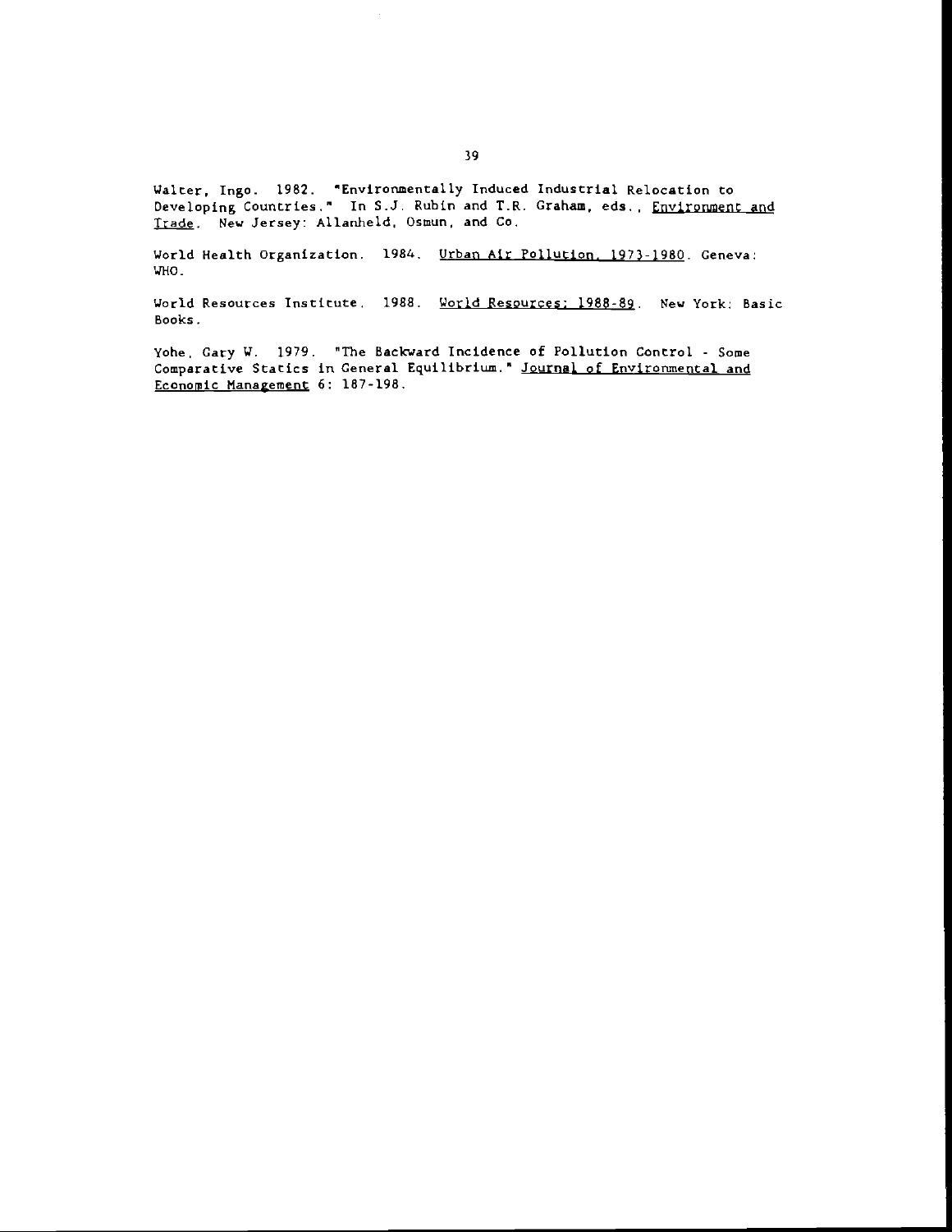Walter, Ingo. 1982. "Environmentally Induced Industrial Relocation to Developing Countries." In S.J. Rubin and T.R. Graham, eds., Environment and Trade. New Jersey: Allanheld, Osmun, and Co.

World Health Organization. 1984. Urban Air Pollution, 1973-1980. Geneva: WHO.

World Resources Institute. 1988. World Resources: 1988-89. New York: Basic Books.

Yohe, Gary W. 1979. "The Backward Incidence of Pollution Control - Some Comparative Statics in General Equilibrium." Journal of Environmental and Economic Management 6: 187-198.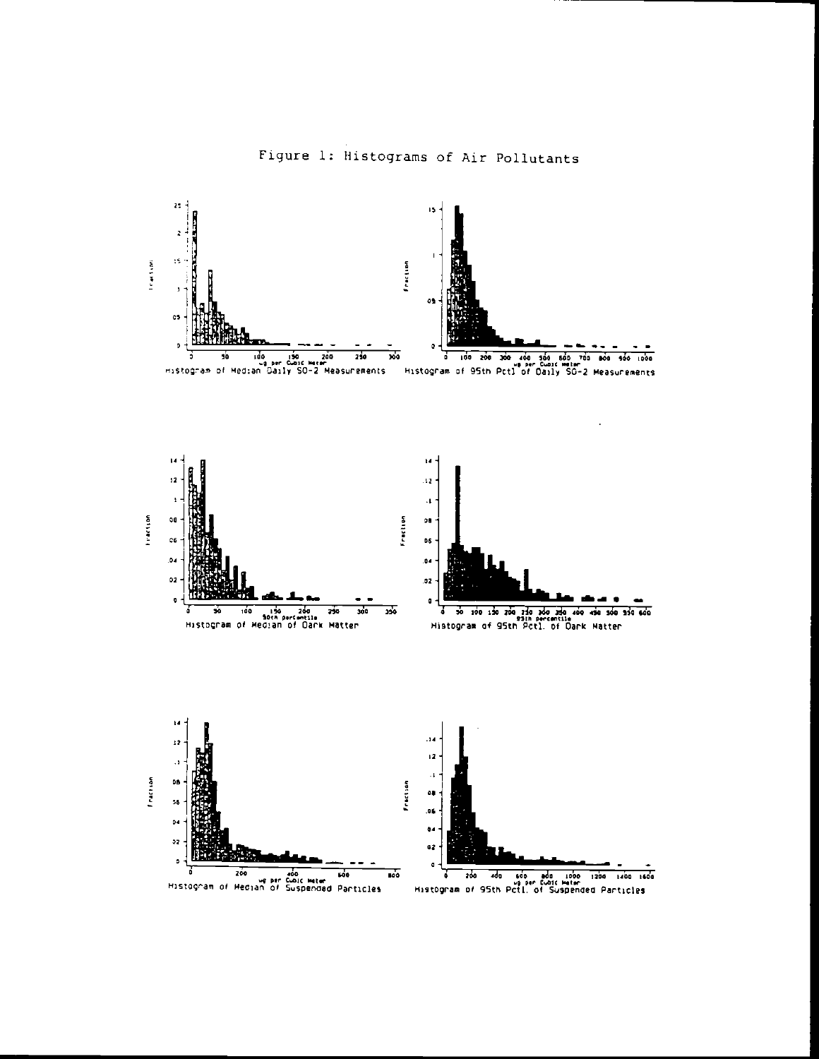# Figure 1: Histograms of Air Pollutants

Histogram of Median Daily SO-2 Measurements

Histogram of 95th Pctl of Daily SO-2 Measurements

Histogram of Median of Dark Matter

Histogram of 95th Pctl. of Dark Matter

Histogram of Median of Suspended Particles

Histogram of 95th Pctl. of Suspended Particles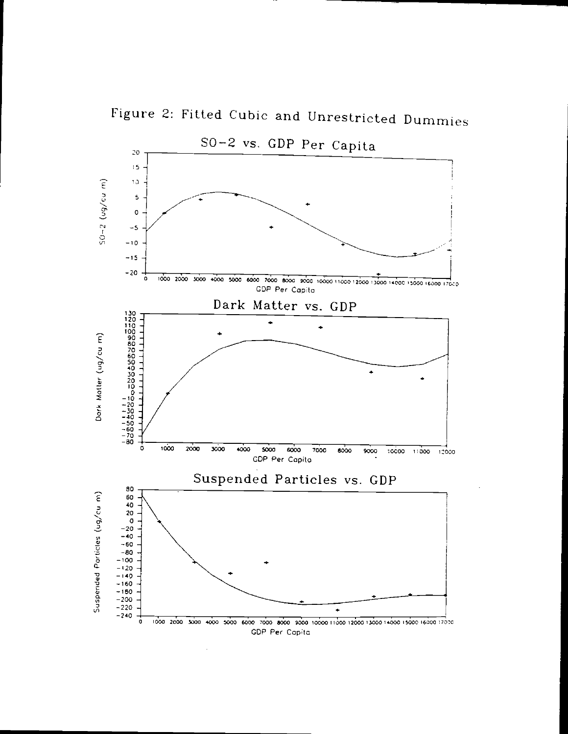# Figure 2: Fitted Cubic and Unrestricted Dummies

SO-2 vs. GDP Per Capita

Dark Matter vs. GDP

Suspended Particles vs. GDP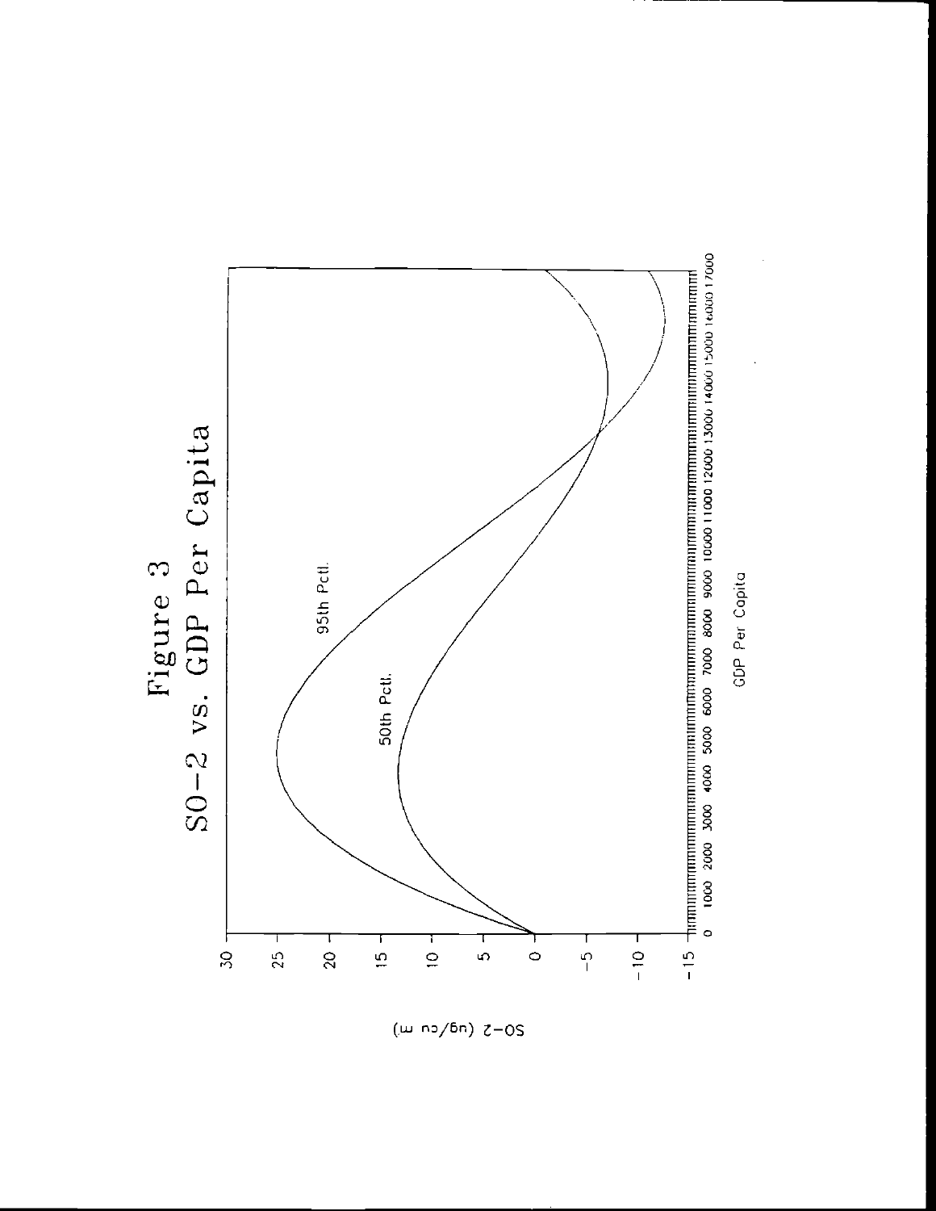# Figure 3

## SO-2 vs. GDP Per Capita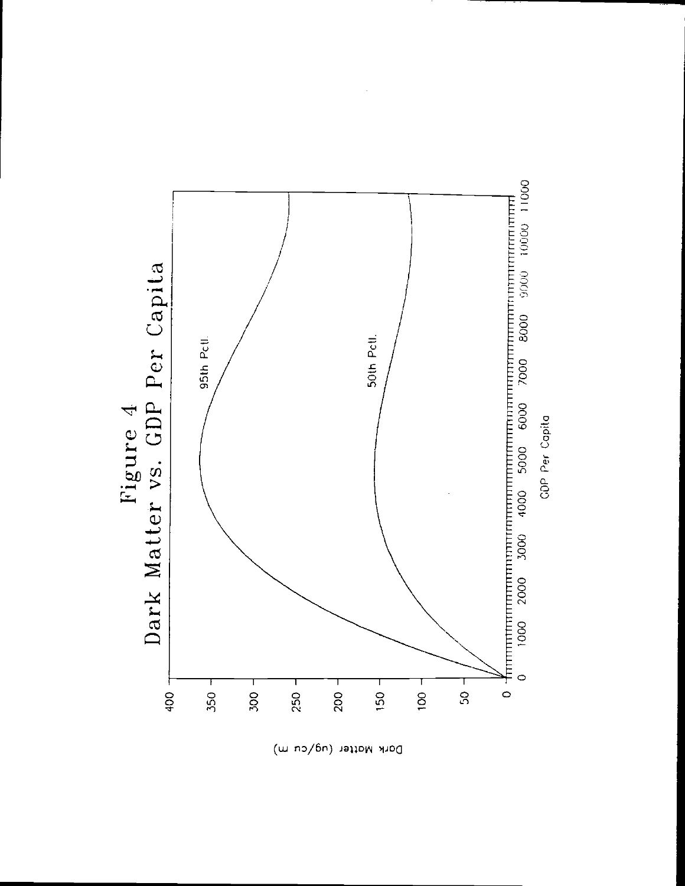# Figure 4
## Dark Matter vs. GDP Per Capita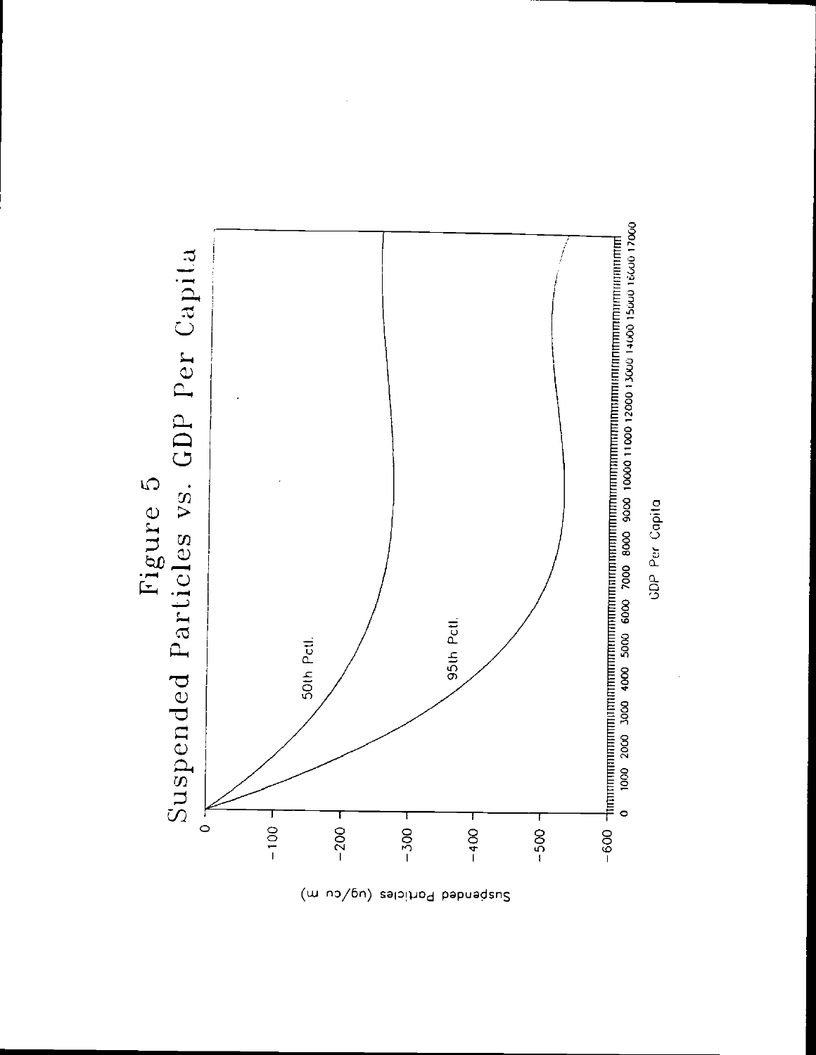Figure 5

Suspended Particles vs. GDP Per Capita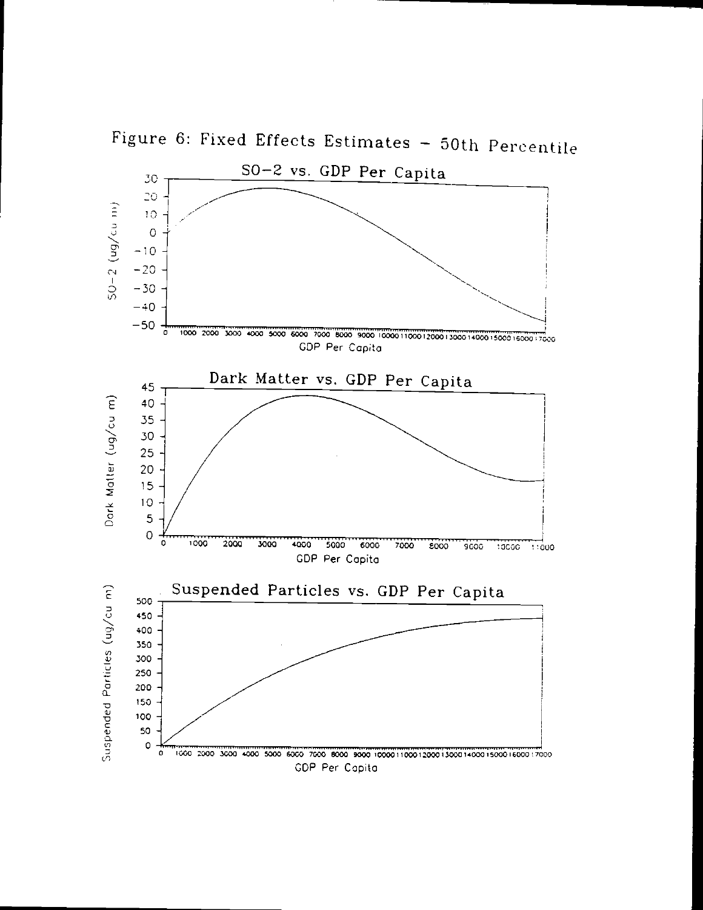# Figure 6: Fixed Effects Estimates – 50th Percentile

## SO-2 vs. GDP Per Capita

SO-2 (ug/cu m)

GDP Per Capita

## Dark Matter vs. GDP Per Capita

Dark Matter (ug/cu m)

GDP Per Capita

## Suspended Particles vs. GDP Per Capita

Suspended Particles (ug/cu m)

GDP Per Capita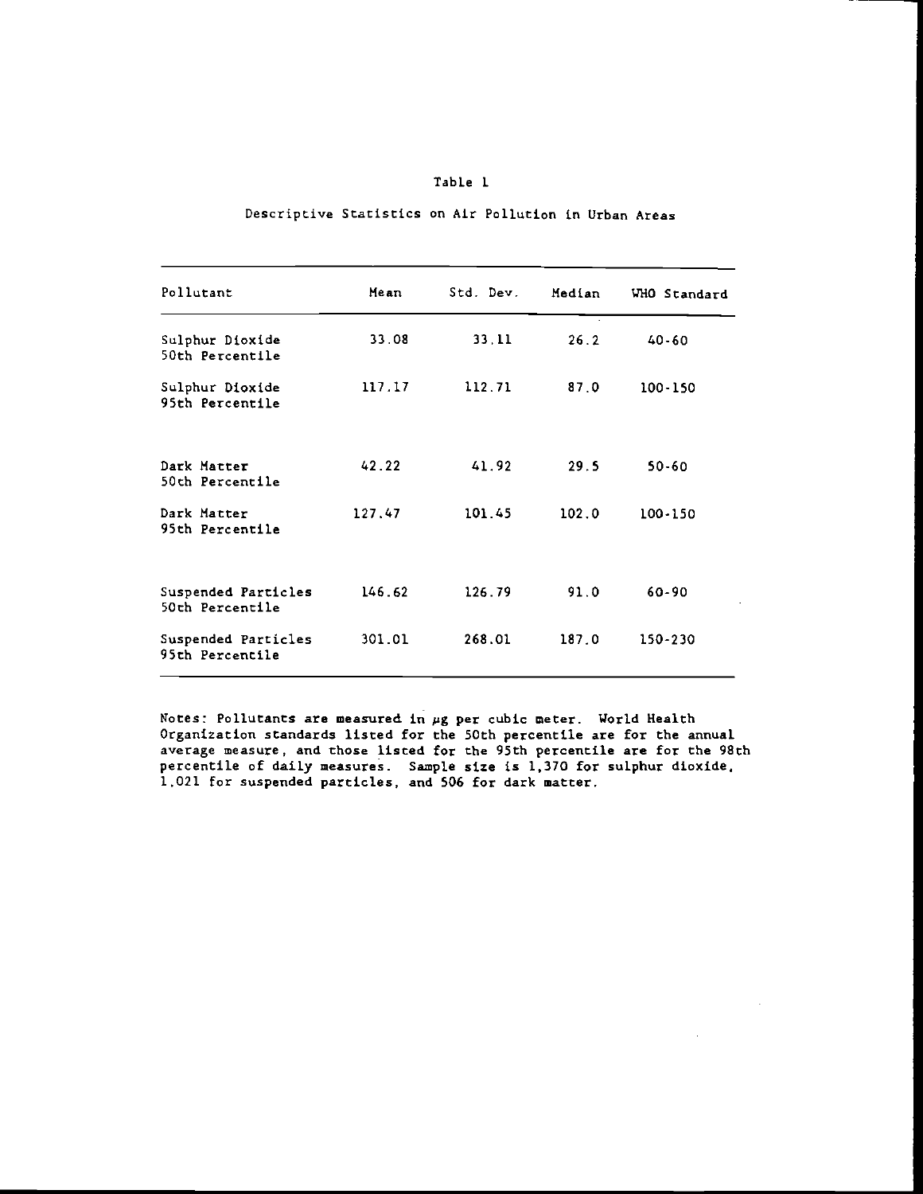Table 1

Descriptive Statistics on Air Pollution in Urban Areas

| Pollutant | Mean | Std. Dev. | Median | WHO Standard |
|---|---|---|---|---|
| Sulphur Dioxide 50th Percentile | 33.08 | 33.11 | 26.2 | 40-60 |
| Sulphur Dioxide 95th Percentile | 117.17 | 112.71 | 87.0 | 100-150 |
| Dark Matter 50th Percentile | 42.22 | 41.92 | 29.5 | 50-60 |
| Dark Matter 95th Percentile | 127.47 | 101.45 | 102.0 | 100-150 |
| Suspended Particles 50th Percentile | 146.62 | 126.79 | 91.0 | 60-90 |
| Suspended Particles 95th Percentile | 301.01 | 268.01 | 187.0 | 150-230 |

Notes: Pollutants are measured in $\mu g$ per cubic meter. World Health Organization standards listed for the 50th percentile are for the annual average measure, and those listed for the 95th percentile are for the 98th percentile of daily measures. Sample size is 1,370 for sulphur dioxide, 1,021 for suspended particles, and 506 for dark matter.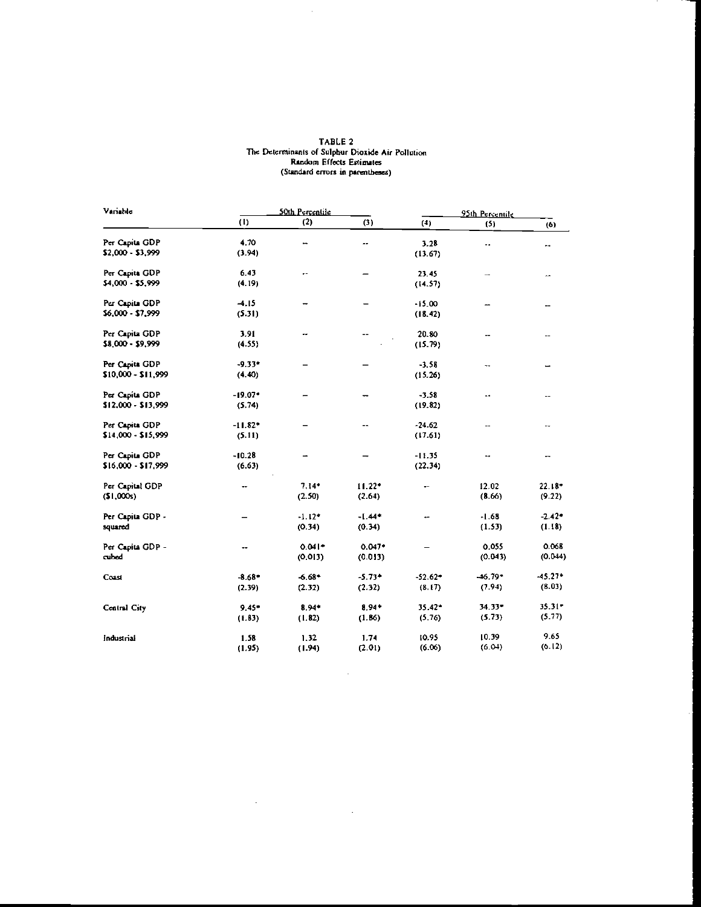TABLE 2
The Determinants of Sulphur Dioxide Air Pollution
Random Effects Estimates
(Standard errors in parentheses)

| Variable | 50th Percentile | | | 95th Percentile | | |
|---|---|---|---|---|---|---|
| | (1) | (2) | (3) | (4) | (5) | (6) |
| Per Capita GDP $2,000 - $3,999 | 4.70 (3.94) | -- | -- | 3.28 (13.67) | -- | -- |
| Per Capita GDP $4,000 - $5,999 | 6.43 (4.19) | -- | -- | 23.45 (14.57) | -- | -- |
| Per Capita GDP $6,000 - $7,999 | -4.15 (5.31) | -- | -- | -15.00 (18.42) | -- | -- |
| Per Capita GDP $8,000 - $9,999 | 3.91 (4.55) | -- | -- | 20.80 (15.79) | -- | -- |
| Per Capita GDP $10,000 - $11,999 | -9.33* (4.40) | -- | -- | -3.58 (15.26) | -- | -- |
| Per Capita GDP $12,000 - $13,999 | -19.07* (5.74) | -- | -- | -3.58 (19.82) | -- | -- |
| Per Capita GDP $14,000 - $15,999 | -11.82* (5.11) | -- | -- | -24.62 (17.61) | -- | -- |
| Per Capita GDP $16,000 - $17,999 | -10.28 (6.63) | -- | -- | -11.35 (22.34) | -- | -- |
| Per Capital GDP ($1,000s) | -- | 7.14* (2.50) | 11.22* (2.64) | -- | 12.02 (8.66) | 22.18* (9.22) |
| Per Capita GDP - squared | -- | -1.12* (0.34) | -1.44* (0.34) | -- | -1.68 (1.53) | -2.42* (1.18) |
| Per Capita GDP - cubed | -- | 0.041* (0.013) | 0.047* (0.013) | -- | 0.055 (0.043) | 0.068 (0.044) |
| Coast | -8.68* (2.39) | -6.68* (2.32) | -5.73* (2.32) | -52.62* (8.17) | -46.79* (7.94) | -45.27* (8.03) |
| Central City | 9.45* (1.83) | 8.94* (1.82) | 8.94* (1.86) | 35.42* (5.76) | 34.33* (5.73) | 35.31* (5.77) |
| Industrial | 1.58 (1.95) | 1.32 (1.94) | 1.74 (2.01) | 10.95 (6.06) | 10.39 (6.04) | 9.65 (6.12) |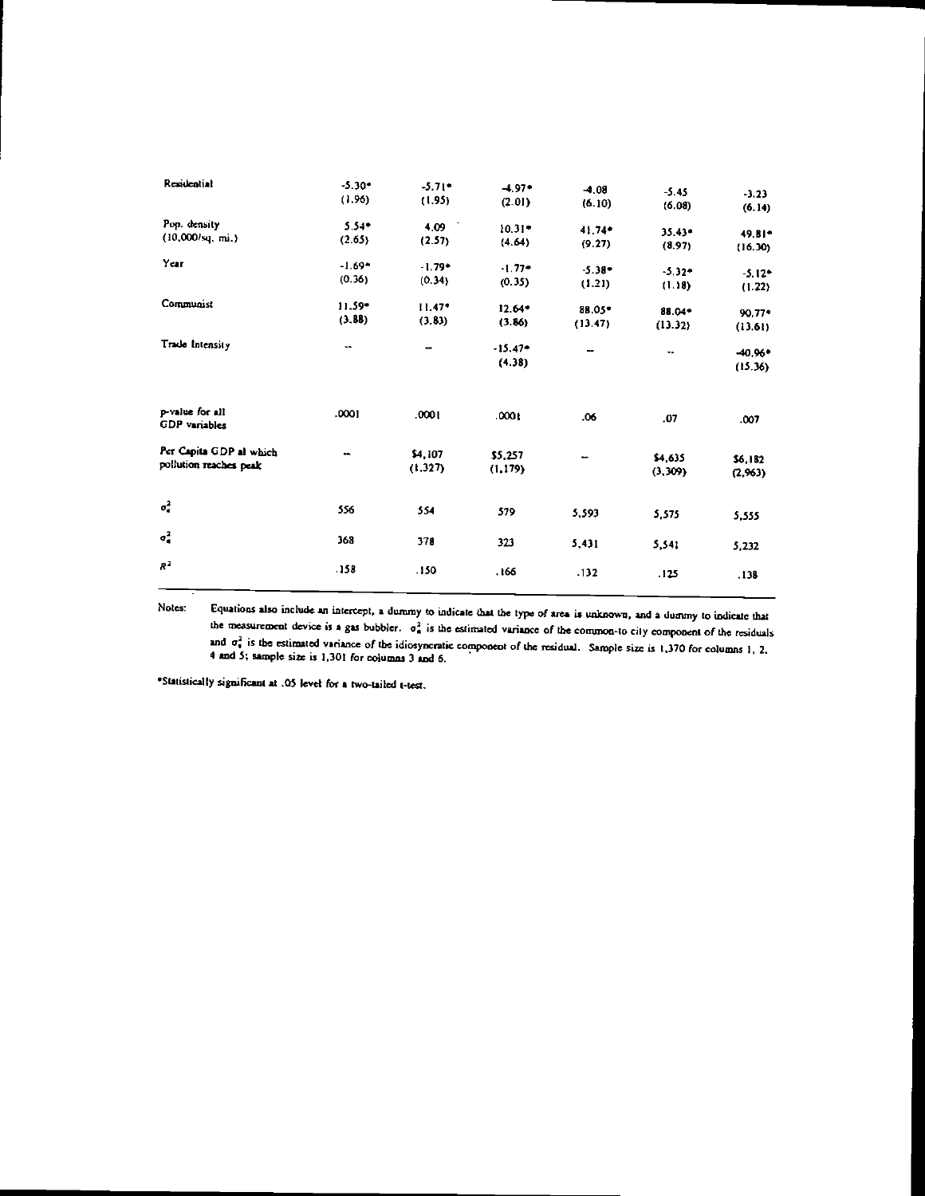| | | | | | | |
|---|---|---|---|---|---|---|
| Residential | -5.30* | -5.71* | -4.97* | -4.08 | -5.45 | -3.23 |
| | (1.96) | (1.95) | (2.01) | (6.10) | (6.08) | (6.14) |
| Pop. density (10,000/sq. mi.) | 5.54* | 4.09 | 10.31* | 41.74* | 35.43* | 49.81* |
| | (2.65) | (2.57) | (4.64) | (9.27) | (8.97) | (16.30) |
| Year | -1.69* | -1.79* | -1.77* | -5.38* | -5.32* | -5.12* |
| | (0.36) | (0.34) | (0.35) | (1.21) | (1.18) | (1.22) |
| Communist | 11.59* | 11.47* | 12.64* | 88.05* | 88.04* | 90.77* |
| | (3.88) | (3.83) | (3.86) | (13.47) | (13.32) | (13.61) |
| Trade Intensity | -- | -- | -15.47* | -- | -- | -40.96* |
| | | | (4.38) | | | (15.36) |
| p-value for all GDP variables | .0001 | .0001 | .0001 | .06 | .07 | .007 |
| Per Capita GDP at which pollution reaches peak | -- | $4,107 | $5,257 | -- | $4,635 | $6,182 |
| | | (1,327) | (1,179) | | (3,309) | (2,963) |
| $\sigma_\alpha^2$ | 556 | 554 | 579 | 5,593 | 5,575 | 5,555 |
| $\sigma_\epsilon^2$ | 368 | 378 | 323 | 5,431 | 5,541 | 5,232 |
| $R^2$ | .158 | .150 | .166 | .132 | .125 | .138 |

Notes: Equations also include an intercept, a dummy to indicate that the type of area is unknown, and a dummy to indicate that the measurement device is a gas bubbler. $\sigma_\alpha^2$ is the estimated variance of the common-to city component of the residuals and $\sigma_\epsilon^2$ is the estimated variance of the idiosyncratic component of the residual. Sample size is 1,370 for columns 1, 2, 4 and 5; sample size is 1,301 for columns 3 and 6.

*Statistically significant at .05 level for a two-tailed t-test.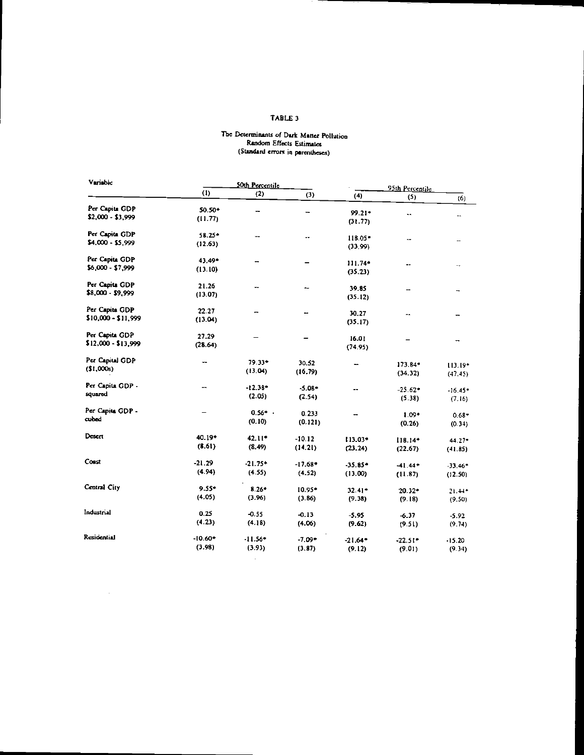# TABLE 3

The Determinants of Dark Matter Pollution
Random Effects Estimates
(Standard errors in parentheses)

| Variable | 50th Percentile | | | 95th Percentile | | |
|---|---|---|---|---|---|---|
| | (1) | (2) | (3) | (4) | (5) | (6) |
| Per Capita GDP $2,000 - $3,999 | 50.50* (11.77) | -- | -- | 99.21* (31.77) | -- | -- |
| Per Capita GDP $4,000 - $5,999 | 58.25* (12.63) | -- | -- | 118.05* (33.99) | -- | -- |
| Per Capita GDP $6,000 - $7,999 | 43.49* (13.10) | -- | -- | 111.74* (35.23) | -- | -- |
| Per Capita GDP $8,000 - $9,999 | 21.26 (13.07) | -- | -- | 39.85 (35.12) | -- | -- |
| Per Capita GDP $10,000 - $11,999 | 22.27 (13.04) | -- | -- | 30.27 (35.17) | -- | -- |
| Per Capita GDP $12,000 - $13,999 | 27.29 (28.64) | -- | -- | 16.01 (74.95) | -- | -- |
| Per Capital GDP ($1,000s) | -- | 79.33* (13.04) | 30.52 (16.79) | -- | 173.84* (34.32) | 113.19* (47.45) |
| Per Capita GDP - squared | -- | -12.38* (2.05) | -5.08* (2.54) | -- | -25.62* (5.38) | -16.45* (7.16) |
| Per Capita GDP - cubed | -- | 0.56* (0.10) | 0.233 (0.121) | -- | 1.09* (0.26) | 0.68* (0.34) |
| Desert | 40.19* (8.61) | 42.11* (8.49) | -10.12 (14.21) | 113.03* (23.24) | 118.14* (22.67) | 44.27* (41.85) |
| Coast | -21.29 (4.94) | -21.75* (4.55) | -17.68* (4.52) | -35.85* (13.00) | -41.44* (11.87) | -33.46* (12.50) |
| Central City | 9.55* (4.05) | 8.26* (3.96) | 10.95* (3.86) | 32.41* (9.38) | 20.32* (9.18) | 21.44* (9.50) |
| Industrial | 0.25 (4.23) | -0.55 (4.18) | -0.13 (4.06) | -5.95 (9.62) | -6.37 (9.51) | -5.92 (9.74) |
| Residential | -10.60* (3.98) | -11.56* (3.93) | -7.09* (3.87) | -21.64* (9.12) | -22.51* (9.01) | -15.20 (9.34) |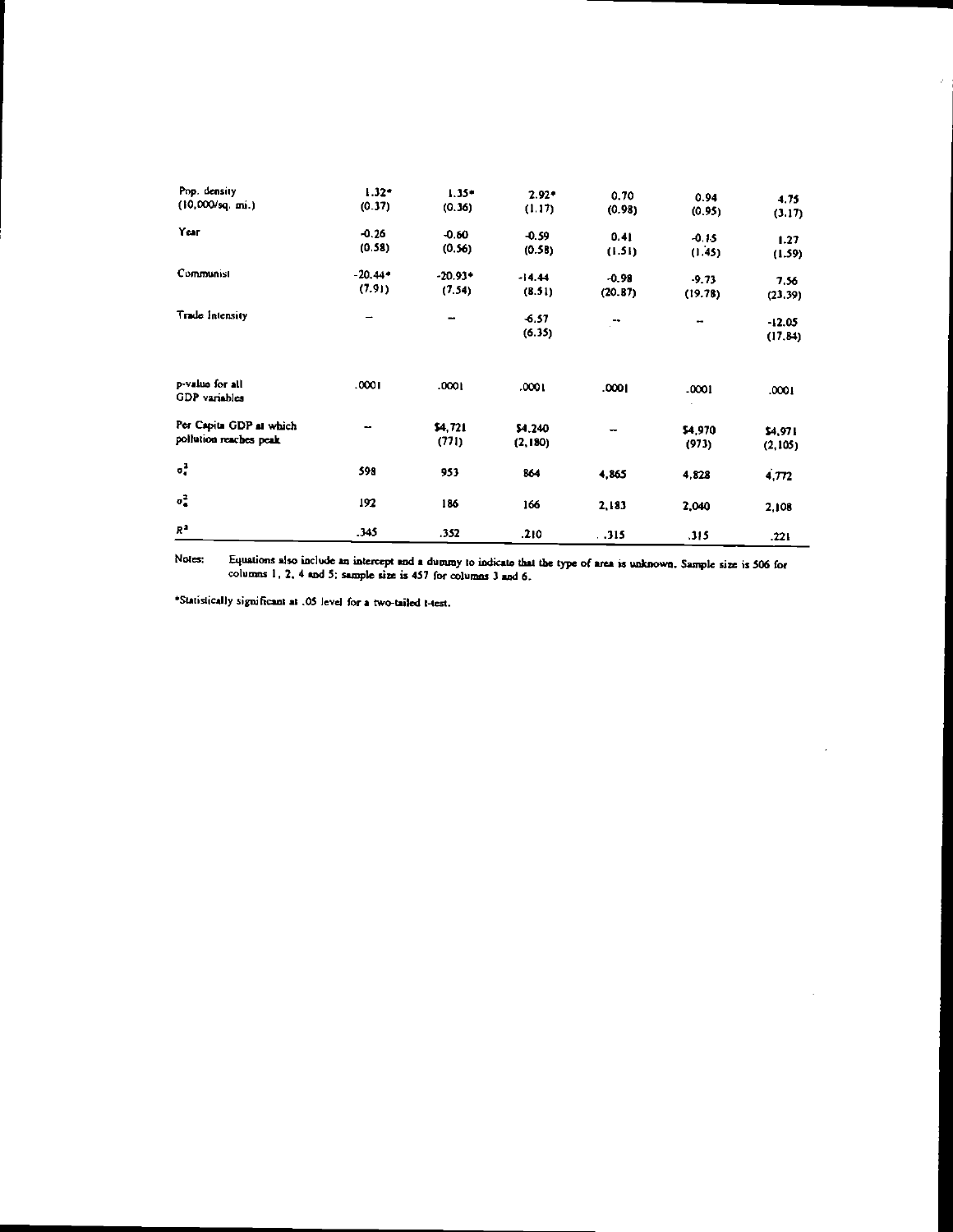| | (1) | (2) | (3) | (4) | (5) | (6) |
|---|---|---|---|---|---|---|
| Pop. density (10,000/sq. mi.) | 1.32* (0.37) | 1.35* (0.36) | 2.92* (1.17) | 0.70 (0.98) | 0.94 (0.95) | 4.75 (3.17) |
| Year | -0.26 (0.58) | -0.60 (0.56) | -0.59 (0.58) | 0.41 (1.51) | -0.15 (1.45) | 1.27 (1.59) |
| Communist | -20.44* (7.91) | -20.93* (7.54) | -14.44 (8.51) | -0.98 (20.87) | -9.73 (19.78) | 7.56 (23.39) |
| Trade Intensity | -- | -- | -6.57 (6.35) | -- | -- | -12.05 (17.84) |
| p-value for all GDP variables | .0001 | .0001 | .0001 | .0001 | .0001 | .0001 |
| Per Capita GDP at which pollution reaches peak | -- | $4,721 (771) | $4,240 (2,180) | -- | $4,970 (973) | $4,971 (2,105) |
| $\sigma_a^2$ | 598 | 953 | 864 | 4,865 | 4,828 | 4,772 |
| $\sigma_e^2$ | 192 | 186 | 166 | 2,183 | 2,040 | 2,108 |
| $R^2$ | .345 | .352 | .210 | .315 | .315 | .221 |

Notes: Equations also include an intercept and a dummy to indicate that the type of area is unknown. Sample size is 506 for columns 1, 2, 4 and 5; sample size is 457 for columns 3 and 6.

*Statistically significant at .05 level for a two-tailed t-test.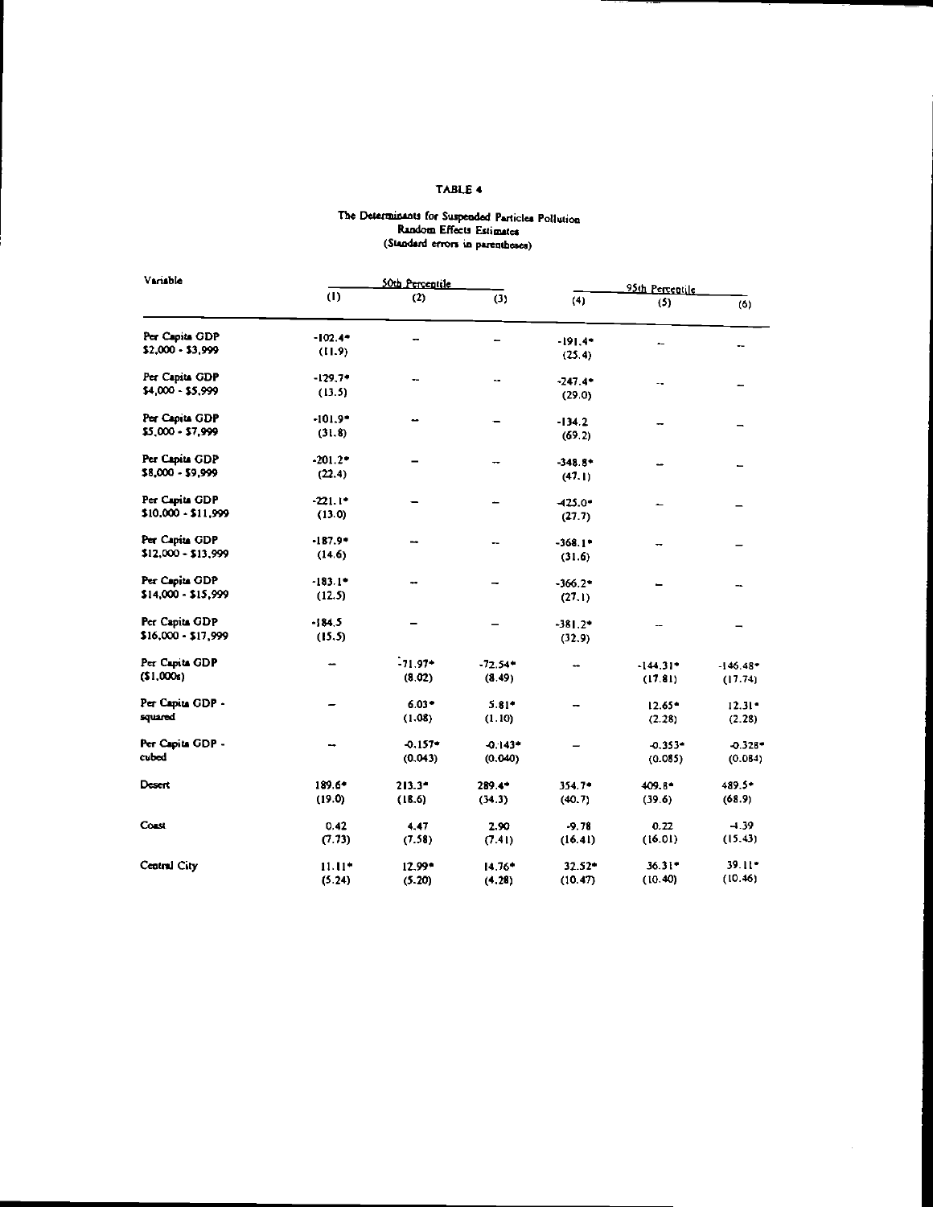TABLE 4

The Determinants for Suspended Particles Pollution
Random Effects Estimates
(Standard errors in parentheses)

| Variable | 50th Percentile | | | 95th Percentile | | |
|---|---|---|---|---|---|---|
| | (1) | (2) | (3) | (4) | (5) | (6) |
| Per Capita GDP $2,000 - $3,999 | -102.4* (11.9) | -- | -- | -191.4* (25.4) | -- | -- |
| Per Capita GDP $4,000 - $5,999 | -129.7* (13.5) | -- | -- | -247.4* (29.0) | -- | -- |
| Per Capita GDP $5,000 - $7,999 | -101.9* (31.8) | -- | -- | -134.2 (69.2) | -- | -- |
| Per Capita GDP $8,000 - $9,999 | -201.2* (22.4) | -- | -- | -348.8* (47.1) | -- | -- |
| Per Capita GDP $10,000 - $11,999 | -221.1* (13.0) | -- | -- | -425.0* (27.7) | -- | -- |
| Per Capita GDP $12,000 - $13,999 | -187.9* (14.6) | -- | -- | -368.1* (31.6) | -- | -- |
| Per Capita GDP $14,000 - $15,999 | -183.1* (12.5) | -- | -- | -366.2* (27.1) | -- | -- |
| Per Capita GDP $16,000 - $17,999 | -184.5 (15.5) | -- | -- | -381.2* (32.9) | -- | -- |
| Per Capita GDP ($1,000s) | -- | -71.97* (8.02) | -72.54* (8.49) | -- | -144.31* (17.81) | -146.48* (17.74) |
| Per Capita GDP - squared | -- | 6.03* (1.08) | 5.81* (1.10) | -- | 12.65* (2.28) | 12.31* (2.28) |
| Per Capita GDP - cubed | -- | -0.157* (0.043) | -0.143* (0.040) | -- | -0.353* (0.085) | -0.328* (0.084) |
| Desert | 189.6* (19.0) | 213.3* (18.6) | 289.4* (34.3) | 354.7* (40.7) | 409.8* (39.6) | 489.5* (68.9) |
| Coast | 0.42 (7.73) | 4.47 (7.58) | 2.90 (7.41) | -9.78 (16.41) | 0.22 (16.01) | -4.39 (15.43) |
| Central City | 11.11* (5.24) | 12.99* (5.20) | 14.76* (4.28) | 32.52* (10.47) | 36.31* (10.40) | 39.11* (10.46) |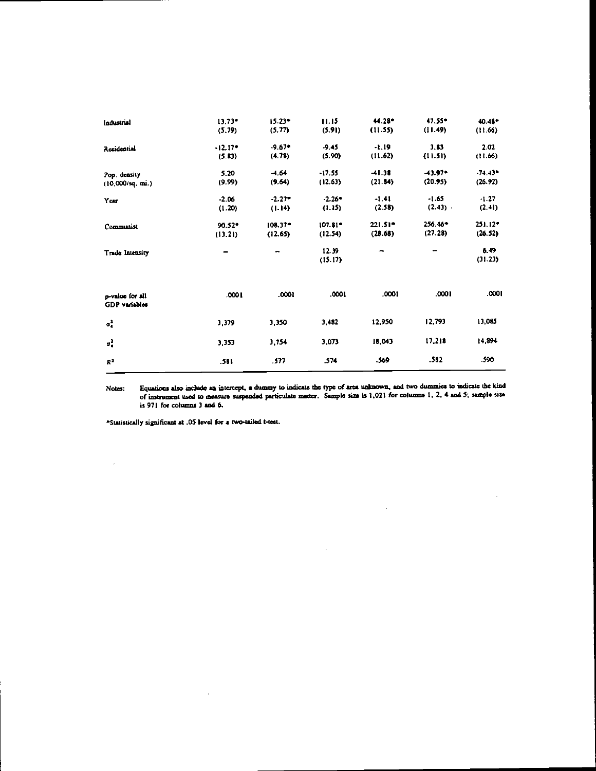| | | | | | | |
|---|---|---|---|---|---|---|
| Industrial | 13.73* | 15.23* | 11.15 | 44.28* | 47.55* | 40.48* |
| | (5.79) | (5.77) | (5.91) | (11.55) | (11.49) | (11.66) |
| Residential | -12.17* | -9.67* | -9.45 | -1.19 | 3.83 | 2.02 |
| | (5.83) | (4.78) | (5.90) | (11.62) | (11.51) | (11.66) |
| Pop. density (10,000/sq. mi.) | 5.20 | -4.64 | -17.55 | -41.38 | -43.97* | -74.43* |
| | (9.99) | (9.64) | (12.63) | (21.84) | (20.95) | (26.92) |
| Year | -2.06 | -2.27* | -2.26* | -1.41 | -1.65 | -1.27 |
| | (1.20) | (1.14) | (1.15) | (2.58) | (2.43) | (2.41) |
| Communist | 90.52* | 108.37* | 107.81* | 221.51* | 256.46* | 251.12* |
| | (13.21) | (12.65) | (12.54) | (28.68) | (27.28) | (26.52) |
| Trade Intensity | – | – | 12.39 | – | – | 6.49 |
| | | | (15.17) | | | (31.23) |
| p-value for all GDP variables | .0001 | .0001 | .0001 | .0001 | .0001 | .0001 |
| $\sigma_{\alpha}^{2}$ | 3,379 | 3,350 | 3,482 | 12,950 | 12,793 | 13,085 |
| $\sigma_{e}^{2}$ | 3,353 | 3,754 | 3,073 | 18,043 | 17,218 | 14,894 |
| $R^2$ | .581 | .577 | .574 | .569 | .582 | .590 |

Notes: Equations also include an intercept, a dummy to indicate the type of area unknown, and two dummies to indicate the kind of instrument used to measure suspended particulate matter. Sample size is 1,021 for columns 1, 2, 4 and 5; sample size is 971 for columns 3 and 6.

*Statistically significant at .05 level for a two-tailed t-test.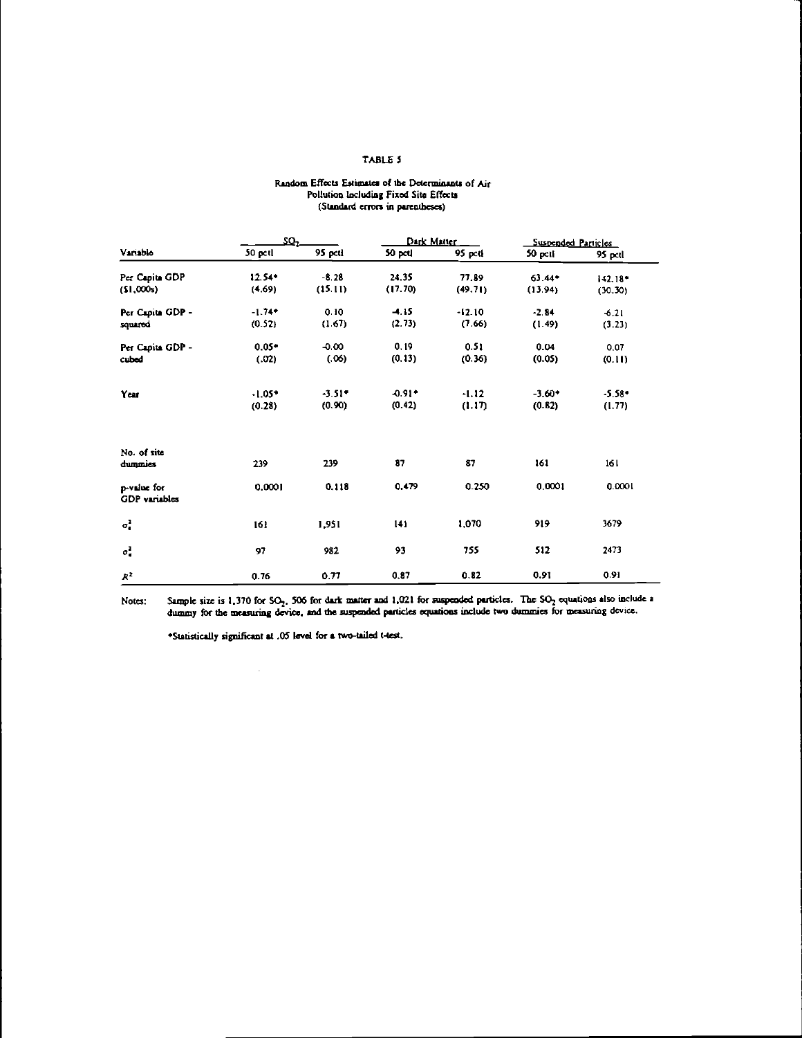TABLE 5

Random Effects Estimates of the Determinants of Air Pollution Including Fixed Site Effects
(Standard errors in parentheses)

| Variable | $SO_2$ | | Dark Matter | | Suspended Particles | |
|---|---|---|---|---|---|---|
| | 50 pctl | 95 pctl | 50 pctl | 95 pctl | 50 pctl | 95 pctl |
| Per Capita GDP ($1,000s) | 12.54* (4.69) | -8.28 (15.11) | 24.35 (17.70) | 77.89 (49.71) | 63.44* (13.94) | 142.18* (30.30) |
| Per Capita GDP - squared | -1.74* (0.52) | 0.10 (1.67) | -4.15 (2.73) | -12.10 (7.66) | -2.84 (1.49) | -6.21 (3.23) |
| Per Capita GDP - cubed | 0.05* (.02) | -0.00 (.06) | 0.19 (0.13) | 0.51 (0.36) | 0.04 (0.05) | 0.07 (0.11) |
| Year | -1.05* (0.28) | -3.51* (0.90) | -0.91* (0.42) | -1.12 (1.17) | -3.60* (0.82) | -5.58* (1.77) |
| No. of site dummies | 239 | 239 | 87 | 87 | 161 | 161 |
| p-value for GDP variables | 0.0001 | 0.118 | 0.479 | 0.250 | 0.0001 | 0.0001 |
| $\sigma_e^2$ | 161 | 1,951 | 141 | 1,070 | 919 | 3679 |
| $\sigma_u^2$ | 97 | 982 | 93 | 755 | 512 | 2473 |
| $R^2$ | 0.76 | 0.77 | 0.87 | 0.82 | 0.91 | 0.91 |

Notes: Sample size is 1,370 for $SO_2$, 506 for dark matter and 1,021 for suspended particles. The $SO_2$ equations also include a dummy for the measuring device, and the suspended particles equations include two dummies for measuring device.

*Statistically significant at .05 level for a two-tailed t-test.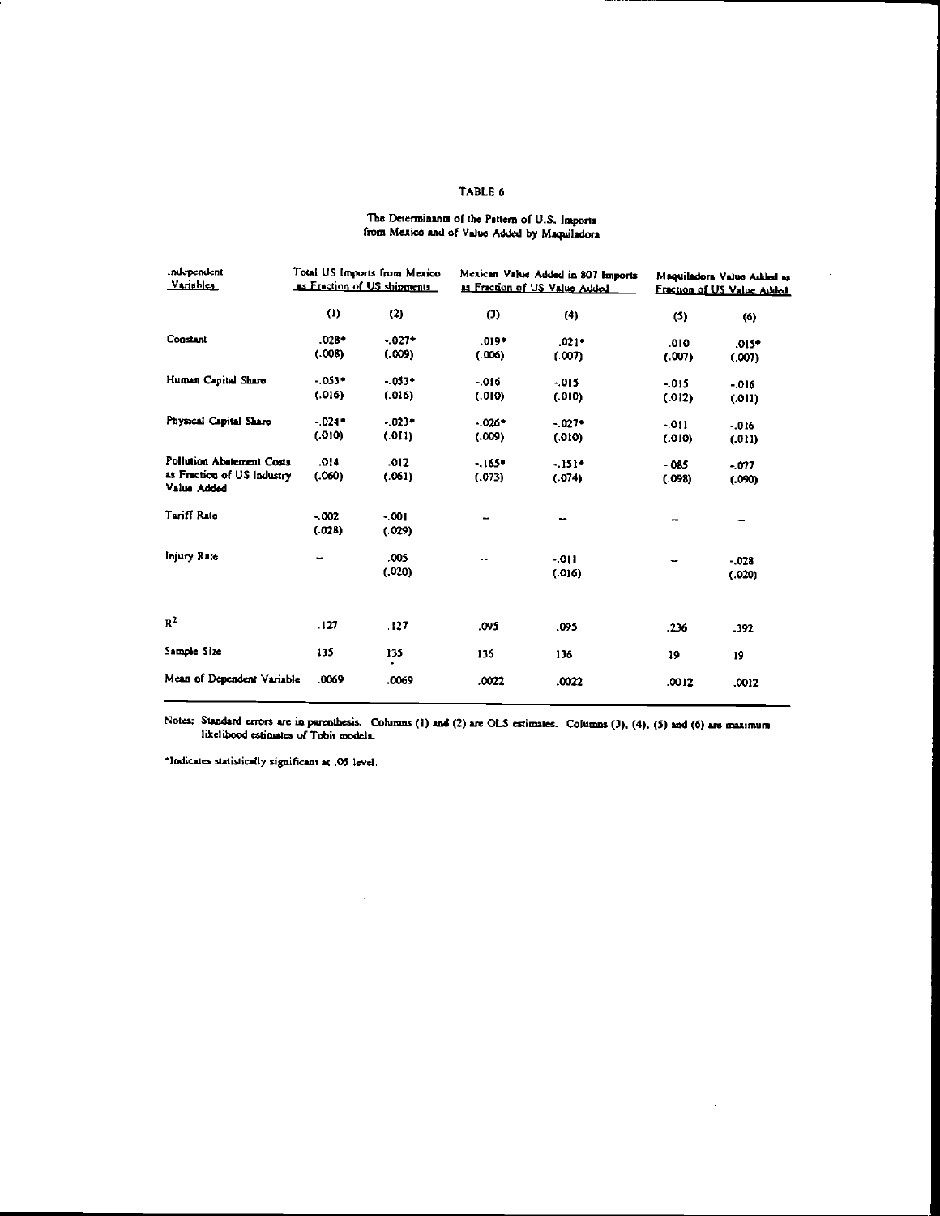TABLE 6

The Determinants of the Pattern of U.S. Imports from Mexico and of Value Added by Maquiladora

| Independent Variables | Total US Imports from Mexico as Fraction of US shipments | | Mexican Value Added in 807 Imports as Fraction of US Value Added | | Maquiladora Value Added as Fraction of US Value Added | |
|---|---|---|---|---|---|---|
| | (1) | (2) | (3) | (4) | (5) | (6) |
| Constant | .028* (.008) | -.027* (.009) | .019* (.006) | .021* (.007) | .010 (.007) | .015* (.007) |
| Human Capital Share | -.053* (.016) | -.053* (.016) | -.016 (.010) | -.015 (.010) | -.015 (.012) | -.016 (.011) |
| Physical Capital Share | -.024* (.010) | -.023* (.011) | -.026* (.009) | -.027* (.010) | -.011 (.010) | -.016 (.011) |
| Pollution Abatement Costs as Fraction of US Industry Value Added | .014 (.060) | .012 (.061) | -.165* (.073) | -.151* (.074) | -.085 (.098) | -.077 (.090) |
| Tariff Rate | -.002 (.028) | -.001 (.029) | -- | -- | -- | -- |
| Injury Rate | -- | .005 (.020) | -- | -.011 (.016) | -- | -.028 (.020) |
| $R^2$ | .127 | .127 | .095 | .095 | .236 | .392 |
| Sample Size | 135 | 135 | 136 | 136 | 19 | 19 |
| Mean of Dependent Variable | .0069 | .0069 | .0022 | .0022 | .0012 | .0012 |

Notes: Standard errors are in parenthesis. Columns (1) and (2) are OLS estimates. Columns (3), (4), (5) and (6) are maximum likelihood estimates of Tobit models.

*Indicates statistically significant at .05 level.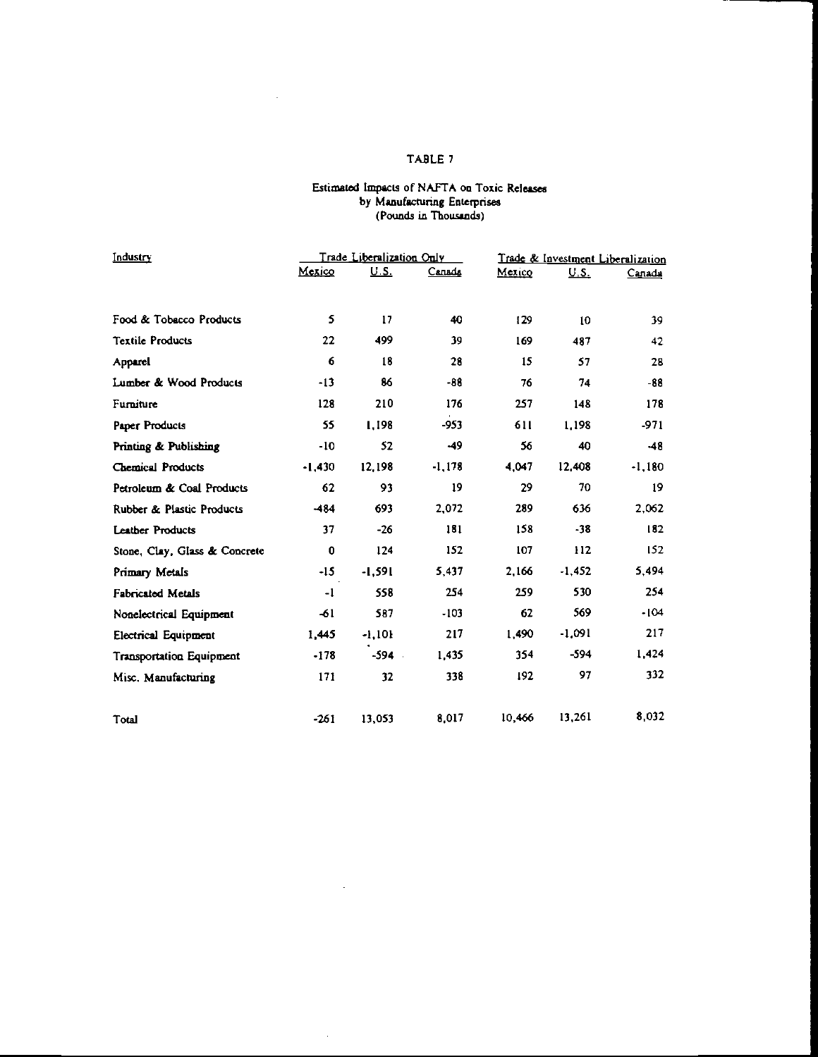TABLE 7

Estimated Impacts of NAFTA on Toxic Releases by Manufacturing Enterprises (Pounds in Thousands)

| Industry | Trade Liberalization Only | | | Trade & Investment Liberalization | | |
|---|---|---|---|---|---|---|
| | Mexico | U.S. | Canada | Mexico | U.S. | Canada |
| Food & Tobacco Products | 5 | 17 | 40 | 129 | 10 | 39 |
| Textile Products | 22 | 499 | 39 | 169 | 487 | 42 |
| Apparel | 6 | 18 | 28 | 15 | 57 | 28 |
| Lumber & Wood Products | -13 | 86 | -88 | 76 | 74 | -88 |
| Furniture | 128 | 210 | 176 | 257 | 148 | 178 |
| Paper Products | 55 | 1,198 | -953 | 611 | 1,198 | -971 |
| Printing & Publishing | -10 | 52 | -49 | 56 | 40 | -48 |
| Chemical Products | -1,430 | 12,198 | -1,178 | 4,047 | 12,408 | -1,180 |
| Petroleum & Coal Products | 62 | 93 | 19 | 29 | 70 | 19 |
| Rubber & Plastic Products | -484 | 693 | 2,072 | 289 | 636 | 2,062 |
| Leather Products | 37 | -26 | 181 | 158 | -38 | 182 |
| Stone, Clay, Glass & Concrete | 0 | 124 | 152 | 107 | 112 | 152 |
| Primary Metals | -15 | -1,591 | 5,437 | 2,166 | -1,452 | 5,494 |
| Fabricated Metals | -1 | 558 | 254 | 259 | 530 | 254 |
| Nonelectrical Equipment | -61 | 587 | -103 | 62 | 569 | -104 |
| Electrical Equipment | 1,445 | -1,101 | 217 | 1,490 | -1,091 | 217 |
| Transportation Equipment | -178 | -594 | 1,435 | 354 | -594 | 1,424 |
| Misc. Manufacturing | 171 | 32 | 338 | 192 | 97 | 332 |
| Total | -261 | 13,053 | 8,017 | 10,466 | 13,261 | 8,032 |